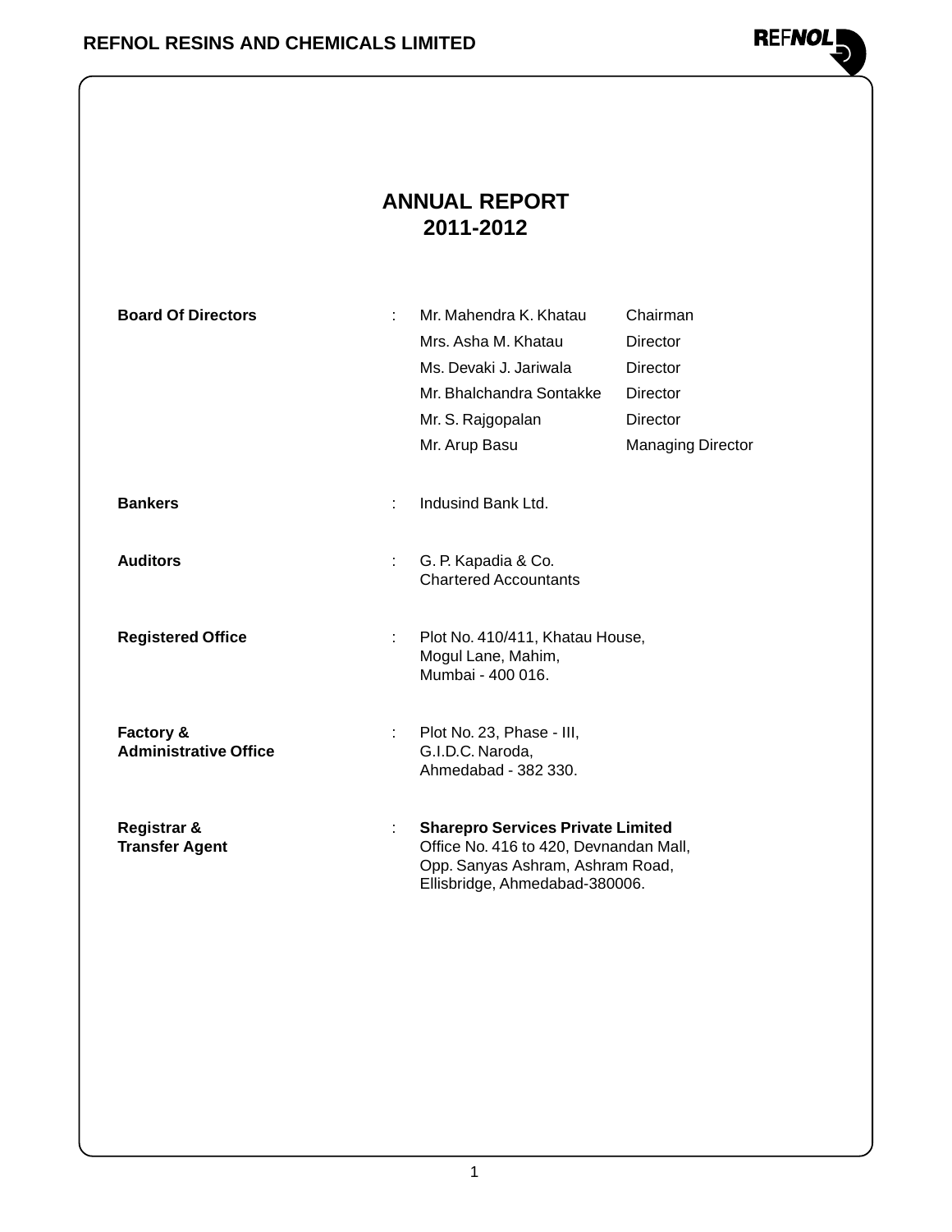# ANNUAL REPORT
## 2011-2012

| | | | |
|---|---|---|---|
| **Board Of Directors** | : | Mr. Mahendra K. Khatau | Chairman |
| | | Mrs. Asha M. Khatau | Director |
| | | Ms. Devaki J. Jariwala | Director |
| | | Mr. Bhalchandra Sontakke | Director |
| | | Mr. S. Rajgopalan | Director |
| | | Mr. Arup Basu | Managing Director |
| **Bankers** | : | Indusind Bank Ltd. | |
| **Auditors** | : | G. P. Kapadia & Co.<br>Chartered Accountants | |
| **Registered Office** | : | Plot No. 410/411, Khatau House,<br>Mogul Lane, Mahim,<br>Mumbai - 400 016. | |
| **Factory & Administrative Office** | : | Plot No. 23, Phase - III,<br>G.I.D.C. Naroda,<br>Ahmedabad - 382 330. | |
| **Registrar & Transfer Agent** | : | **Sharepro Services Private Limited**<br>Office No. 416 to 420, Devnandan Mall,<br>Opp. Sanyas Ashram, Ashram Road,<br>Ellisbridge, Ahmedabad-380006. | |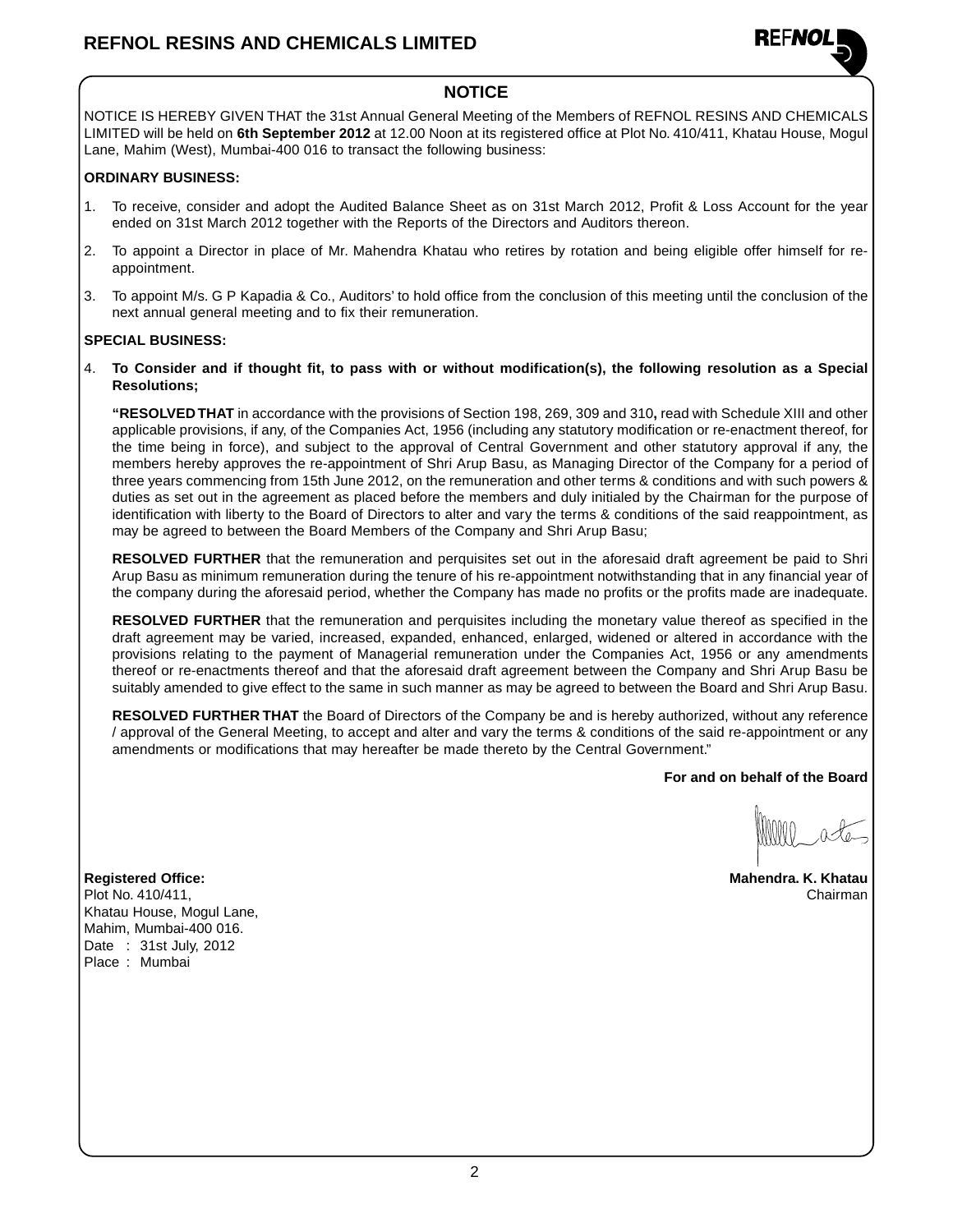## NOTICE

NOTICE IS HEREBY GIVEN THAT the 31st Annual General Meeting of the Members of REFNOL RESINS AND CHEMICALS LIMITED will be held on **6th September 2012** at 12.00 Noon at its registered office at Plot No. 410/411, Khatau House, Mogul Lane, Mahim (West), Mumbai-400 016 to transact the following business:

**ORDINARY BUSINESS:**

1. To receive, consider and adopt the Audited Balance Sheet as on 31st March 2012, Profit & Loss Account for the year ended on 31st March 2012 together with the Reports of the Directors and Auditors thereon.
2. To appoint a Director in place of Mr. Mahendra Khatau who retires by rotation and being eligible offer himself for re-appointment.
3. To appoint M/s. G P Kapadia & Co., Auditors' to hold office from the conclusion of this meeting until the conclusion of the next annual general meeting and to fix their remuneration.

**SPECIAL BUSINESS:**

4. **To Consider and if thought fit, to pass with or without modification(s), the following resolution as a Special Resolutions;**

   **"RESOLVED THAT** in accordance with the provisions of Section 198, 269, 309 and 310**,** read with Schedule XIII and other applicable provisions, if any, of the Companies Act, 1956 (including any statutory modification or re-enactment thereof, for the time being in force), and subject to the approval of Central Government and other statutory approval if any, the members hereby approves the re-appointment of Shri Arup Basu, as Managing Director of the Company for a period of three years commencing from 15th June 2012, on the remuneration and other terms & conditions and with such powers & duties as set out in the agreement as placed before the members and duly initialed by the Chairman for the purpose of identification with liberty to the Board of Directors to alter and vary the terms & conditions of the said reappointment, as may be agreed to between the Board Members of the Company and Shri Arup Basu;

   **RESOLVED FURTHER** that the remuneration and perquisites set out in the aforesaid draft agreement be paid to Shri Arup Basu as minimum remuneration during the tenure of his re-appointment notwithstanding that in any financial year of the company during the aforesaid period, whether the Company has made no profits or the profits made are inadequate.

   **RESOLVED FURTHER** that the remuneration and perquisites including the monetary value thereof as specified in the draft agreement may be varied, increased, expanded, enhanced, enlarged, widened or altered in accordance with the provisions relating to the payment of Managerial remuneration under the Companies Act, 1956 or any amendments thereof or re-enactments thereof and that the aforesaid draft agreement between the Company and Shri Arup Basu be suitably amended to give effect to the same in such manner as may be agreed to between the Board and Shri Arup Basu.

   **RESOLVED FURTHER THAT** the Board of Directors of the Company be and is hereby authorized, without any reference / approval of the General Meeting, to accept and alter and vary the terms & conditions of the said re-appointment or any amendments or modifications that may hereafter be made thereto by the Central Government."

**For and on behalf of the Board**

**Mahendra. K. Khatau**
Chairman

**Registered Office:**
Plot No. 410/411,
Khatau House, Mogul Lane,
Mahim, Mumbai-400 016.
Date : 31st July, 2012
Place : Mumbai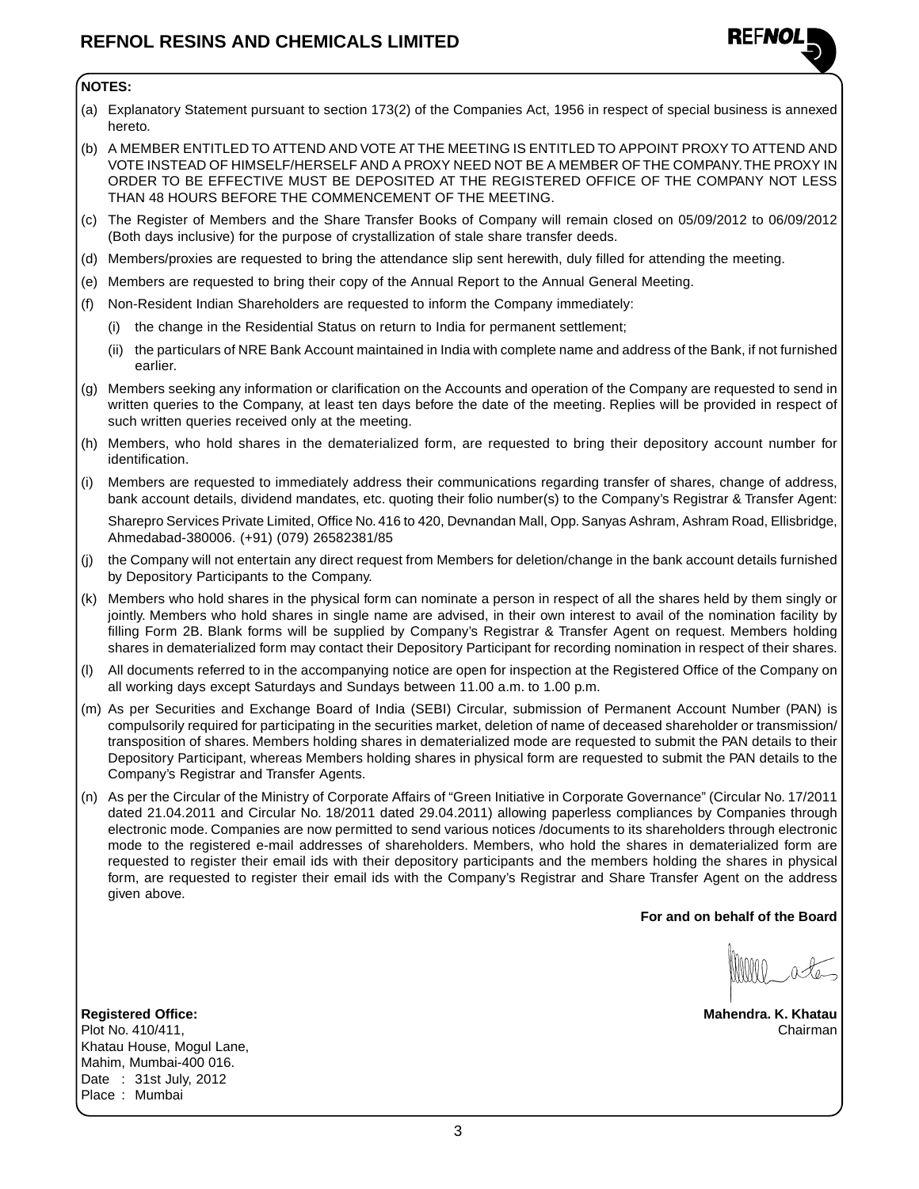**NOTES:**

(a) Explanatory Statement pursuant to section 173(2) of the Companies Act, 1956 in respect of special business is annexed hereto.

(b) A MEMBER ENTITLED TO ATTEND AND VOTE AT THE MEETING IS ENTITLED TO APPOINT PROXY TO ATTEND AND VOTE INSTEAD OF HIMSELF/HERSELF AND A PROXY NEED NOT BE A MEMBER OF THE COMPANY. THE PROXY IN ORDER TO BE EFFECTIVE MUST BE DEPOSITED AT THE REGISTERED OFFICE OF THE COMPANY NOT LESS THAN 48 HOURS BEFORE THE COMMENCEMENT OF THE MEETING.

(c) The Register of Members and the Share Transfer Books of Company will remain closed on 05/09/2012 to 06/09/2012 (Both days inclusive) for the purpose of crystallization of stale share transfer deeds.

(d) Members/proxies are requested to bring the attendance slip sent herewith, duly filled for attending the meeting.

(e) Members are requested to bring their copy of the Annual Report to the Annual General Meeting.

(f) Non-Resident Indian Shareholders are requested to inform the Company immediately:

 (i) the change in the Residential Status on return to India for permanent settlement;

 (ii) the particulars of NRE Bank Account maintained in India with complete name and address of the Bank, if not furnished earlier.

(g) Members seeking any information or clarification on the Accounts and operation of the Company are requested to send in written queries to the Company, at least ten days before the date of the meeting. Replies will be provided in respect of such written queries received only at the meeting.

(h) Members, who hold shares in the dematerialized form, are requested to bring their depository account number for identification.

(i) Members are requested to immediately address their communications regarding transfer of shares, change of address, bank account details, dividend mandates, etc. quoting their folio number(s) to the Company's Registrar & Transfer Agent:

 Sharepro Services Private Limited, Office No. 416 to 420, Devnandan Mall, Opp. Sanyas Ashram, Ashram Road, Ellisbridge, Ahmedabad-380006. (+91) (079) 26582381/85

(j) the Company will not entertain any direct request from Members for deletion/change in the bank account details furnished by Depository Participants to the Company.

(k) Members who hold shares in the physical form can nominate a person in respect of all the shares held by them singly or jointly. Members who hold shares in single name are advised, in their own interest to avail of the nomination facility by filling Form 2B. Blank forms will be supplied by Company's Registrar & Transfer Agent on request. Members holding shares in dematerialized form may contact their Depository Participant for recording nomination in respect of their shares.

(l) All documents referred to in the accompanying notice are open for inspection at the Registered Office of the Company on all working days except Saturdays and Sundays between 11.00 a.m. to 1.00 p.m.

(m) As per Securities and Exchange Board of India (SEBI) Circular, submission of Permanent Account Number (PAN) is compulsorily required for participating in the securities market, deletion of name of deceased shareholder or transmission/ transposition of shares. Members holding shares in dematerialized mode are requested to submit the PAN details to their Depository Participant, whereas Members holding shares in physical form are requested to submit the PAN details to the Company's Registrar and Transfer Agents.

(n) As per the Circular of the Ministry of Corporate Affairs of "Green Initiative in Corporate Governance" (Circular No. 17/2011 dated 21.04.2011 and Circular No. 18/2011 dated 29.04.2011) allowing paperless compliances by Companies through electronic mode. Companies are now permitted to send various notices /documents to its shareholders through electronic mode to the registered e-mail addresses of shareholders. Members, who hold the shares in dematerialized form are requested to register their email ids with their depository participants and the members holding the shares in physical form, are requested to register their email ids with the Company's Registrar and Share Transfer Agent on the address given above.

**For and on behalf of the Board**

**Mahendra. K. Khatau**
Chairman

**Registered Office:**
Plot No. 410/411,
Khatau House, Mogul Lane,
Mahim, Mumbai-400 016.
Date : 31st July, 2012
Place : Mumbai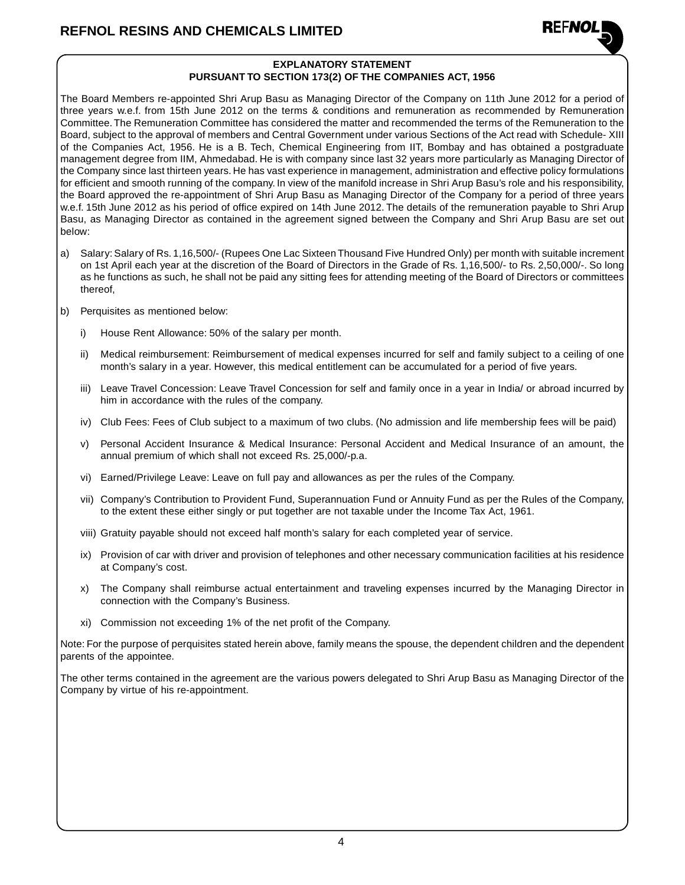## EXPLANATORY STATEMENT
## PURSUANT TO SECTION 173(2) OF THE COMPANIES ACT, 1956

The Board Members re-appointed Shri Arup Basu as Managing Director of the Company on 11th June 2012 for a period of three years w.e.f. from 15th June 2012 on the terms & conditions and remuneration as recommended by Remuneration Committee. The Remuneration Committee has considered the matter and recommended the terms of the Remuneration to the Board, subject to the approval of members and Central Government under various Sections of the Act read with Schedule- XIII of the Companies Act, 1956. He is a B. Tech, Chemical Engineering from IIT, Bombay and has obtained a postgraduate management degree from IIM, Ahmedabad. He is with company since last 32 years more particularly as Managing Director of the Company since last thirteen years. He has vast experience in management, administration and effective policy formulations for efficient and smooth running of the company. In view of the manifold increase in Shri Arup Basu's role and his responsibility, the Board approved the re-appointment of Shri Arup Basu as Managing Director of the Company for a period of three years w.e.f. 15th June 2012 as his period of office expired on 14th June 2012. The details of the remuneration payable to Shri Arup Basu, as Managing Director as contained in the agreement signed between the Company and Shri Arup Basu are set out below:

a) Salary: Salary of Rs. 1,16,500/- (Rupees One Lac Sixteen Thousand Five Hundred Only) per month with suitable increment on 1st April each year at the discretion of the Board of Directors in the Grade of Rs. 1,16,500/- to Rs. 2,50,000/-. So long as he functions as such, he shall not be paid any sitting fees for attending meeting of the Board of Directors or committees thereof,

b) Perquisites as mentioned below:

   i) House Rent Allowance: 50% of the salary per month.

   ii) Medical reimbursement: Reimbursement of medical expenses incurred for self and family subject to a ceiling of one month's salary in a year. However, this medical entitlement can be accumulated for a period of five years.

   iii) Leave Travel Concession: Leave Travel Concession for self and family once in a year in India/ or abroad incurred by him in accordance with the rules of the company.

   iv) Club Fees: Fees of Club subject to a maximum of two clubs. (No admission and life membership fees will be paid)

   v) Personal Accident Insurance & Medical Insurance: Personal Accident and Medical Insurance of an amount, the annual premium of which shall not exceed Rs. 25,000/-p.a.

   vi) Earned/Privilege Leave: Leave on full pay and allowances as per the rules of the Company.

   vii) Company's Contribution to Provident Fund, Superannuation Fund or Annuity Fund as per the Rules of the Company, to the extent these either singly or put together are not taxable under the Income Tax Act, 1961.

   viii) Gratuity payable should not exceed half month's salary for each completed year of service.

   ix) Provision of car with driver and provision of telephones and other necessary communication facilities at his residence at Company's cost.

   x) The Company shall reimburse actual entertainment and traveling expenses incurred by the Managing Director in connection with the Company's Business.

   xi) Commission not exceeding 1% of the net profit of the Company.

Note: For the purpose of perquisites stated herein above, family means the spouse, the dependent children and the dependent parents of the appointee.

The other terms contained in the agreement are the various powers delegated to Shri Arup Basu as Managing Director of the Company by virtue of his re-appointment.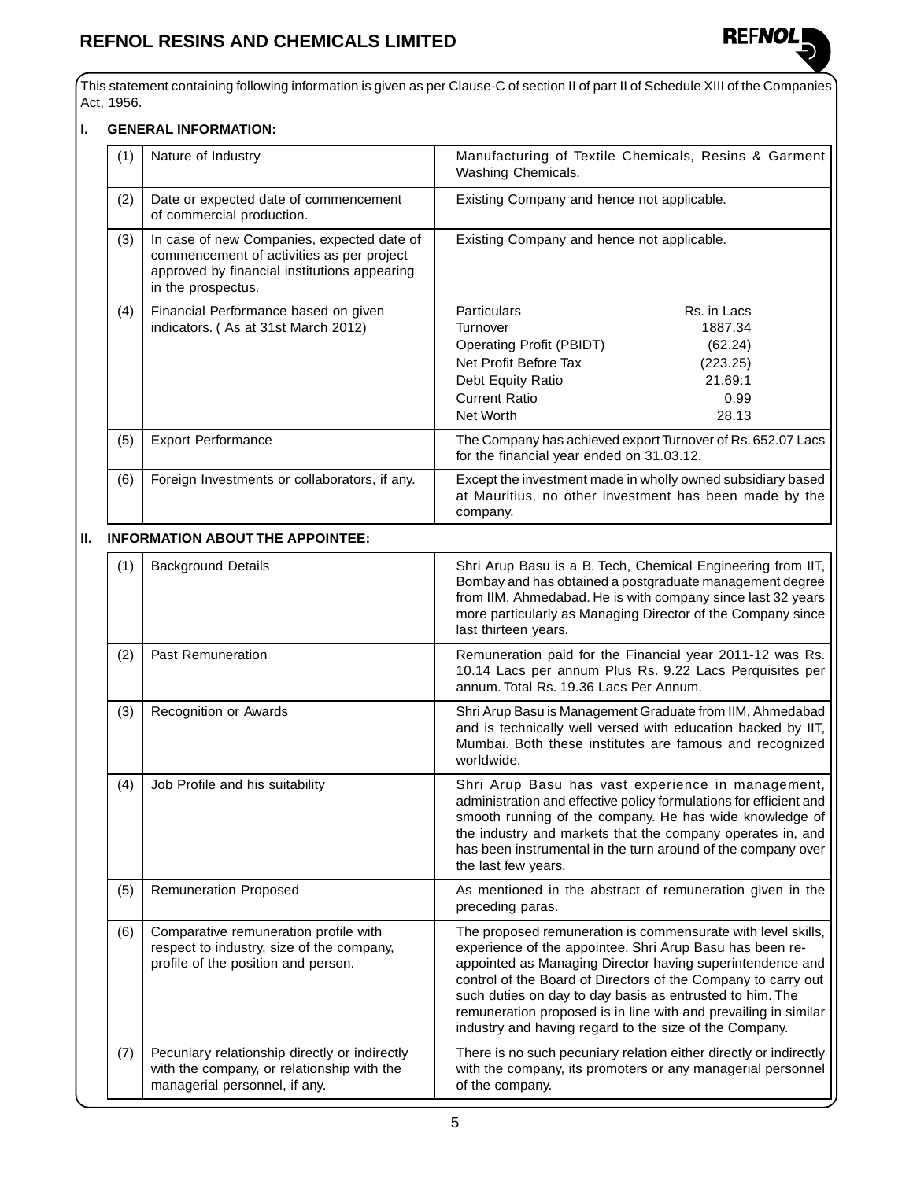This statement containing following information is given as per Clause-C of section II of part II of Schedule XIII of the Companies Act, 1956.

## I. GENERAL INFORMATION:

| | | |
|---|---|---|
| (1) | Nature of Industry | Manufacturing of Textile Chemicals, Resins & Garment Washing Chemicals. |
| (2) | Date or expected date of commencement of commercial production. | Existing Company and hence not applicable. |
| (3) | In case of new Companies, expected date of commencement of activities as per project approved by financial institutions appearing in the prospectus. | Existing Company and hence not applicable. |
| (4) | Financial Performance based on given indicators. ( As at 31st March 2012) | Particulars — Rs. in Lacs<br>Turnover — 1887.34<br>Operating Profit (PBIDT) — (62.24)<br>Net Profit Before Tax — (223.25)<br>Debt Equity Ratio — 21.69:1<br>Current Ratio — 0.99<br>Net Worth — 28.13 |
| (5) | Export Performance | The Company has achieved export Turnover of Rs. 652.07 Lacs for the financial year ended on 31.03.12. |
| (6) | Foreign Investments or collaborators, if any. | Except the investment made in wholly owned subsidiary based at Mauritius, no other investment has been made by the company. |

## II. INFORMATION ABOUT THE APPOINTEE:

| | | |
|---|---|---|
| (1) | Background Details | Shri Arup Basu is a B. Tech, Chemical Engineering from IIT, Bombay and has obtained a postgraduate management degree from IIM, Ahmedabad. He is with company since last 32 years more particularly as Managing Director of the Company since last thirteen years. |
| (2) | Past Remuneration | Remuneration paid for the Financial year 2011-12 was Rs. 10.14 Lacs per annum Plus Rs. 9.22 Lacs Perquisites per annum. Total Rs. 19.36 Lacs Per Annum. |
| (3) | Recognition or Awards | Shri Arup Basu is Management Graduate from IIM, Ahmedabad and is technically well versed with education backed by IIT, Mumbai. Both these institutes are famous and recognized worldwide. |
| (4) | Job Profile and his suitability | Shri Arup Basu has vast experience in management, administration and effective policy formulations for efficient and smooth running of the company. He has wide knowledge of the industry and markets that the company operates in, and has been instrumental in the turn around of the company over the last few years. |
| (5) | Remuneration Proposed | As mentioned in the abstract of remuneration given in the preceding paras. |
| (6) | Comparative remuneration profile with respect to industry, size of the company, profile of the position and person. | The proposed remuneration is commensurate with level skills, experience of the appointee. Shri Arup Basu has been re-appointed as Managing Director having superintendence and control of the Board of Directors of the Company to carry out such duties on day to day basis as entrusted to him. The remuneration proposed is in line with and prevailing in similar industry and having regard to the size of the Company. |
| (7) | Pecuniary relationship directly or indirectly with the company, or relationship with the managerial personnel, if any. | There is no such pecuniary relation either directly or indirectly with the company, its promoters or any managerial personnel of the company. |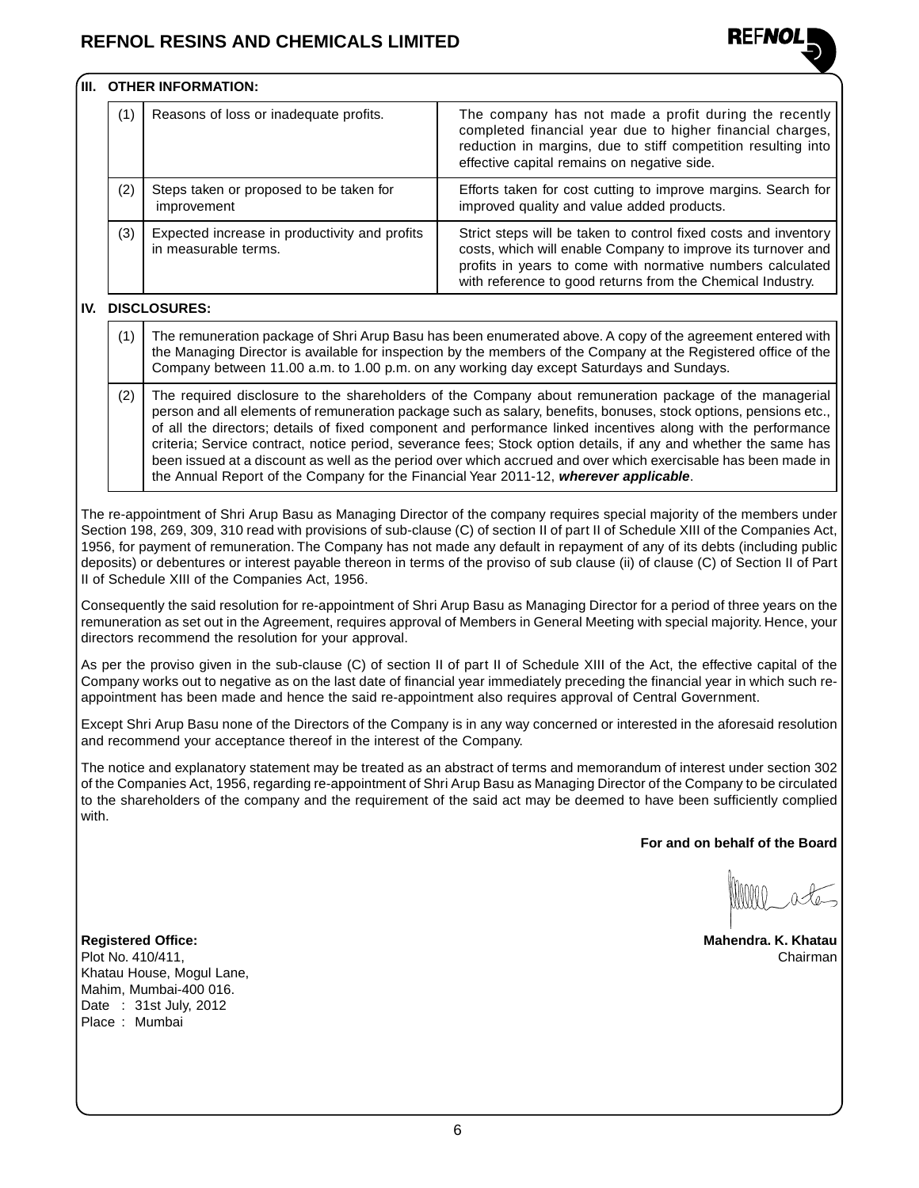## III. OTHER INFORMATION:

| | | |
|---|---|---|
| (1) | Reasons of loss or inadequate profits. | The company has not made a profit during the recently completed financial year due to higher financial charges, reduction in margins, due to stiff competition resulting into effective capital remains on negative side. |
| (2) | Steps taken or proposed to be taken for improvement | Efforts taken for cost cutting to improve margins. Search for improved quality and value added products. |
| (3) | Expected increase in productivity and profits in measurable terms. | Strict steps will be taken to control fixed costs and inventory costs, which will enable Company to improve its turnover and profits in years to come with normative numbers calculated with reference to good returns from the Chemical Industry. |

## IV. DISCLOSURES:

| | |
|---|---|
| (1) | The remuneration package of Shri Arup Basu has been enumerated above. A copy of the agreement entered with the Managing Director is available for inspection by the members of the Company at the Registered office of the Company between 11.00 a.m. to 1.00 p.m. on any working day except Saturdays and Sundays. |
| (2) | The required disclosure to the shareholders of the Company about remuneration package of the managerial person and all elements of remuneration package such as salary, benefits, bonuses, stock options, pensions etc., of all the directors; details of fixed component and performance linked incentives along with the performance criteria; Service contract, notice period, severance fees; Stock option details, if any and whether the same has been issued at a discount as well as the period over which accrued and over which exercisable has been made in the Annual Report of the Company for the Financial Year 2011-12, ***wherever applicable***. |

The re-appointment of Shri Arup Basu as Managing Director of the company requires special majority of the members under Section 198, 269, 309, 310 read with provisions of sub-clause (C) of section II of part II of Schedule XIII of the Companies Act, 1956, for payment of remuneration. The Company has not made any default in repayment of any of its debts (including public deposits) or debentures or interest payable thereon in terms of the proviso of sub clause (ii) of clause (C) of Section II of Part II of Schedule XIII of the Companies Act, 1956.

Consequently the said resolution for re-appointment of Shri Arup Basu as Managing Director for a period of three years on the remuneration as set out in the Agreement, requires approval of Members in General Meeting with special majority. Hence, your directors recommend the resolution for your approval.

As per the proviso given in the sub-clause (C) of section II of part II of Schedule XIII of the Act, the effective capital of the Company works out to negative as on the last date of financial year immediately preceding the financial year in which such re-appointment has been made and hence the said re-appointment also requires approval of Central Government.

Except Shri Arup Basu none of the Directors of the Company is in any way concerned or interested in the aforesaid resolution and recommend your acceptance thereof in the interest of the Company.

The notice and explanatory statement may be treated as an abstract of terms and memorandum of interest under section 302 of the Companies Act, 1956, regarding re-appointment of Shri Arup Basu as Managing Director of the Company to be circulated to the shareholders of the company and the requirement of the said act may be deemed to have been sufficiently complied with.

**For and on behalf of the Board**

**Mahendra. K. Khatau**
Chairman

**Registered Office:**
Plot No. 410/411,
Khatau House, Mogul Lane,
Mahim, Mumbai-400 016.
Date : 31st July, 2012
Place : Mumbai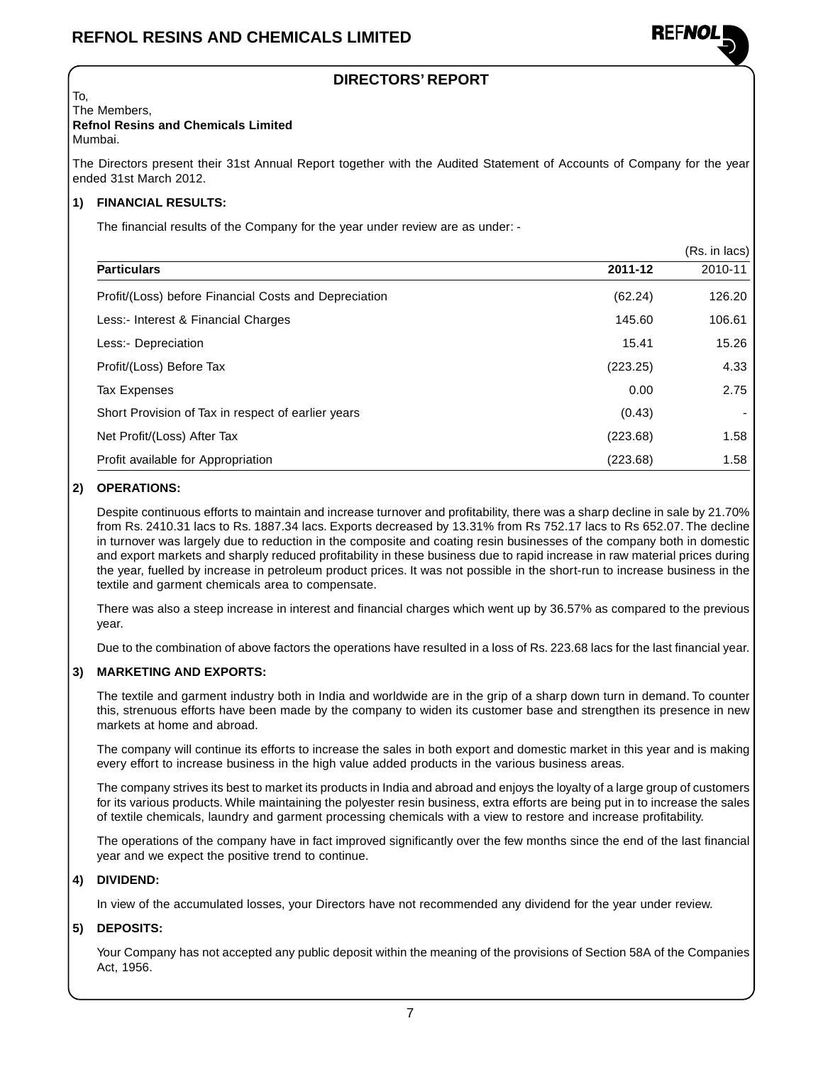## DIRECTORS' REPORT

To,
The Members,
**Refnol Resins and Chemicals Limited**
Mumbai.

The Directors present their 31st Annual Report together with the Audited Statement of Accounts of Company for the year ended 31st March 2012.

### 1) FINANCIAL RESULTS:

The financial results of the Company for the year under review are as under: -

(Rs. in lacs)

| **Particulars** | **2011-12** | 2010-11 |
|---|---|---|
| Profit/(Loss) before Financial Costs and Depreciation | (62.24) | 126.20 |
| Less:- Interest & Financial Charges | 145.60 | 106.61 |
| Less:- Depreciation | 15.41 | 15.26 |
| Profit/(Loss) Before Tax | (223.25) | 4.33 |
| Tax Expenses | 0.00 | 2.75 |
| Short Provision of Tax in respect of earlier years | (0.43) | - |
| Net Profit/(Loss) After Tax | (223.68) | 1.58 |
| Profit available for Appropriation | (223.68) | 1.58 |

### 2) OPERATIONS:

Despite continuous efforts to maintain and increase turnover and profitability, there was a sharp decline in sale by 21.70% from Rs. 2410.31 lacs to Rs. 1887.34 lacs. Exports decreased by 13.31% from Rs 752.17 lacs to Rs 652.07. The decline in turnover was largely due to reduction in the composite and coating resin businesses of the company both in domestic and export markets and sharply reduced profitability in these business due to rapid increase in raw material prices during the year, fuelled by increase in petroleum product prices. It was not possible in the short-run to increase business in the textile and garment chemicals area to compensate.

There was also a steep increase in interest and financial charges which went up by 36.57% as compared to the previous year.

Due to the combination of above factors the operations have resulted in a loss of Rs. 223.68 lacs for the last financial year.

### 3) MARKETING AND EXPORTS:

The textile and garment industry both in India and worldwide are in the grip of a sharp down turn in demand. To counter this, strenuous efforts have been made by the company to widen its customer base and strengthen its presence in new markets at home and abroad.

The company will continue its efforts to increase the sales in both export and domestic market in this year and is making every effort to increase business in the high value added products in the various business areas.

The company strives its best to market its products in India and abroad and enjoys the loyalty of a large group of customers for its various products. While maintaining the polyester resin business, extra efforts are being put in to increase the sales of textile chemicals, laundry and garment processing chemicals with a view to restore and increase profitability.

The operations of the company have in fact improved significantly over the few months since the end of the last financial year and we expect the positive trend to continue.

### 4) DIVIDEND:

In view of the accumulated losses, your Directors have not recommended any dividend for the year under review.

### 5) DEPOSITS:

Your Company has not accepted any public deposit within the meaning of the provisions of Section 58A of the Companies Act, 1956.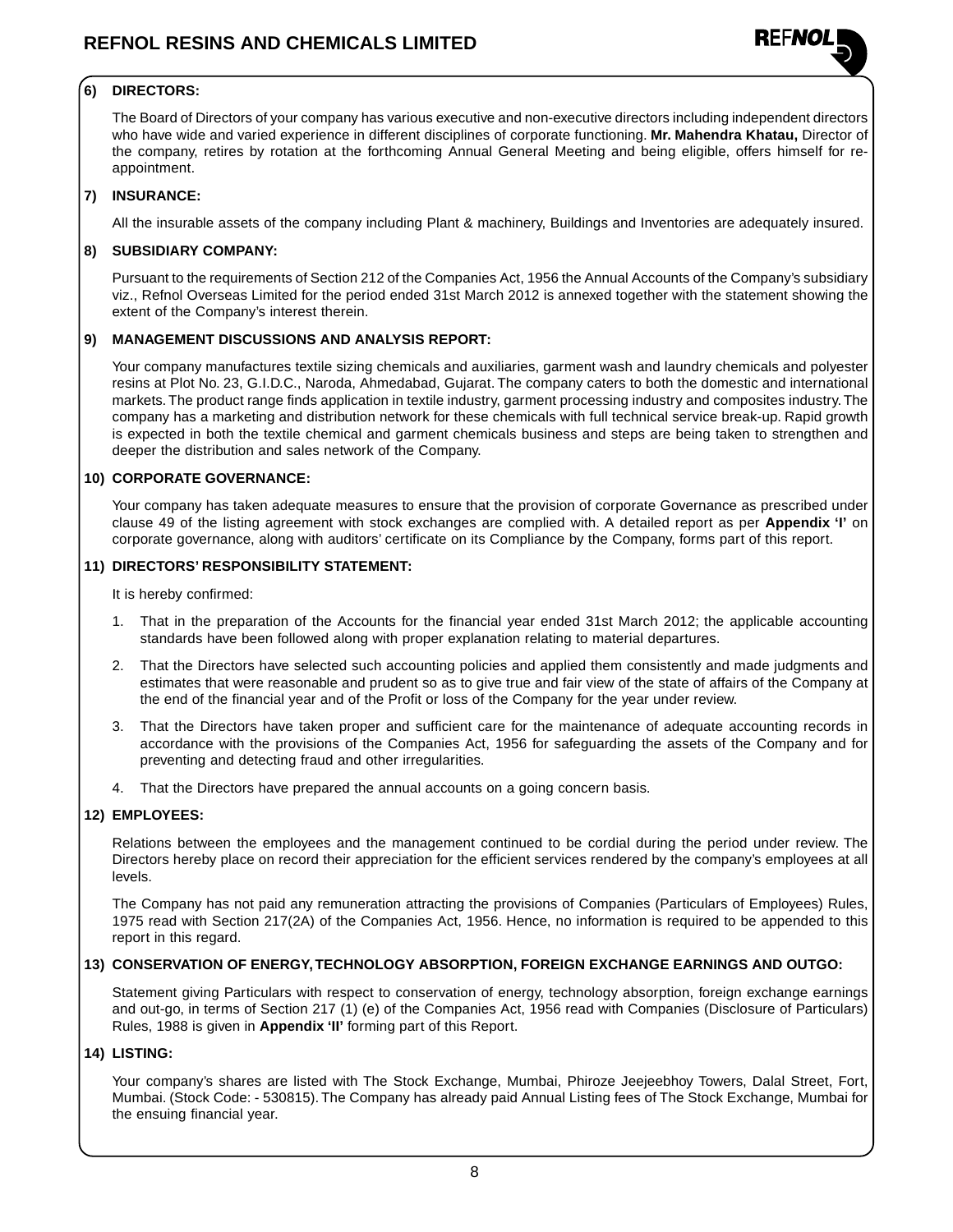## 6) DIRECTORS:

The Board of Directors of your company has various executive and non-executive directors including independent directors who have wide and varied experience in different disciplines of corporate functioning. **Mr. Mahendra Khatau,** Director of the company, retires by rotation at the forthcoming Annual General Meeting and being eligible, offers himself for re-appointment.

## 7) INSURANCE:

All the insurable assets of the company including Plant & machinery, Buildings and Inventories are adequately insured.

## 8) SUBSIDIARY COMPANY:

Pursuant to the requirements of Section 212 of the Companies Act, 1956 the Annual Accounts of the Company's subsidiary viz., Refnol Overseas Limited for the period ended 31st March 2012 is annexed together with the statement showing the extent of the Company's interest therein.

## 9) MANAGEMENT DISCUSSIONS AND ANALYSIS REPORT:

Your company manufactures textile sizing chemicals and auxiliaries, garment wash and laundry chemicals and polyester resins at Plot No. 23, G.I.D.C., Naroda, Ahmedabad, Gujarat. The company caters to both the domestic and international markets. The product range finds application in textile industry, garment processing industry and composites industry. The company has a marketing and distribution network for these chemicals with full technical service break-up. Rapid growth is expected in both the textile chemical and garment chemicals business and steps are being taken to strengthen and deeper the distribution and sales network of the Company.

## 10) CORPORATE GOVERNANCE:

Your company has taken adequate measures to ensure that the provision of corporate Governance as prescribed under clause 49 of the listing agreement with stock exchanges are complied with. A detailed report as per **Appendix 'I'** on corporate governance, along with auditors' certificate on its Compliance by the Company, forms part of this report.

## 11) DIRECTORS' RESPONSIBILITY STATEMENT:

It is hereby confirmed:

1. That in the preparation of the Accounts for the financial year ended 31st March 2012; the applicable accounting standards have been followed along with proper explanation relating to material departures.
2. That the Directors have selected such accounting policies and applied them consistently and made judgments and estimates that were reasonable and prudent so as to give true and fair view of the state of affairs of the Company at the end of the financial year and of the Profit or loss of the Company for the year under review.
3. That the Directors have taken proper and sufficient care for the maintenance of adequate accounting records in accordance with the provisions of the Companies Act, 1956 for safeguarding the assets of the Company and for preventing and detecting fraud and other irregularities.
4. That the Directors have prepared the annual accounts on a going concern basis.

## 12) EMPLOYEES:

Relations between the employees and the management continued to be cordial during the period under review. The Directors hereby place on record their appreciation for the efficient services rendered by the company's employees at all levels.

The Company has not paid any remuneration attracting the provisions of Companies (Particulars of Employees) Rules, 1975 read with Section 217(2A) of the Companies Act, 1956. Hence, no information is required to be appended to this report in this regard.

## 13) CONSERVATION OF ENERGY, TECHNOLOGY ABSORPTION, FOREIGN EXCHANGE EARNINGS AND OUTGO:

Statement giving Particulars with respect to conservation of energy, technology absorption, foreign exchange earnings and out-go, in terms of Section 217 (1) (e) of the Companies Act, 1956 read with Companies (Disclosure of Particulars) Rules, 1988 is given in **Appendix 'II'** forming part of this Report.

## 14) LISTING:

Your company's shares are listed with The Stock Exchange, Mumbai, Phiroze Jeejeebhoy Towers, Dalal Street, Fort, Mumbai. (Stock Code: - 530815). The Company has already paid Annual Listing fees of The Stock Exchange, Mumbai for the ensuing financial year.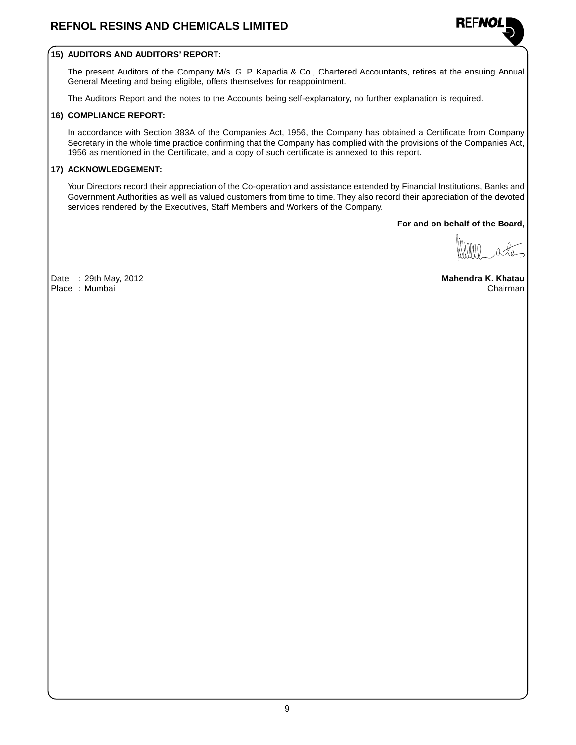**15) AUDITORS AND AUDITORS' REPORT:**

The present Auditors of the Company M/s. G. P. Kapadia & Co., Chartered Accountants, retires at the ensuing Annual General Meeting and being eligible, offers themselves for reappointment.

The Auditors Report and the notes to the Accounts being self-explanatory, no further explanation is required.

**16) COMPLIANCE REPORT:**

In accordance with Section 383A of the Companies Act, 1956, the Company has obtained a Certificate from Company Secretary in the whole time practice confirming that the Company has complied with the provisions of the Companies Act, 1956 as mentioned in the Certificate, and a copy of such certificate is annexed to this report.

**17) ACKNOWLEDGEMENT:**

Your Directors record their appreciation of the Co-operation and assistance extended by Financial Institutions, Banks and Government Authorities as well as valued customers from time to time. They also record their appreciation of the devoted services rendered by the Executives, Staff Members and Workers of the Company.

**For and on behalf of the Board,**

**Mahendra K. Khatau**
Chairman

Date : 29th May, 2012
Place : Mumbai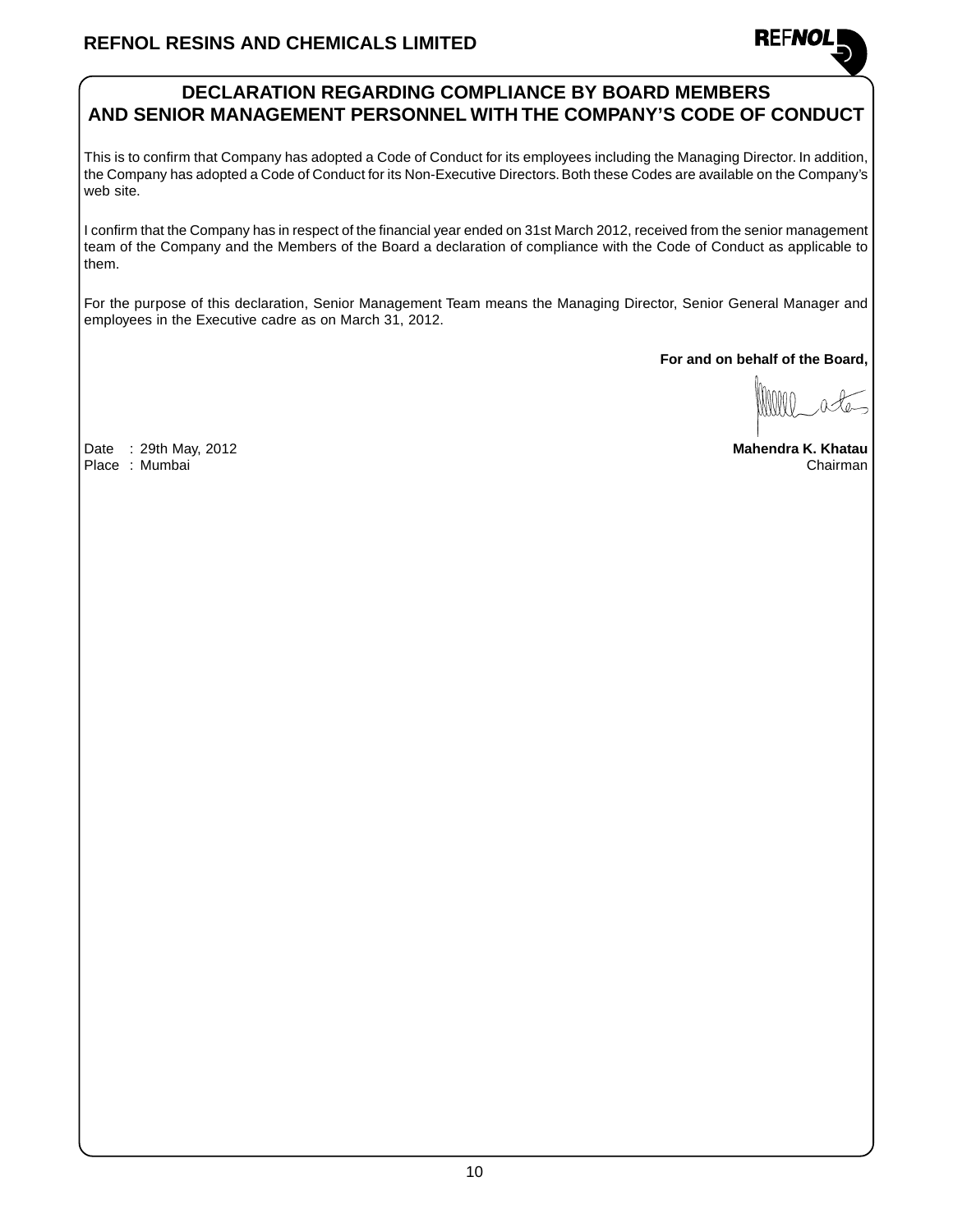## DECLARATION REGARDING COMPLIANCE BY BOARD MEMBERS AND SENIOR MANAGEMENT PERSONNEL WITH THE COMPANY'S CODE OF CONDUCT

This is to confirm that Company has adopted a Code of Conduct for its employees including the Managing Director. In addition, the Company has adopted a Code of Conduct for its Non-Executive Directors. Both these Codes are available on the Company's web site.

I confirm that the Company has in respect of the financial year ended on 31st March 2012, received from the senior management team of the Company and the Members of the Board a declaration of compliance with the Code of Conduct as applicable to them.

For the purpose of this declaration, Senior Management Team means the Managing Director, Senior General Manager and employees in the Executive cadre as on March 31, 2012.

**For and on behalf of the Board,**

**Mahendra K. Khatau**
Chairman

Date : 29th May, 2012
Place : Mumbai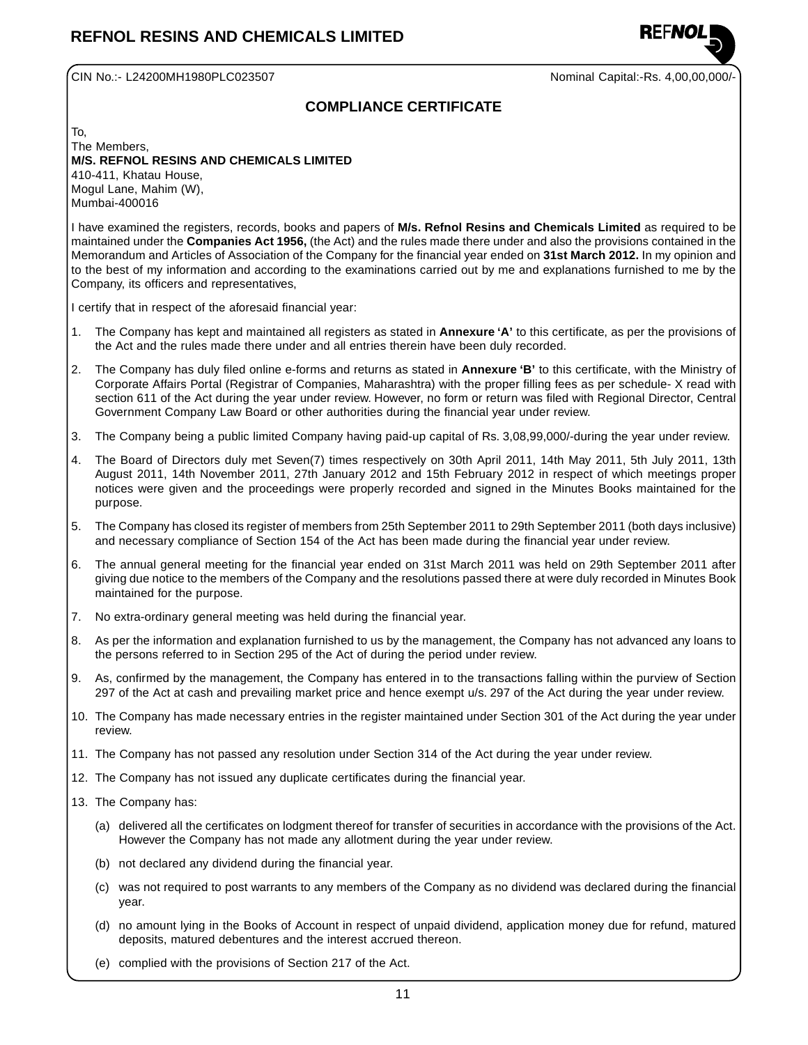CIN No.:- L24200MH1980PLC023507 Nominal Capital:-Rs. 4,00,00,000/-

## COMPLIANCE CERTIFICATE

To,
The Members,
**M/S. REFNOL RESINS AND CHEMICALS LIMITED**
410-411, Khatau House,
Mogul Lane, Mahim (W),
Mumbai-400016

I have examined the registers, records, books and papers of **M/s. Refnol Resins and Chemicals Limited** as required to be maintained under the **Companies Act 1956,** (the Act) and the rules made there under and also the provisions contained in the Memorandum and Articles of Association of the Company for the financial year ended on **31st March 2012.** In my opinion and to the best of my information and according to the examinations carried out by me and explanations furnished to me by the Company, its officers and representatives,

I certify that in respect of the aforesaid financial year:

1. The Company has kept and maintained all registers as stated in **Annexure 'A'** to this certificate, as per the provisions of the Act and the rules made there under and all entries therein have been duly recorded.
2. The Company has duly filed online e-forms and returns as stated in **Annexure 'B'** to this certificate, with the Ministry of Corporate Affairs Portal (Registrar of Companies, Maharashtra) with the proper filling fees as per schedule- X read with section 611 of the Act during the year under review. However, no form or return was filed with Regional Director, Central Government Company Law Board or other authorities during the financial year under review.
3. The Company being a public limited Company having paid-up capital of Rs. 3,08,99,000/-during the year under review.
4. The Board of Directors duly met Seven(7) times respectively on 30th April 2011, 14th May 2011, 5th July 2011, 13th August 2011, 14th November 2011, 27th January 2012 and 15th February 2012 in respect of which meetings proper notices were given and the proceedings were properly recorded and signed in the Minutes Books maintained for the purpose.
5. The Company has closed its register of members from 25th September 2011 to 29th September 2011 (both days inclusive) and necessary compliance of Section 154 of the Act has been made during the financial year under review.
6. The annual general meeting for the financial year ended on 31st March 2011 was held on 29th September 2011 after giving due notice to the members of the Company and the resolutions passed there at were duly recorded in Minutes Book maintained for the purpose.
7. No extra-ordinary general meeting was held during the financial year.
8. As per the information and explanation furnished to us by the management, the Company has not advanced any loans to the persons referred to in Section 295 of the Act of during the period under review.
9. As, confirmed by the management, the Company has entered in to the transactions falling within the purview of Section 297 of the Act at cash and prevailing market price and hence exempt u/s. 297 of the Act during the year under review.
10. The Company has made necessary entries in the register maintained under Section 301 of the Act during the year under review.
11. The Company has not passed any resolution under Section 314 of the Act during the year under review.
12. The Company has not issued any duplicate certificates during the financial year.
13. The Company has:
    (a) delivered all the certificates on lodgment thereof for transfer of securities in accordance with the provisions of the Act. However the Company has not made any allotment during the year under review.
    (b) not declared any dividend during the financial year.
    (c) was not required to post warrants to any members of the Company as no dividend was declared during the financial year.
    (d) no amount lying in the Books of Account in respect of unpaid dividend, application money due for refund, matured deposits, matured debentures and the interest accrued thereon.
    (e) complied with the provisions of Section 217 of the Act.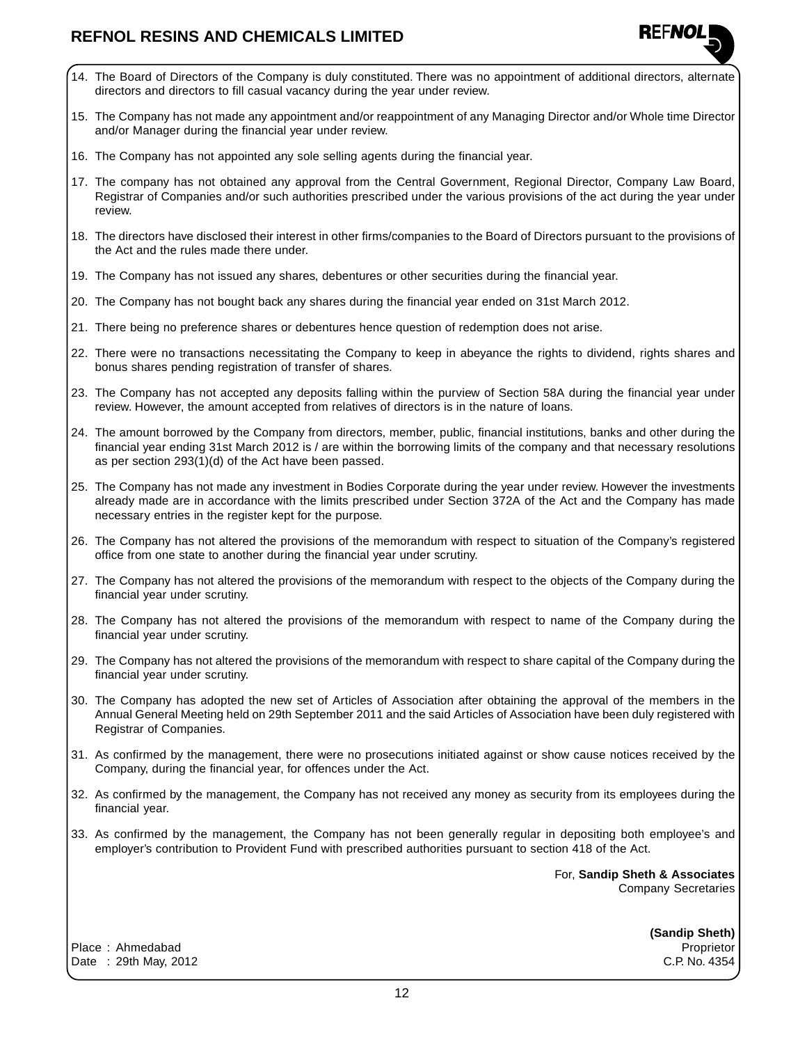14. The Board of Directors of the Company is duly constituted. There was no appointment of additional directors, alternate directors and directors to fill casual vacancy during the year under review.

15. The Company has not made any appointment and/or reappointment of any Managing Director and/or Whole time Director and/or Manager during the financial year under review.

16. The Company has not appointed any sole selling agents during the financial year.

17. The company has not obtained any approval from the Central Government, Regional Director, Company Law Board, Registrar of Companies and/or such authorities prescribed under the various provisions of the act during the year under review.

18. The directors have disclosed their interest in other firms/companies to the Board of Directors pursuant to the provisions of the Act and the rules made there under.

19. The Company has not issued any shares, debentures or other securities during the financial year.

20. The Company has not bought back any shares during the financial year ended on 31st March 2012.

21. There being no preference shares or debentures hence question of redemption does not arise.

22. There were no transactions necessitating the Company to keep in abeyance the rights to dividend, rights shares and bonus shares pending registration of transfer of shares.

23. The Company has not accepted any deposits falling within the purview of Section 58A during the financial year under review. However, the amount accepted from relatives of directors is in the nature of loans.

24. The amount borrowed by the Company from directors, member, public, financial institutions, banks and other during the financial year ending 31st March 2012 is / are within the borrowing limits of the company and that necessary resolutions as per section 293(1)(d) of the Act have been passed.

25. The Company has not made any investment in Bodies Corporate during the year under review. However the investments already made are in accordance with the limits prescribed under Section 372A of the Act and the Company has made necessary entries in the register kept for the purpose.

26. The Company has not altered the provisions of the memorandum with respect to situation of the Company's registered office from one state to another during the financial year under scrutiny.

27. The Company has not altered the provisions of the memorandum with respect to the objects of the Company during the financial year under scrutiny.

28. The Company has not altered the provisions of the memorandum with respect to name of the Company during the financial year under scrutiny.

29. The Company has not altered the provisions of the memorandum with respect to share capital of the Company during the financial year under scrutiny.

30. The Company has adopted the new set of Articles of Association after obtaining the approval of the members in the Annual General Meeting held on 29th September 2011 and the said Articles of Association have been duly registered with Registrar of Companies.

31. As confirmed by the management, there were no prosecutions initiated against or show cause notices received by the Company, during the financial year, for offences under the Act.

32. As confirmed by the management, the Company has not received any money as security from its employees during the financial year.

33. As confirmed by the management, the Company has not been generally regular in depositing both employee's and employer's contribution to Provident Fund with prescribed authorities pursuant to section 418 of the Act.

For, **Sandip Sheth & Associates**
Company Secretaries

**(Sandip Sheth)**
Proprietor
C.P. No. 4354

Place : Ahmedabad
Date : 29th May, 2012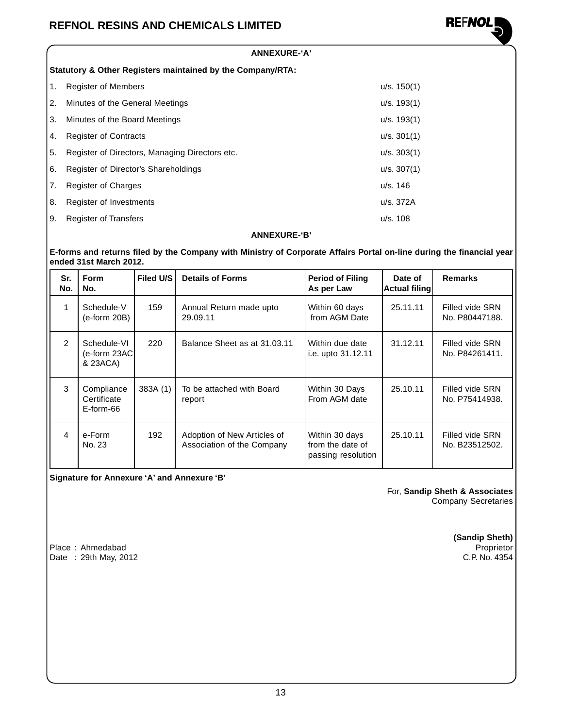## ANNEXURE-'A'

**Statutory & Other Registers maintained by the Company/RTA:**

| | | |
|---|---|---|
| 1. | Register of Members | u/s. 150(1) |
| 2. | Minutes of the General Meetings | u/s. 193(1) |
| 3. | Minutes of the Board Meetings | u/s. 193(1) |
| 4. | Register of Contracts | u/s. 301(1) |
| 5. | Register of Directors, Managing Directors etc. | u/s. 303(1) |
| 6. | Register of Director's Shareholdings | u/s. 307(1) |
| 7. | Register of Charges | u/s. 146 |
| 8. | Register of Investments | u/s. 372A |
| 9. | Register of Transfers | u/s. 108 |

## ANNEXURE-'B'

**E-forms and returns filed by the Company with Ministry of Corporate Affairs Portal on-line during the financial year ended 31st March 2012.**

| Sr. No. | Form No. | Filed U/S | Details of Forms | Period of Filing As per Law | Date of Actual filing | Remarks |
|---|---|---|---|---|---|---|
| 1 | Schedule-V (e-form 20B) | 159 | Annual Return made upto 29.09.11 | Within 60 days from AGM Date | 25.11.11 | Filled vide SRN No. P80447188. |
| 2 | Schedule-VI (e-form 23AC & 23ACA) | 220 | Balance Sheet as at 31.03.11 | Within due date i.e. upto 31.12.11 | 31.12.11 | Filled vide SRN No. P84261411. |
| 3 | Compliance Certificate E-form-66 | 383A (1) | To be attached with Board report | Within 30 Days From AGM date | 25.10.11 | Filled vide SRN No. P75414938. |
| 4 | e-Form No. 23 | 192 | Adoption of New Articles of Association of the Company | Within 30 days from the date of passing resolution | 25.10.11 | Filled vide SRN No. B23512502. |

**Signature for Annexure 'A' and Annexure 'B'**

For, **Sandip Sheth & Associates**
Company Secretaries

**(Sandip Sheth)**
Proprietor
C.P. No. 4354

Place : Ahmedabad
Date : 29th May, 2012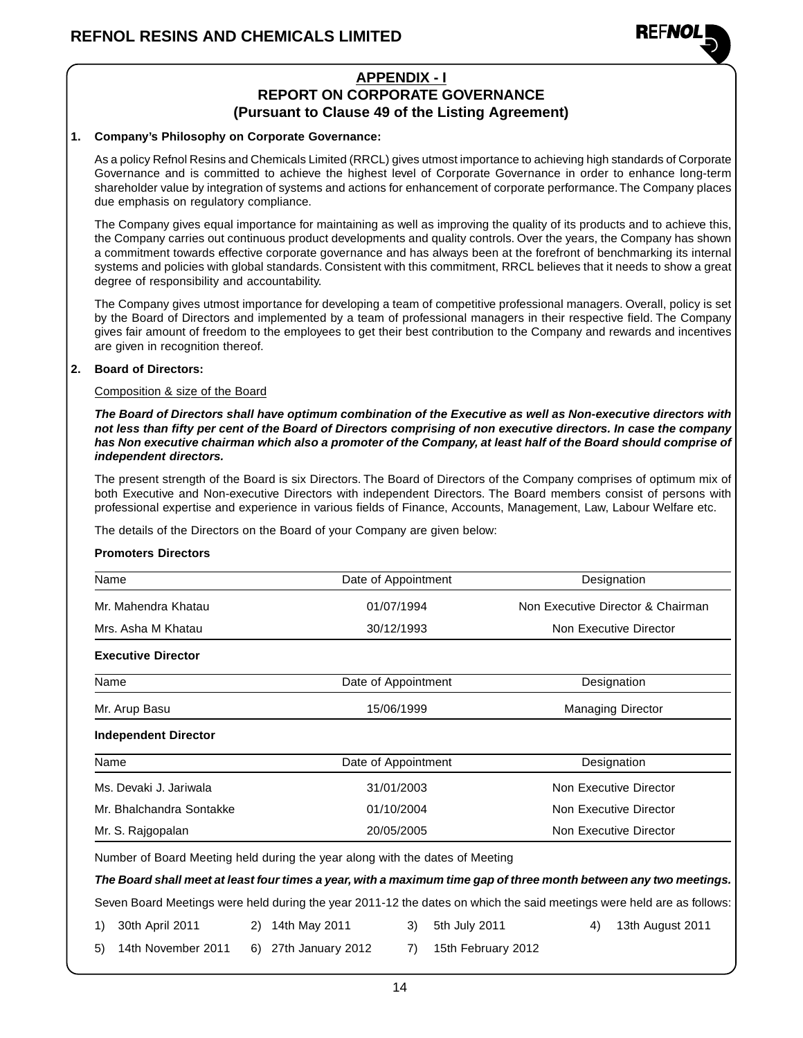## APPENDIX - I
## REPORT ON CORPORATE GOVERNANCE
## (Pursuant to Clause 49 of the Listing Agreement)

**1. Company's Philosophy on Corporate Governance:**

As a policy Refnol Resins and Chemicals Limited (RRCL) gives utmost importance to achieving high standards of Corporate Governance and is committed to achieve the highest level of Corporate Governance in order to enhance long-term shareholder value by integration of systems and actions for enhancement of corporate performance. The Company places due emphasis on regulatory compliance.

The Company gives equal importance for maintaining as well as improving the quality of its products and to achieve this, the Company carries out continuous product developments and quality controls. Over the years, the Company has shown a commitment towards effective corporate governance and has always been at the forefront of benchmarking its internal systems and policies with global standards. Consistent with this commitment, RRCL believes that it needs to show a great degree of responsibility and accountability.

The Company gives utmost importance for developing a team of competitive professional managers. Overall, policy is set by the Board of Directors and implemented by a team of professional managers in their respective field. The Company gives fair amount of freedom to the employees to get their best contribution to the Company and rewards and incentives are given in recognition thereof.

**2. Board of Directors:**

Composition & size of the Board

***The Board of Directors shall have optimum combination of the Executive as well as Non-executive directors with not less than fifty per cent of the Board of Directors comprising of non executive directors. In case the company has Non executive chairman which also a promoter of the Company, at least half of the Board should comprise of independent directors.***

The present strength of the Board is six Directors. The Board of Directors of the Company comprises of optimum mix of both Executive and Non-executive Directors with independent Directors. The Board members consist of persons with professional expertise and experience in various fields of Finance, Accounts, Management, Law, Labour Welfare etc.

The details of the Directors on the Board of your Company are given below:

**Promoters Directors**

| Name | Date of Appointment | Designation |
|---|---|---|
| Mr. Mahendra Khatau | 01/07/1994 | Non Executive Director & Chairman |
| Mrs. Asha M Khatau | 30/12/1993 | Non Executive Director |

**Executive Director**

| Name | Date of Appointment | Designation |
|---|---|---|
| Mr. Arup Basu | 15/06/1999 | Managing Director |

**Independent Director**

| Name | Date of Appointment | Designation |
|---|---|---|
| Ms. Devaki J. Jariwala | 31/01/2003 | Non Executive Director |
| Mr. Bhalchandra Sontakke | 01/10/2004 | Non Executive Director |
| Mr. S. Rajgopalan | 20/05/2005 | Non Executive Director |

Number of Board Meeting held during the year along with the dates of Meeting

***The Board shall meet at least four times a year, with a maximum time gap of three month between any two meetings.***

Seven Board Meetings were held during the year 2011-12 the dates on which the said meetings were held are as follows:

1) 30th April 2011
2) 14th May 2011
3) 5th July 2011
4) 13th August 2011
5) 14th November 2011
6) 27th January 2012
7) 15th February 2012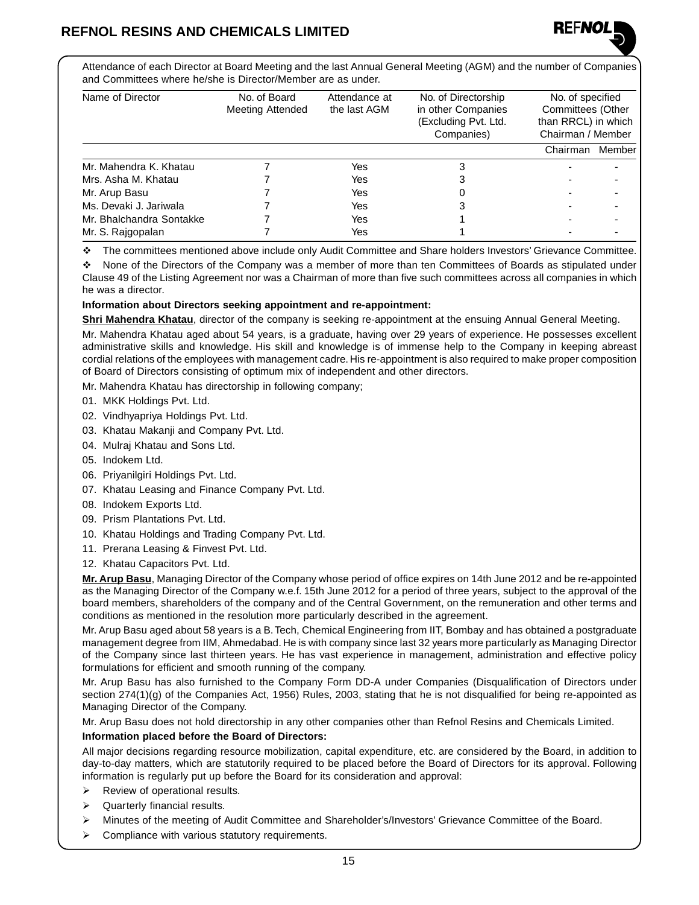Attendance of each Director at Board Meeting and the last Annual General Meeting (AGM) and the number of Companies and Committees where he/she is Director/Member are as under.

| Name of Director | No. of Board Meeting Attended | Attendance at the last AGM | No. of Directorship in other Companies (Excluding Pvt. Ltd. Companies) | No. of specified Committees (Other than RRCL) in which Chairman / Member | |
|---|---|---|---|---|---|
| | | | | Chairman | Member |
| Mr. Mahendra K. Khatau | 7 | Yes | 3 | - | - |
| Mrs. Asha M. Khatau | 7 | Yes | 3 | - | - |
| Mr. Arup Basu | 7 | Yes | 0 | - | - |
| Ms. Devaki J. Jariwala | 7 | Yes | 3 | - | - |
| Mr. Bhalchandra Sontakke | 7 | Yes | 1 | - | - |
| Mr. S. Rajgopalan | 7 | Yes | 1 | - | - |

❖ The committees mentioned above include only Audit Committee and Share holders Investors' Grievance Committee.

❖ None of the Directors of the Company was a member of more than ten Committees of Boards as stipulated under Clause 49 of the Listing Agreement nor was a Chairman of more than five such committees across all companies in which he was a director.

**Information about Directors seeking appointment and re-appointment:**

**Shri Mahendra Khatau**, director of the company is seeking re-appointment at the ensuing Annual General Meeting.

Mr. Mahendra Khatau aged about 54 years, is a graduate, having over 29 years of experience. He possesses excellent administrative skills and knowledge. His skill and knowledge is of immense help to the Company in keeping abreast cordial relations of the employees with management cadre. His re-appointment is also required to make proper composition of Board of Directors consisting of optimum mix of independent and other directors.

Mr. Mahendra Khatau has directorship in following company;

01. MKK Holdings Pvt. Ltd.
02. Vindhyapriya Holdings Pvt. Ltd.
03. Khatau Makanji and Company Pvt. Ltd.
04. Mulraj Khatau and Sons Ltd.
05. Indokem Ltd.
06. Priyanilgiri Holdings Pvt. Ltd.
07. Khatau Leasing and Finance Company Pvt. Ltd.
08. Indokem Exports Ltd.
09. Prism Plantations Pvt. Ltd.
10. Khatau Holdings and Trading Company Pvt. Ltd.
11. Prerana Leasing & Finvest Pvt. Ltd.
12. Khatau Capacitors Pvt. Ltd.

**Mr. Arup Basu**, Managing Director of the Company whose period of office expires on 14th June 2012 and be re-appointed as the Managing Director of the Company w.e.f. 15th June 2012 for a period of three years, subject to the approval of the board members, shareholders of the company and of the Central Government, on the remuneration and other terms and conditions as mentioned in the resolution more particularly described in the agreement.

Mr. Arup Basu aged about 58 years is a B. Tech, Chemical Engineering from IIT, Bombay and has obtained a postgraduate management degree from IIM, Ahmedabad. He is with company since last 32 years more particularly as Managing Director of the Company since last thirteen years. He has vast experience in management, administration and effective policy formulations for efficient and smooth running of the company.

Mr. Arup Basu has also furnished to the Company Form DD-A under Companies (Disqualification of Directors under section 274(1)(g) of the Companies Act, 1956) Rules, 2003, stating that he is not disqualified for being re-appointed as Managing Director of the Company.

Mr. Arup Basu does not hold directorship in any other companies other than Refnol Resins and Chemicals Limited.

**Information placed before the Board of Directors:**

All major decisions regarding resource mobilization, capital expenditure, etc. are considered by the Board, in addition to day-to-day matters, which are statutorily required to be placed before the Board of Directors for its approval. Following information is regularly put up before the Board for its consideration and approval:

- Review of operational results.
- Quarterly financial results.
- Minutes of the meeting of Audit Committee and Shareholder's/Investors' Grievance Committee of the Board.
- Compliance with various statutory requirements.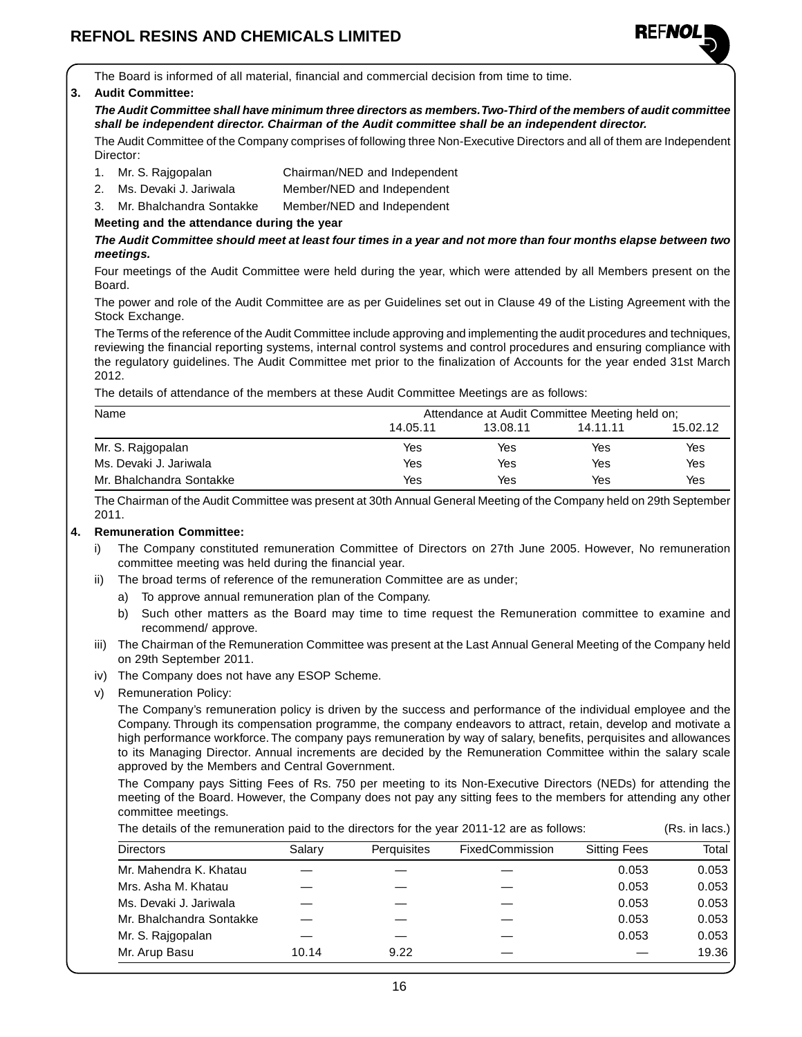The Board is informed of all material, financial and commercial decision from time to time.

**3. Audit Committee:**

***The Audit Committee shall have minimum three directors as members. Two-Third of the members of audit committee shall be independent director. Chairman of the Audit committee shall be an independent director.***

The Audit Committee of the Company comprises of following three Non-Executive Directors and all of them are Independent Director:

1. Mr. S. Rajgopalan — Chairman/NED and Independent
2. Ms. Devaki J. Jariwala — Member/NED and Independent
3. Mr. Bhalchandra Sontakke — Member/NED and Independent

**Meeting and the attendance during the year**

***The Audit Committee should meet at least four times in a year and not more than four months elapse between two meetings.***

Four meetings of the Audit Committee were held during the year, which were attended by all Members present on the Board.

The power and role of the Audit Committee are as per Guidelines set out in Clause 49 of the Listing Agreement with the Stock Exchange.

The Terms of the reference of the Audit Committee include approving and implementing the audit procedures and techniques, reviewing the financial reporting systems, internal control systems and control procedures and ensuring compliance with the regulatory guidelines. The Audit Committee met prior to the finalization of Accounts for the year ended 31st March 2012.

The details of attendance of the members at these Audit Committee Meetings are as follows:

| Name | Attendance at Audit Committee Meeting held on; | | | |
|---|---|---|---|---|
| | 14.05.11 | 13.08.11 | 14.11.11 | 15.02.12 |
| Mr. S. Rajgopalan | Yes | Yes | Yes | Yes |
| Ms. Devaki J. Jariwala | Yes | Yes | Yes | Yes |
| Mr. Bhalchandra Sontakke | Yes | Yes | Yes | Yes |

The Chairman of the Audit Committee was present at 30th Annual General Meeting of the Company held on 29th September 2011.

**4. Remuneration Committee:**

i) The Company constituted remuneration Committee of Directors on 27th June 2005. However, No remuneration committee meeting was held during the financial year.

ii) The broad terms of reference of the remuneration Committee are as under;

   a) To approve annual remuneration plan of the Company.

   b) Such other matters as the Board may time to time request the Remuneration committee to examine and recommend/ approve.

iii) The Chairman of the Remuneration Committee was present at the Last Annual General Meeting of the Company held on 29th September 2011.

iv) The Company does not have any ESOP Scheme.

v) Remuneration Policy:

The Company's remuneration policy is driven by the success and performance of the individual employee and the Company. Through its compensation programme, the company endeavors to attract, retain, develop and motivate a high performance workforce. The company pays remuneration by way of salary, benefits, perquisites and allowances to its Managing Director. Annual increments are decided by the Remuneration Committee within the salary scale approved by the Members and Central Government.

The Company pays Sitting Fees of Rs. 750 per meeting to its Non-Executive Directors (NEDs) for attending the meeting of the Board. However, the Company does not pay any sitting fees to the members for attending any other committee meetings.

The details of the remuneration paid to the directors for the year 2011-12 are as follows: (Rs. in lacs.)

| Directors | Salary | Perquisites | FixedCommission | Sitting Fees | Total |
|---|---|---|---|---|---|
| Mr. Mahendra K. Khatau | — | — | — | 0.053 | 0.053 |
| Mrs. Asha M. Khatau | — | — | — | 0.053 | 0.053 |
| Ms. Devaki J. Jariwala | — | — | — | 0.053 | 0.053 |
| Mr. Bhalchandra Sontakke | — | — | — | 0.053 | 0.053 |
| Mr. S. Rajgopalan | — | — | — | 0.053 | 0.053 |
| Mr. Arup Basu | 10.14 | 9.22 | — | — | 19.36 |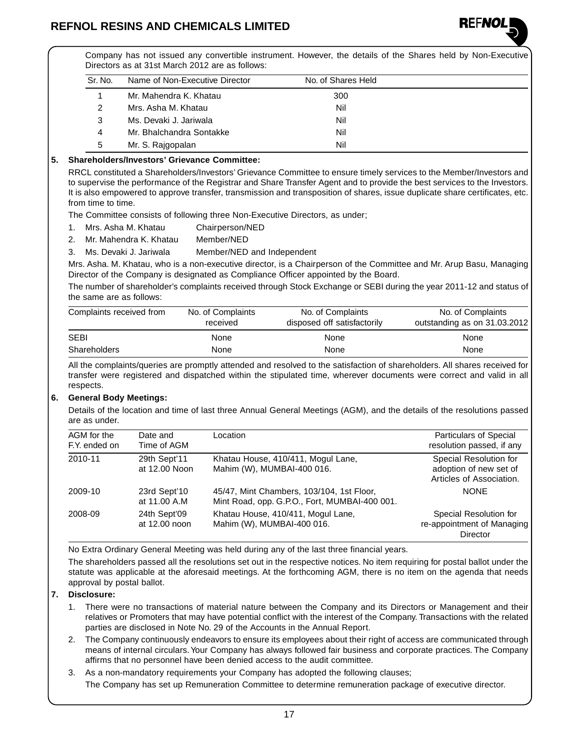Company has not issued any convertible instrument. However, the details of the Shares held by Non-Executive Directors as at 31st March 2012 are as follows:

| Sr. No. | Name of Non-Executive Director | No. of Shares Held |
|---|---|---|
| 1 | Mr. Mahendra K. Khatau | 300 |
| 2 | Mrs. Asha M. Khatau | Nil |
| 3 | Ms. Devaki J. Jariwala | Nil |
| 4 | Mr. Bhalchandra Sontakke | Nil |
| 5 | Mr. S. Rajgopalan | Nil |

**5. Shareholders/Investors' Grievance Committee:**

RRCL constituted a Shareholders/Investors' Grievance Committee to ensure timely services to the Member/Investors and to supervise the performance of the Registrar and Share Transfer Agent and to provide the best services to the Investors. It is also empowered to approve transfer, transmission and transposition of shares, issue duplicate share certificates, etc. from time to time.

The Committee consists of following three Non-Executive Directors, as under;

1. Mrs. Asha M. Khatau — Chairperson/NED
2. Mr. Mahendra K. Khatau — Member/NED
3. Ms. Devaki J. Jariwala — Member/NED and Independent

Mrs. Asha. M. Khatau, who is a non-executive director, is a Chairperson of the Committee and Mr. Arup Basu, Managing Director of the Company is designated as Compliance Officer appointed by the Board.

The number of shareholder's complaints received through Stock Exchange or SEBI during the year 2011-12 and status of the same are as follows:

| Complaints received from | No. of Complaints received | No. of Complaints disposed off satisfactorily | No. of Complaints outstanding as on 31.03.2012 |
|---|---|---|---|
| SEBI | None | None | None |
| Shareholders | None | None | None |

All the complaints/queries are promptly attended and resolved to the satisfaction of shareholders. All shares received for transfer were registered and dispatched within the stipulated time, wherever documents were correct and valid in all respects.

**6. General Body Meetings:**

Details of the location and time of last three Annual General Meetings (AGM), and the details of the resolutions passed are as under.

| AGM for the F.Y. ended on | Date and Time of AGM | Location | Particulars of Special resolution passed, if any |
|---|---|---|---|
| 2010-11 | 29th Sept'11 at 12.00 Noon | Khatau House, 410/411, Mogul Lane, Mahim (W), MUMBAI-400 016. | Special Resolution for adoption of new set of Articles of Association. |
| 2009-10 | 23rd Sept'10 at 11.00 A.M | 45/47, Mint Chambers, 103/104, 1st Floor, Mint Road, opp. G.P.O., Fort, MUMBAI-400 001. | NONE |
| 2008-09 | 24th Sept'09 at 12.00 noon | Khatau House, 410/411, Mogul Lane, Mahim (W), MUMBAI-400 016. | Special Resolution for re-appointment of Managing Director |

No Extra Ordinary General Meeting was held during any of the last three financial years.

The shareholders passed all the resolutions set out in the respective notices. No item requiring for postal ballot under the statute was applicable at the aforesaid meetings. At the forthcoming AGM, there is no item on the agenda that needs approval by postal ballot.

**7. Disclosure:**

1. There were no transactions of material nature between the Company and its Directors or Management and their relatives or Promoters that may have potential conflict with the interest of the Company. Transactions with the related parties are disclosed in Note No. 29 of the Accounts in the Annual Report.
2. The Company continuously endeavors to ensure its employees about their right of access are communicated through means of internal circulars. Your Company has always followed fair business and corporate practices. The Company affirms that no personnel have been denied access to the audit committee.
3. As a non-mandatory requirements your Company has adopted the following clauses;

   The Company has set up Remuneration Committee to determine remuneration package of executive director.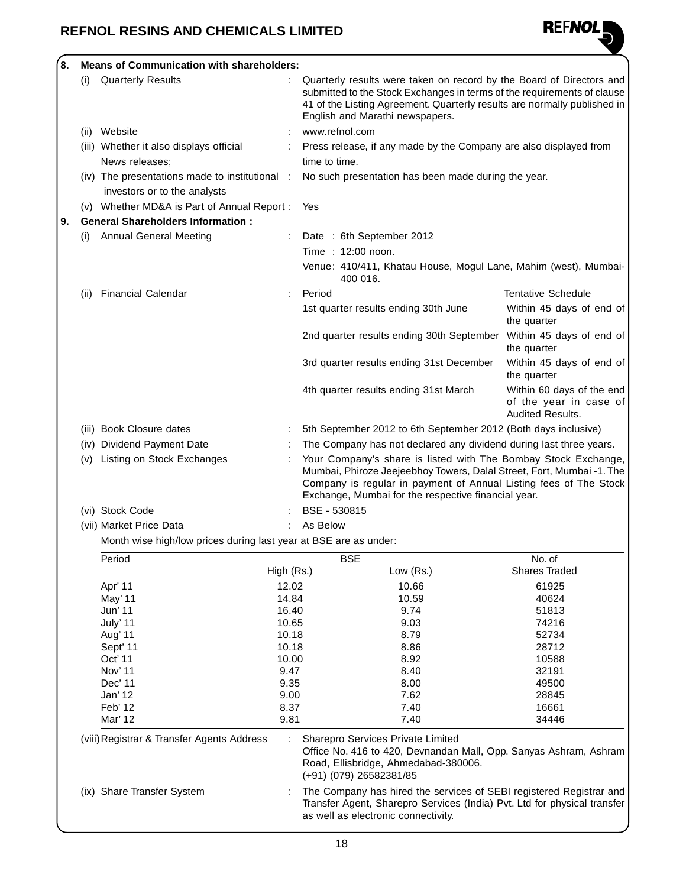**8. Means of Communication with shareholders:**

(i) Quarterly Results : Quarterly results were taken on record by the Board of Directors and submitted to the Stock Exchanges in terms of the requirements of clause 41 of the Listing Agreement. Quarterly results are normally published in English and Marathi newspapers.

(ii) Website : www.refnol.com

(iii) Whether it also displays official News releases; : Press release, if any made by the Company are also displayed from time to time.

(iv) The presentations made to institutional investors or to the analysts : No such presentation has been made during the year.

(v) Whether MD&A is Part of Annual Report : Yes

**9. General Shareholders Information :**

(i) Annual General Meeting :
Date : 6th September 2012
Time : 12:00 noon.
Venue: 410/411, Khatau House, Mogul Lane, Mahim (west), Mumbai-400 016.

(ii) Financial Calendar :

| Period | Tentative Schedule |
|---|---|
| 1st quarter results ending 30th June | Within 45 days of end of the quarter |
| 2nd quarter results ending 30th September | Within 45 days of end of the quarter |
| 3rd quarter results ending 31st December | Within 45 days of end of the quarter |
| 4th quarter results ending 31st March | Within 60 days of the end of the year in case of Audited Results. |

(iii) Book Closure dates : 5th September 2012 to 6th September 2012 (Both days inclusive)

(iv) Dividend Payment Date : The Company has not declared any dividend during last three years.

(v) Listing on Stock Exchanges : Your Company's share is listed with The Bombay Stock Exchange, Mumbai, Phiroze Jeejeebhoy Towers, Dalal Street, Fort, Mumbai -1. The Company is regular in payment of Annual Listing fees of The Stock Exchange, Mumbai for the respective financial year.

(vi) Stock Code : BSE - 530815

(vii) Market Price Data : As Below

Month wise high/low prices during last year at BSE are as under:

| Period | BSE | | No. of |
|---|---|---|---|
| | High (Rs.) | Low (Rs.) | Shares Traded |
| Apr' 11 | 12.02 | 10.66 | 61925 |
| May' 11 | 14.84 | 10.59 | 40624 |
| Jun' 11 | 16.40 | 9.74 | 51813 |
| July' 11 | 10.65 | 9.03 | 74216 |
| Aug' 11 | 10.18 | 8.79 | 52734 |
| Sept' 11 | 10.18 | 8.86 | 28712 |
| Oct' 11 | 10.00 | 8.92 | 10588 |
| Nov' 11 | 9.47 | 8.40 | 32191 |
| Dec' 11 | 9.35 | 8.00 | 49500 |
| Jan' 12 | 9.00 | 7.62 | 28845 |
| Feb' 12 | 8.37 | 7.40 | 16661 |
| Mar' 12 | 9.81 | 7.40 | 34446 |

(viii) Registrar & Transfer Agents Address : Sharepro Services Private Limited
Office No. 416 to 420, Devnandan Mall, Opp. Sanyas Ashram, Ashram Road, Ellisbridge, Ahmedabad-380006.
(+91) (079) 26582381/85

(ix) Share Transfer System : The Company has hired the services of SEBI registered Registrar and Transfer Agent, Sharepro Services (India) Pvt. Ltd for physical transfer as well as electronic connectivity.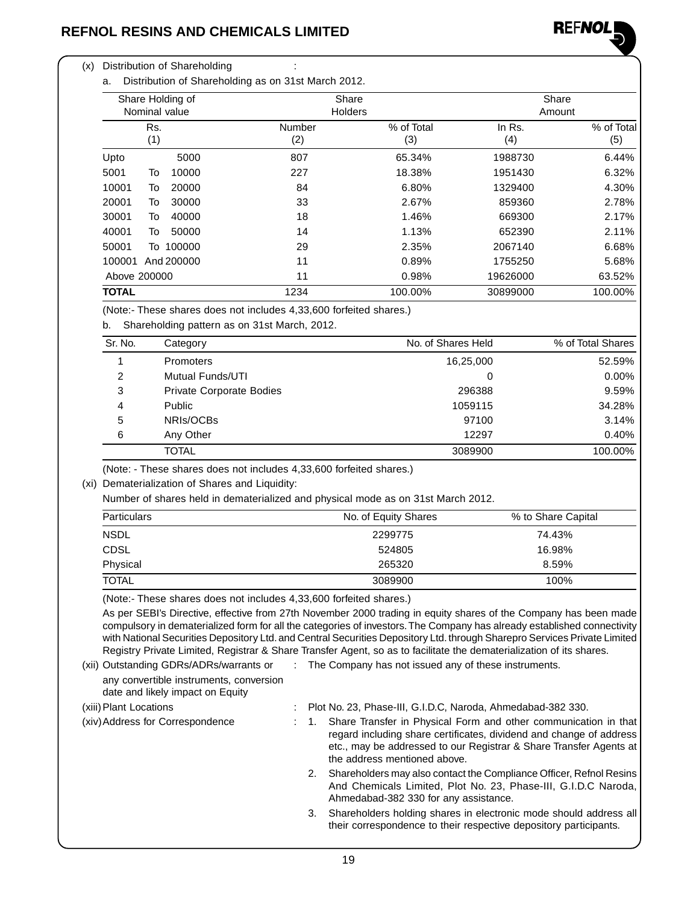(x) Distribution of Shareholding :

a. Distribution of Shareholding as on 31st March 2012.

| Share Holding of Nominal value | Share Holders | | Share Amount | |
|---|---|---|---|---|
| Rs. (1) | Number (2) | % of Total (3) | In Rs. (4) | % of Total (5) |
| Upto 5000 | 807 | 65.34% | 1988730 | 6.44% |
| 5001 To 10000 | 227 | 18.38% | 1951430 | 6.32% |
| 10001 To 20000 | 84 | 6.80% | 1329400 | 4.30% |
| 20001 To 30000 | 33 | 2.67% | 859360 | 2.78% |
| 30001 To 40000 | 18 | 1.46% | 669300 | 2.17% |
| 40001 To 50000 | 14 | 1.13% | 652390 | 2.11% |
| 50001 To 100000 | 29 | 2.35% | 2067140 | 6.68% |
| 100001 And 200000 | 11 | 0.89% | 1755250 | 5.68% |
| Above 200000 | 11 | 0.98% | 19626000 | 63.52% |
| **TOTAL** | 1234 | 100.00% | 30899000 | 100.00% |

(Note:- These shares does not includes 4,33,600 forfeited shares.)

b. Shareholding pattern as on 31st March, 2012.

| Sr. No. | Category | No. of Shares Held | % of Total Shares |
|---|---|---|---|
| 1 | Promoters | 16,25,000 | 52.59% |
| 2 | Mutual Funds/UTI | 0 | 0.00% |
| 3 | Private Corporate Bodies | 296388 | 9.59% |
| 4 | Public | 1059115 | 34.28% |
| 5 | NRIs/OCBs | 97100 | 3.14% |
| 6 | Any Other | 12297 | 0.40% |
| | TOTAL | 3089900 | 100.00% |

(Note: - These shares does not includes 4,33,600 forfeited shares.)

(xi) Dematerialization of Shares and Liquidity:

Number of shares held in dematerialized and physical mode as on 31st March 2012.

| Particulars | No. of Equity Shares | % to Share Capital |
|---|---|---|
| NSDL | 2299775 | 74.43% |
| CDSL | 524805 | 16.98% |
| Physical | 265320 | 8.59% |
| TOTAL | 3089900 | 100% |

(Note:- These shares does not includes 4,33,600 forfeited shares.)

As per SEBI's Directive, effective from 27th November 2000 trading in equity shares of the Company has been made compulsory in dematerialized form for all the categories of investors. The Company has already established connectivity with National Securities Depository Ltd. and Central Securities Depository Ltd. through Sharepro Services Private Limited Registry Private Limited, Registrar & Share Transfer Agent, so as to facilitate the dematerialization of its shares.

(xii) Outstanding GDRs/ADRs/warrants or any convertible instruments, conversion date and likely impact on Equity : The Company has not issued any of these instruments.

(xiii) Plant Locations : Plot No. 23, Phase-III, G.I.D.C, Naroda, Ahmedabad-382 330.

(xiv) Address for Correspondence :

1. Share Transfer in Physical Form and other communication in that regard including share certificates, dividend and change of address etc., may be addressed to our Registrar & Share Transfer Agents at the address mentioned above.
2. Shareholders may also contact the Compliance Officer, Refnol Resins And Chemicals Limited, Plot No. 23, Phase-III, G.I.D.C Naroda, Ahmedabad-382 330 for any assistance.
3. Shareholders holding shares in electronic mode should address all their correspondence to their respective depository participants.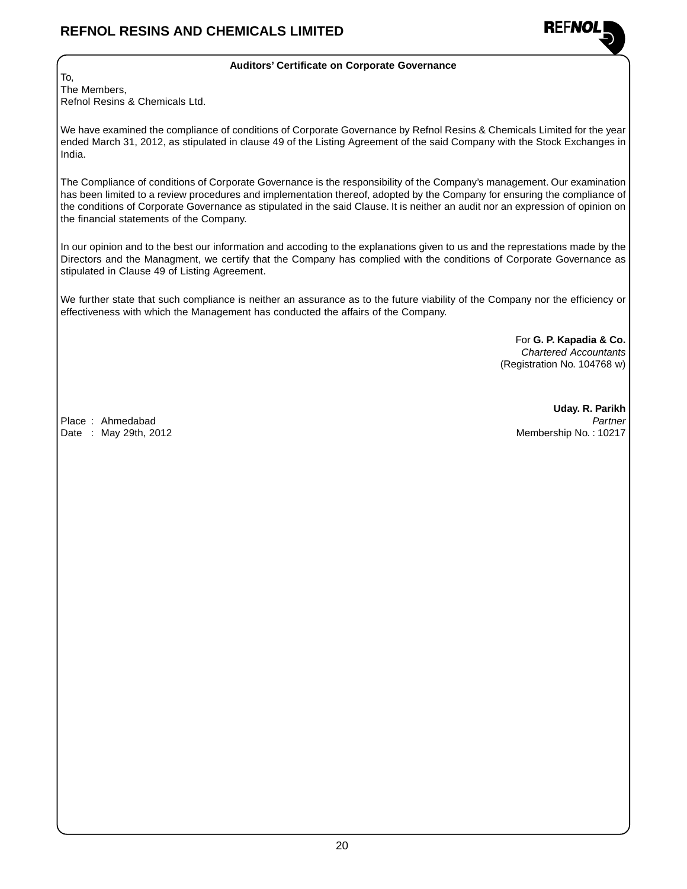## Auditors' Certificate on Corporate Governance

To,
The Members,
Refnol Resins & Chemicals Ltd.

We have examined the compliance of conditions of Corporate Governance by Refnol Resins & Chemicals Limited for the year ended March 31, 2012, as stipulated in clause 49 of the Listing Agreement of the said Company with the Stock Exchanges in India.

The Compliance of conditions of Corporate Governance is the responsibility of the Company's management. Our examination has been limited to a review procedures and implementation thereof, adopted by the Company for ensuring the compliance of the conditions of Corporate Governance as stipulated in the said Clause. It is neither an audit nor an expression of opinion on the financial statements of the Company.

In our opinion and to the best our information and accoding to the explanations given to us and the represtations made by the Directors and the Managment, we certify that the Company has complied with the conditions of Corporate Governance as stipulated in Clause 49 of Listing Agreement.

We further state that such compliance is neither an assurance as to the future viability of the Company nor the efficiency or effectiveness with which the Management has conducted the affairs of the Company.

For **G. P. Kapadia & Co.**
*Chartered Accountants*
(Registration No. 104768 w)

**Uday. R. Parikh**
*Partner*
Membership No. : 10217

Place : Ahmedabad
Date : May 29th, 2012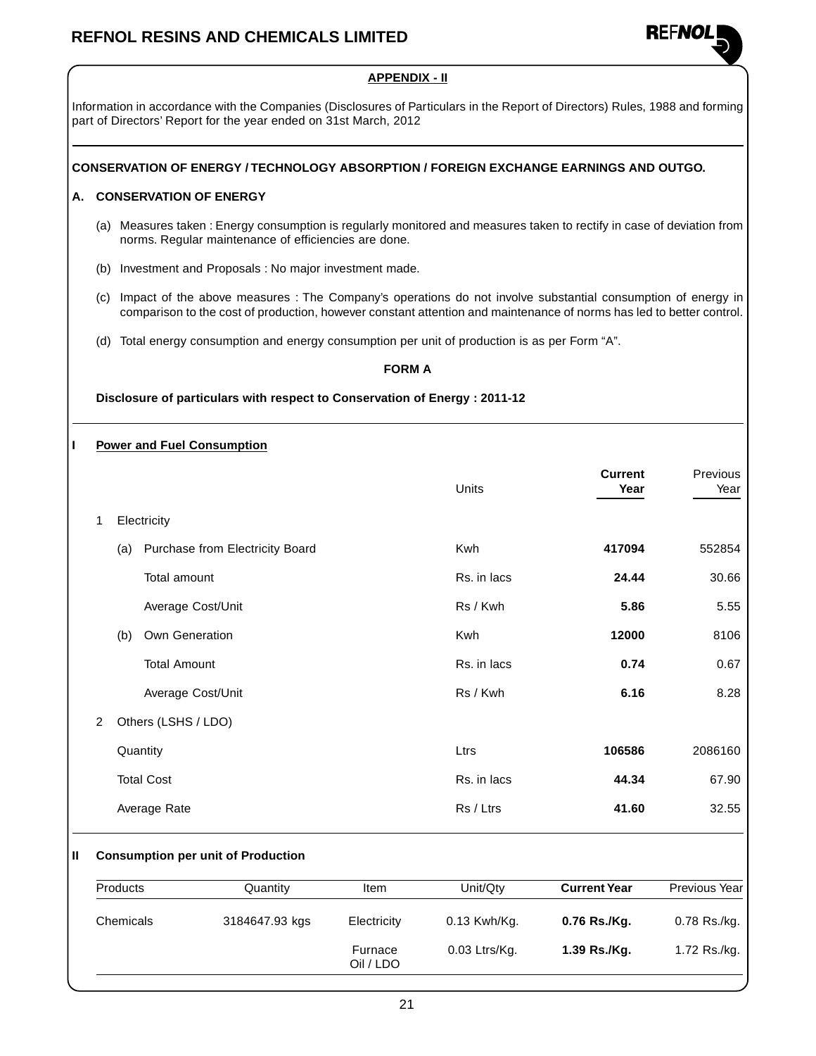## APPENDIX - II

Information in accordance with the Companies (Disclosures of Particulars in the Report of Directors) Rules, 1988 and forming part of Directors' Report for the year ended on 31st March, 2012

### CONSERVATION OF ENERGY / TECHNOLOGY ABSORPTION / FOREIGN EXCHANGE EARNINGS AND OUTGO.

### A. CONSERVATION OF ENERGY

(a) Measures taken : Energy consumption is regularly monitored and measures taken to rectify in case of deviation from norms. Regular maintenance of efficiencies are done.

(b) Investment and Proposals : No major investment made.

(c) Impact of the above measures : The Company's operations do not involve substantial consumption of energy in comparison to the cost of production, however constant attention and maintenance of norms has led to better control.

(d) Total energy consumption and energy consumption per unit of production is as per Form "A".

**FORM A**

**Disclosure of particulars with respect to Conservation of Energy : 2011-12**

**I Power and Fuel Consumption**

| | Units | **Current Year** | Previous Year |
|---|---|---|---|
| 1 Electricity | | | |
| (a) Purchase from Electricity Board | Kwh | **417094** | 552854 |
| Total amount | Rs. in lacs | **24.44** | 30.66 |
| Average Cost/Unit | Rs / Kwh | **5.86** | 5.55 |
| (b) Own Generation | Kwh | **12000** | 8106 |
| Total Amount | Rs. in lacs | **0.74** | 0.67 |
| Average Cost/Unit | Rs / Kwh | **6.16** | 8.28 |
| 2 Others (LSHS / LDO) | | | |
| Quantity | Ltrs | **106586** | 2086160 |
| Total Cost | Rs. in lacs | **44.34** | 67.90 |
| Average Rate | Rs / Ltrs | **41.60** | 32.55 |

**II Consumption per unit of Production**

| Products | Quantity | Item | Unit/Qty | **Current Year** | Previous Year |
|---|---|---|---|---|---|
| Chemicals | 3184647.93 kgs | Electricity | 0.13 Kwh/Kg. | **0.76 Rs./Kg.** | 0.78 Rs./kg. |
| | | Furnace Oil / LDO | 0.03 Ltrs/Kg. | **1.39 Rs./Kg.** | 1.72 Rs./kg. |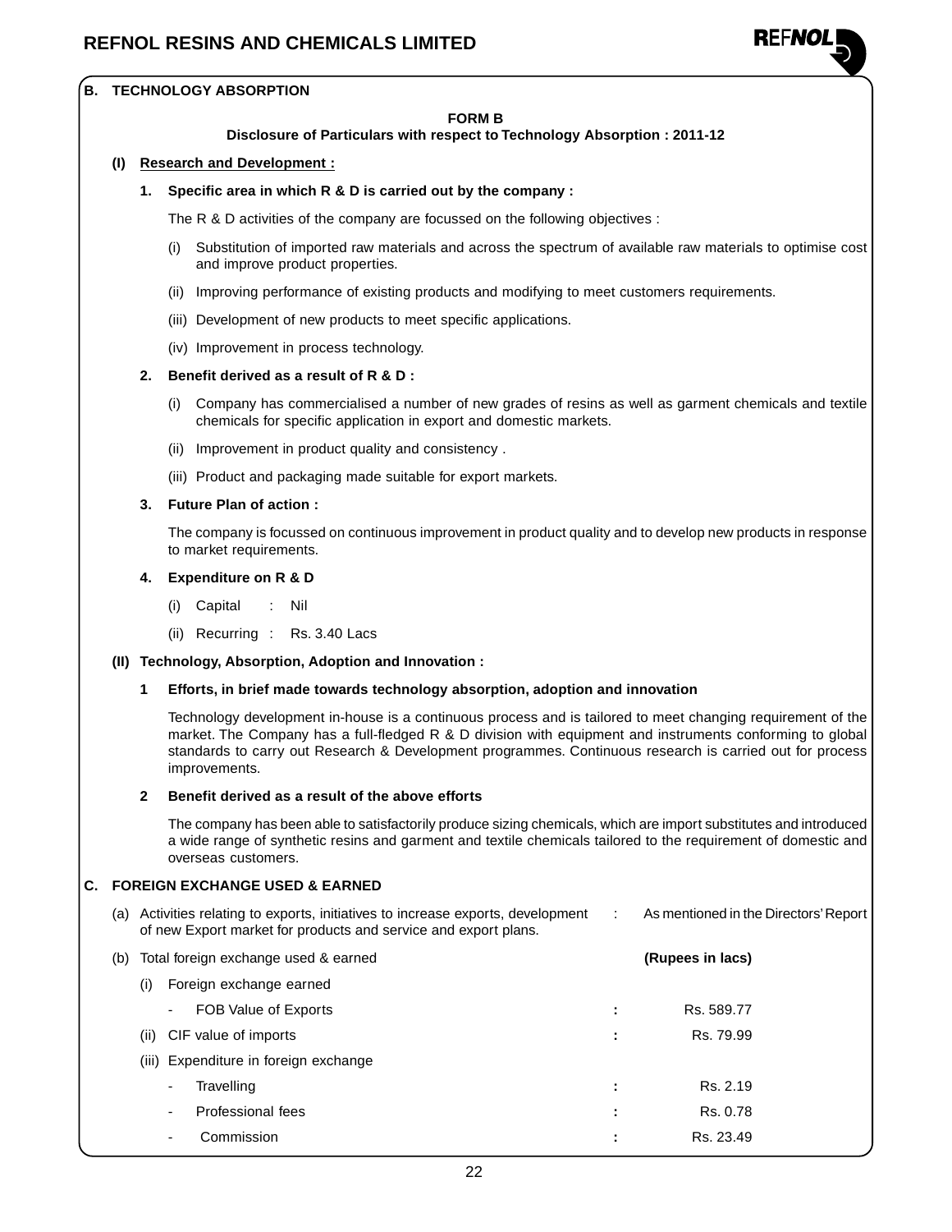## B. TECHNOLOGY ABSORPTION

**FORM B**
**Disclosure of Particulars with respect to Technology Absorption : 2011-12**

### (I) Research and Development :

**1. Specific area in which R & D is carried out by the company :**

The R & D activities of the company are focussed on the following objectives :

(i) Substitution of imported raw materials and across the spectrum of available raw materials to optimise cost and improve product properties.

(ii) Improving performance of existing products and modifying to meet customers requirements.

(iii) Development of new products to meet specific applications.

(iv) Improvement in process technology.

**2. Benefit derived as a result of R & D :**

(i) Company has commercialised a number of new grades of resins as well as garment chemicals and textile chemicals for specific application in export and domestic markets.

(ii) Improvement in product quality and consistency .

(iii) Product and packaging made suitable for export markets.

**3. Future Plan of action :**

The company is focussed on continuous improvement in product quality and to develop new products in response to market requirements.

**4. Expenditure on R & D**

(i) Capital : Nil

(ii) Recurring : Rs. 3.40 Lacs

### (II) Technology, Absorption, Adoption and Innovation :

**1 Efforts, in brief made towards technology absorption, adoption and innovation**

Technology development in-house is a continuous process and is tailored to meet changing requirement of the market. The Company has a full-fledged R & D division with equipment and instruments conforming to global standards to carry out Research & Development programmes. Continuous research is carried out for process improvements.

**2 Benefit derived as a result of the above efforts**

The company has been able to satisfactorily produce sizing chemicals, which are import substitutes and introduced a wide range of synthetic resins and garment and textile chemicals tailored to the requirement of domestic and overseas customers.

## C. FOREIGN EXCHANGE USED & EARNED

(a) Activities relating to exports, initiatives to increase exports, development of new Export market for products and service and export plans. : As mentioned in the Directors' Report

| (b) Total foreign exchange used & earned | | **(Rupees in lacs)** |
|---|---|---|
| (i) Foreign exchange earned | | |
| - FOB Value of Exports | : | Rs. 589.77 |
| (ii) CIF value of imports | : | Rs. 79.99 |
| (iii) Expenditure in foreign exchange | | |
| - Travelling | : | Rs. 2.19 |
| - Professional fees | : | Rs. 0.78 |
| - Commission | : | Rs. 23.49 |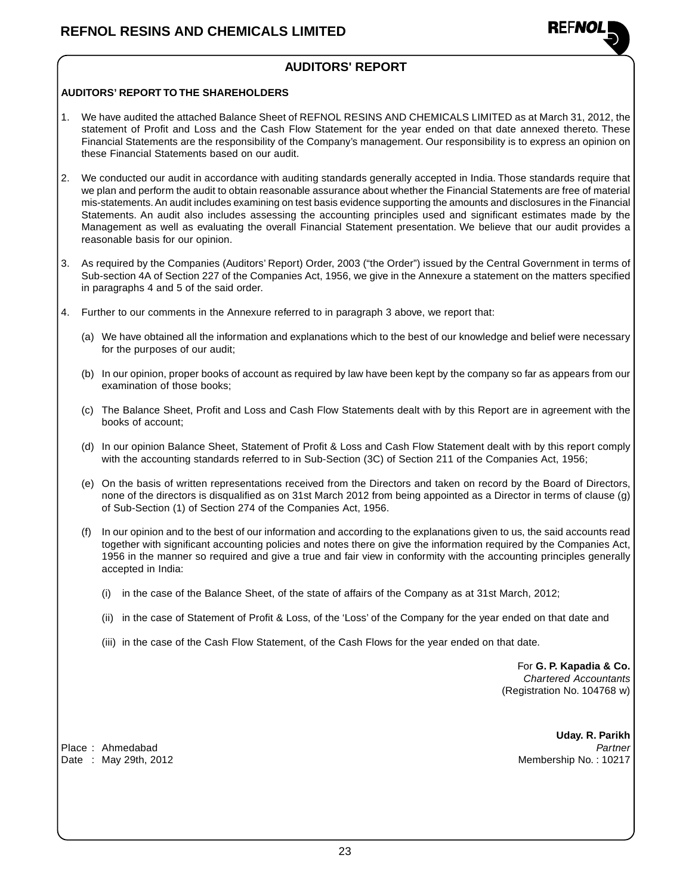## AUDITORS' REPORT

**AUDITORS' REPORT TO THE SHAREHOLDERS**

1. We have audited the attached Balance Sheet of REFNOL RESINS AND CHEMICALS LIMITED as at March 31, 2012, the statement of Profit and Loss and the Cash Flow Statement for the year ended on that date annexed thereto. These Financial Statements are the responsibility of the Company's management. Our responsibility is to express an opinion on these Financial Statements based on our audit.

2. We conducted our audit in accordance with auditing standards generally accepted in India. Those standards require that we plan and perform the audit to obtain reasonable assurance about whether the Financial Statements are free of material mis-statements. An audit includes examining on test basis evidence supporting the amounts and disclosures in the Financial Statements. An audit also includes assessing the accounting principles used and significant estimates made by the Management as well as evaluating the overall Financial Statement presentation. We believe that our audit provides a reasonable basis for our opinion.

3. As required by the Companies (Auditors' Report) Order, 2003 ("the Order") issued by the Central Government in terms of Sub-section 4A of Section 227 of the Companies Act, 1956, we give in the Annexure a statement on the matters specified in paragraphs 4 and 5 of the said order.

4. Further to our comments in the Annexure referred to in paragraph 3 above, we report that:

   (a) We have obtained all the information and explanations which to the best of our knowledge and belief were necessary for the purposes of our audit;

   (b) In our opinion, proper books of account as required by law have been kept by the company so far as appears from our examination of those books;

   (c) The Balance Sheet, Profit and Loss and Cash Flow Statements dealt with by this Report are in agreement with the books of account;

   (d) In our opinion Balance Sheet, Statement of Profit & Loss and Cash Flow Statement dealt with by this report comply with the accounting standards referred to in Sub-Section (3C) of Section 211 of the Companies Act, 1956;

   (e) On the basis of written representations received from the Directors and taken on record by the Board of Directors, none of the directors is disqualified as on 31st March 2012 from being appointed as a Director in terms of clause (g) of Sub-Section (1) of Section 274 of the Companies Act, 1956.

   (f) In our opinion and to the best of our information and according to the explanations given to us, the said accounts read together with significant accounting policies and notes there on give the information required by the Companies Act, 1956 in the manner so required and give a true and fair view in conformity with the accounting principles generally accepted in India:

      (i) in the case of the Balance Sheet, of the state of affairs of the Company as at 31st March, 2012;

      (ii) in the case of Statement of Profit & Loss, of the 'Loss' of the Company for the year ended on that date and

      (iii) in the case of the Cash Flow Statement, of the Cash Flows for the year ended on that date.

For **G. P. Kapadia & Co.**
*Chartered Accountants*
(Registration No. 104768 w)

**Uday. R. Parikh**
*Partner*
Membership No. : 10217

Place : Ahmedabad
Date : May 29th, 2012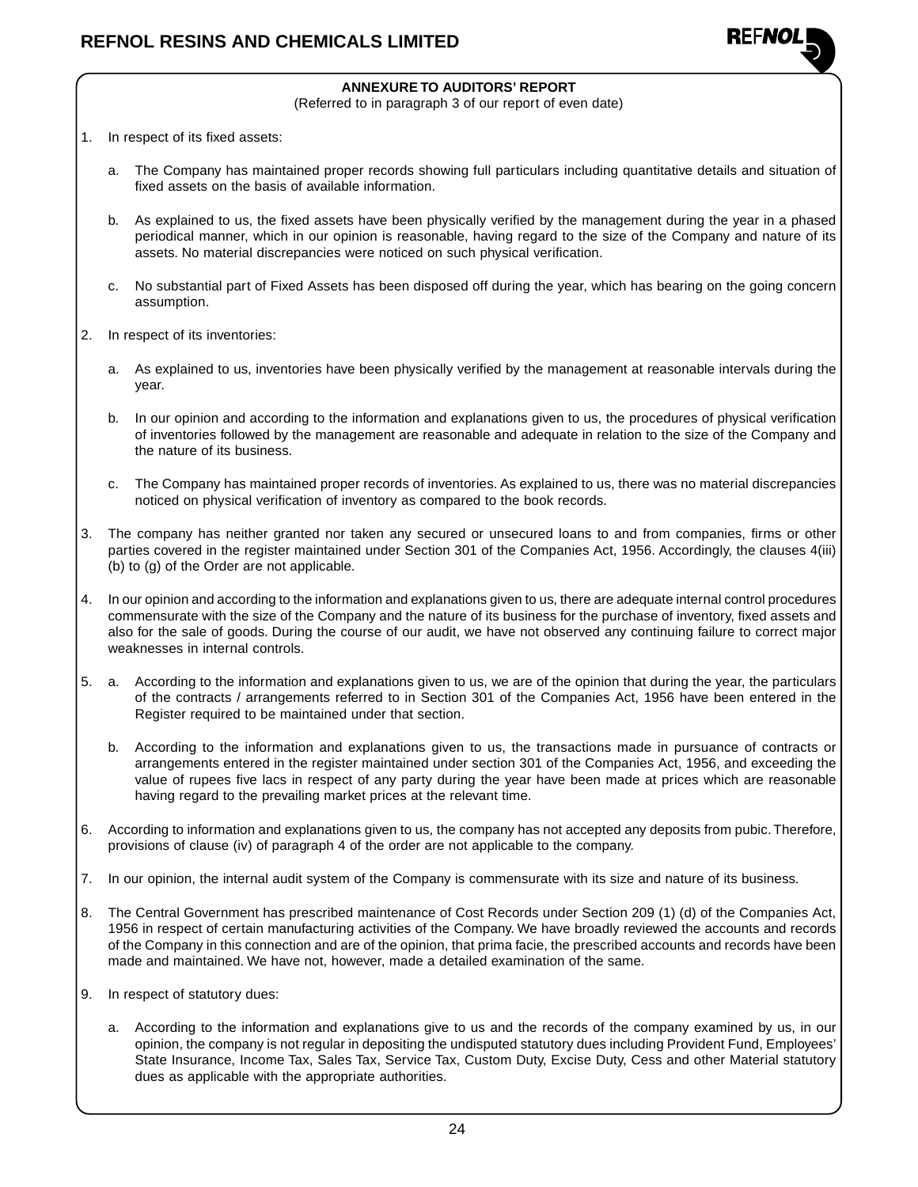## ANNEXURE TO AUDITORS' REPORT

(Referred to in paragraph 3 of our report of even date)

1. In respect of its fixed assets:

   a. The Company has maintained proper records showing full particulars including quantitative details and situation of fixed assets on the basis of available information.

   b. As explained to us, the fixed assets have been physically verified by the management during the year in a phased periodical manner, which in our opinion is reasonable, having regard to the size of the Company and nature of its assets. No material discrepancies were noticed on such physical verification.

   c. No substantial part of Fixed Assets has been disposed off during the year, which has bearing on the going concern assumption.

2. In respect of its inventories:

   a. As explained to us, inventories have been physically verified by the management at reasonable intervals during the year.

   b. In our opinion and according to the information and explanations given to us, the procedures of physical verification of inventories followed by the management are reasonable and adequate in relation to the size of the Company and the nature of its business.

   c. The Company has maintained proper records of inventories. As explained to us, there was no material discrepancies noticed on physical verification of inventory as compared to the book records.

3. The company has neither granted nor taken any secured or unsecured loans to and from companies, firms or other parties covered in the register maintained under Section 301 of the Companies Act, 1956. Accordingly, the clauses 4(iii) (b) to (g) of the Order are not applicable.

4. In our opinion and according to the information and explanations given to us, there are adequate internal control procedures commensurate with the size of the Company and the nature of its business for the purchase of inventory, fixed assets and also for the sale of goods. During the course of our audit, we have not observed any continuing failure to correct major weaknesses in internal controls.

5. a. According to the information and explanations given to us, we are of the opinion that during the year, the particulars of the contracts / arrangements referred to in Section 301 of the Companies Act, 1956 have been entered in the Register required to be maintained under that section.

   b. According to the information and explanations given to us, the transactions made in pursuance of contracts or arrangements entered in the register maintained under section 301 of the Companies Act, 1956, and exceeding the value of rupees five lacs in respect of any party during the year have been made at prices which are reasonable having regard to the prevailing market prices at the relevant time.

6. According to information and explanations given to us, the company has not accepted any deposits from pubic. Therefore, provisions of clause (iv) of paragraph 4 of the order are not applicable to the company.

7. In our opinion, the internal audit system of the Company is commensurate with its size and nature of its business.

8. The Central Government has prescribed maintenance of Cost Records under Section 209 (1) (d) of the Companies Act, 1956 in respect of certain manufacturing activities of the Company. We have broadly reviewed the accounts and records of the Company in this connection and are of the opinion, that prima facie, the prescribed accounts and records have been made and maintained. We have not, however, made a detailed examination of the same.

9. In respect of statutory dues:

   a. According to the information and explanations give to us and the records of the company examined by us, in our opinion, the company is not regular in depositing the undisputed statutory dues including Provident Fund, Employees' State Insurance, Income Tax, Sales Tax, Service Tax, Custom Duty, Excise Duty, Cess and other Material statutory dues as applicable with the appropriate authorities.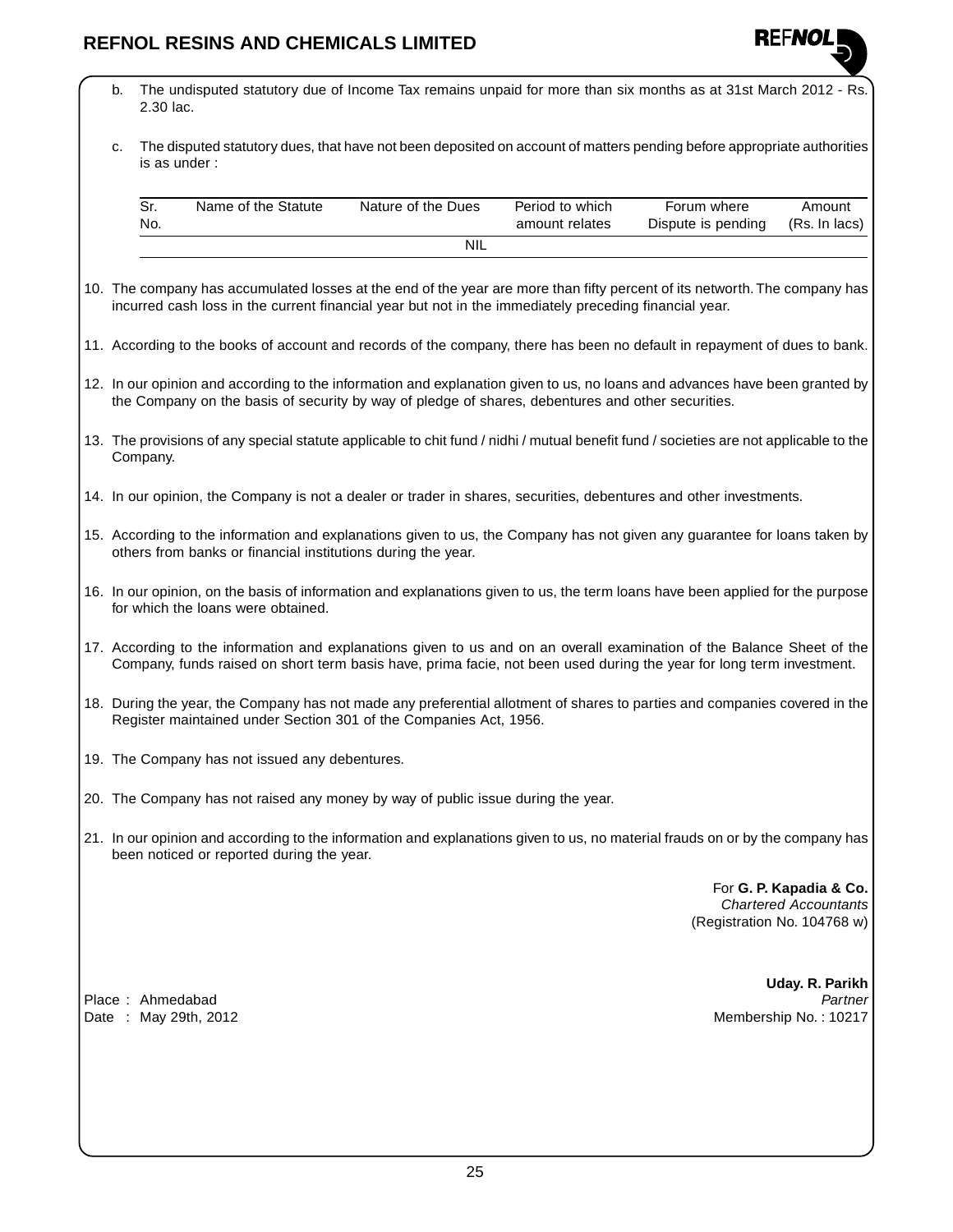b. The undisputed statutory due of Income Tax remains unpaid for more than six months as at 31st March 2012 - Rs. 2.30 lac.

c. The disputed statutory dues, that have not been deposited on account of matters pending before appropriate authorities is as under :

| Sr. No. | Name of the Statute | Nature of the Dues | Period to which amount relates | Forum where Dispute is pending | Amount (Rs. In lacs) |
|---|---|---|---|---|---|
| | | NIL | | | |

10. The company has accumulated losses at the end of the year are more than fifty percent of its networth. The company has incurred cash loss in the current financial year but not in the immediately preceding financial year.

11. According to the books of account and records of the company, there has been no default in repayment of dues to bank.

12. In our opinion and according to the information and explanation given to us, no loans and advances have been granted by the Company on the basis of security by way of pledge of shares, debentures and other securities.

13. The provisions of any special statute applicable to chit fund / nidhi / mutual benefit fund / societies are not applicable to the Company.

14. In our opinion, the Company is not a dealer or trader in shares, securities, debentures and other investments.

15. According to the information and explanations given to us, the Company has not given any guarantee for loans taken by others from banks or financial institutions during the year.

16. In our opinion, on the basis of information and explanations given to us, the term loans have been applied for the purpose for which the loans were obtained.

17. According to the information and explanations given to us and on an overall examination of the Balance Sheet of the Company, funds raised on short term basis have, prima facie, not been used during the year for long term investment.

18. During the year, the Company has not made any preferential allotment of shares to parties and companies covered in the Register maintained under Section 301 of the Companies Act, 1956.

19. The Company has not issued any debentures.

20. The Company has not raised any money by way of public issue during the year.

21. In our opinion and according to the information and explanations given to us, no material frauds on or by the company has been noticed or reported during the year.

For **G. P. Kapadia & Co.**
*Chartered Accountants*
(Registration No. 104768 w)

**Uday. R. Parikh**
*Partner*
Membership No. : 10217

Place : Ahmedabad
Date : May 29th, 2012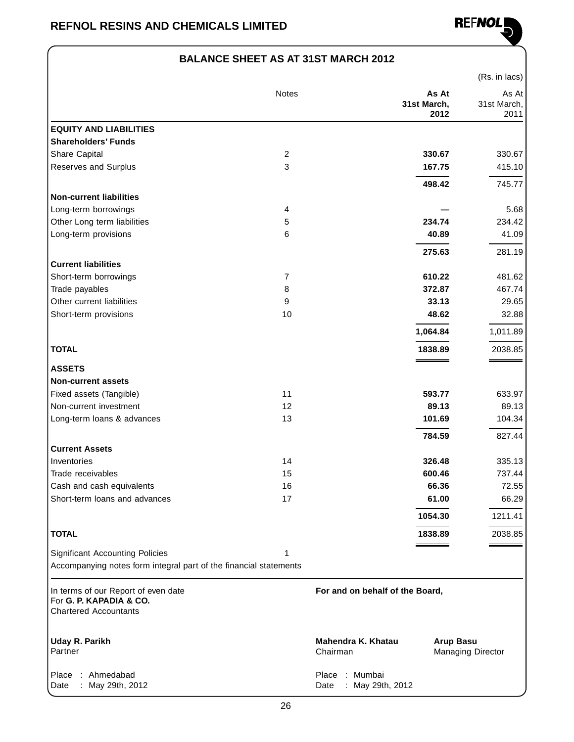# BALANCE SHEET AS AT 31ST MARCH 2012

(Rs. in lacs)

| | Notes | As At 31st March, 2012 | As At 31st March, 2011 |
|---|---|---|---|
| **EQUITY AND LIABILITIES** | | | |
| **Shareholders' Funds** | | | |
| Share Capital | 2 | **330.67** | 330.67 |
| Reserves and Surplus | 3 | **167.75** | 415.10 |
| | | **498.42** | 745.77 |
| **Non-current liabilities** | | | |
| Long-term borrowings | 4 | **—** | 5.68 |
| Other Long term liabilities | 5 | **234.74** | 234.42 |
| Long-term provisions | 6 | **40.89** | 41.09 |
| | | **275.63** | 281.19 |
| **Current liabilities** | | | |
| Short-term borrowings | 7 | **610.22** | 481.62 |
| Trade payables | 8 | **372.87** | 467.74 |
| Other current liabilities | 9 | **33.13** | 29.65 |
| Short-term provisions | 10 | **48.62** | 32.88 |
| | | **1,064.84** | 1,011.89 |
| **TOTAL** | | **1838.89** | 2038.85 |
| **ASSETS** | | | |
| **Non-current assets** | | | |
| Fixed assets (Tangible) | 11 | **593.77** | 633.97 |
| Non-current investment | 12 | **89.13** | 89.13 |
| Long-term loans & advances | 13 | **101.69** | 104.34 |
| | | **784.59** | 827.44 |
| **Current Assets** | | | |
| Inventories | 14 | **326.48** | 335.13 |
| Trade receivables | 15 | **600.46** | 737.44 |
| Cash and cash equivalents | 16 | **66.36** | 72.55 |
| Short-term loans and advances | 17 | **61.00** | 66.29 |
| | | **1054.30** | 1211.41 |
| **TOTAL** | | **1838.89** | 2038.85 |
| Significant Accounting Policies | 1 | | |

Accompanying notes form integral part of the financial statements

In terms of our Report of even date
For **G. P. KAPADIA & CO.**
Chartered Accountants

**Uday R. Parikh**
Partner

Place : Ahmedabad
Date : May 29th, 2012

**For and on behalf of the Board,**

**Mahendra K. Khatau**
Chairman

**Arup Basu**
Managing Director

Place : Mumbai
Date : May 29th, 2012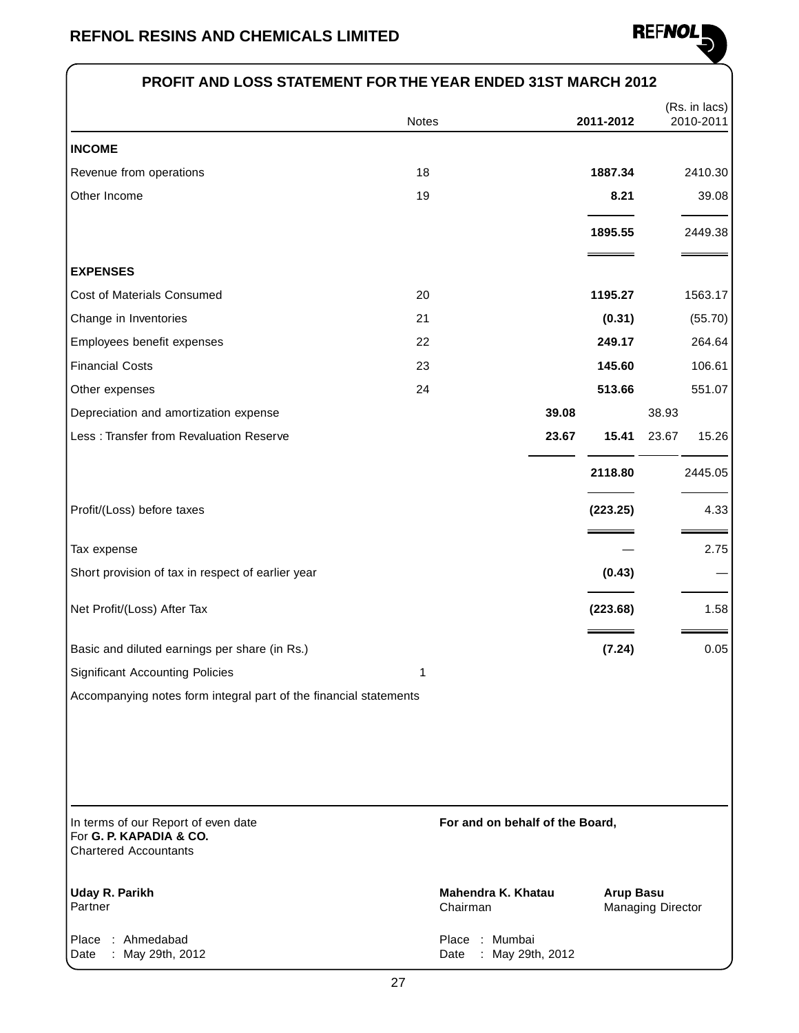# REFNOL RESINS AND CHEMICALS LIMITED

## PROFIT AND LOSS STATEMENT FOR THE YEAR ENDED 31ST MARCH 2012

(Rs. in lacs)

| | Notes | | 2011-2012 | | 2010-2011 |
|---|---|---|---|---|---|
| **INCOME** | | | | | |
| Revenue from operations | 18 | | **1887.34** | | 2410.30 |
| Other Income | 19 | | **8.21** | | 39.08 |
| | | | **1895.55** | | 2449.38 |
| **EXPENSES** | | | | | |
| Cost of Materials Consumed | 20 | | **1195.27** | | 1563.17 |
| Change in Inventories | 21 | | **(0.31)** | | (55.70) |
| Employees benefit expenses | 22 | | **249.17** | | 264.64 |
| Financial Costs | 23 | | **145.60** | | 106.61 |
| Other expenses | 24 | | **513.66** | | 551.07 |
| Depreciation and amortization expense | | **39.08** | | 38.93 | |
| Less : Transfer from Revaluation Reserve | | **23.67** | **15.41** | 23.67 | 15.26 |
| | | | **2118.80** | | 2445.05 |
| Profit/(Loss) before taxes | | | **(223.25)** | | 4.33 |
| Tax expense | | | — | | 2.75 |
| Short provision of tax in respect of earlier year | | | **(0.43)** | | — |
| Net Profit/(Loss) After Tax | | | **(223.68)** | | 1.58 |
| Basic and diluted earnings per share (in Rs.) | | | **(7.24)** | | 0.05 |
| Significant Accounting Policies | 1 | | | | |

Accompanying notes form integral part of the financial statements

In terms of our Report of even date
For **G. P. KAPADIA & CO.**
Chartered Accountants

**Uday R. Parikh**
Partner

Place : Ahmedabad
Date : May 29th, 2012

**For and on behalf of the Board,**

**Mahendra K. Khatau**
Chairman

**Arup Basu**
Managing Director

Place : Mumbai
Date : May 29th, 2012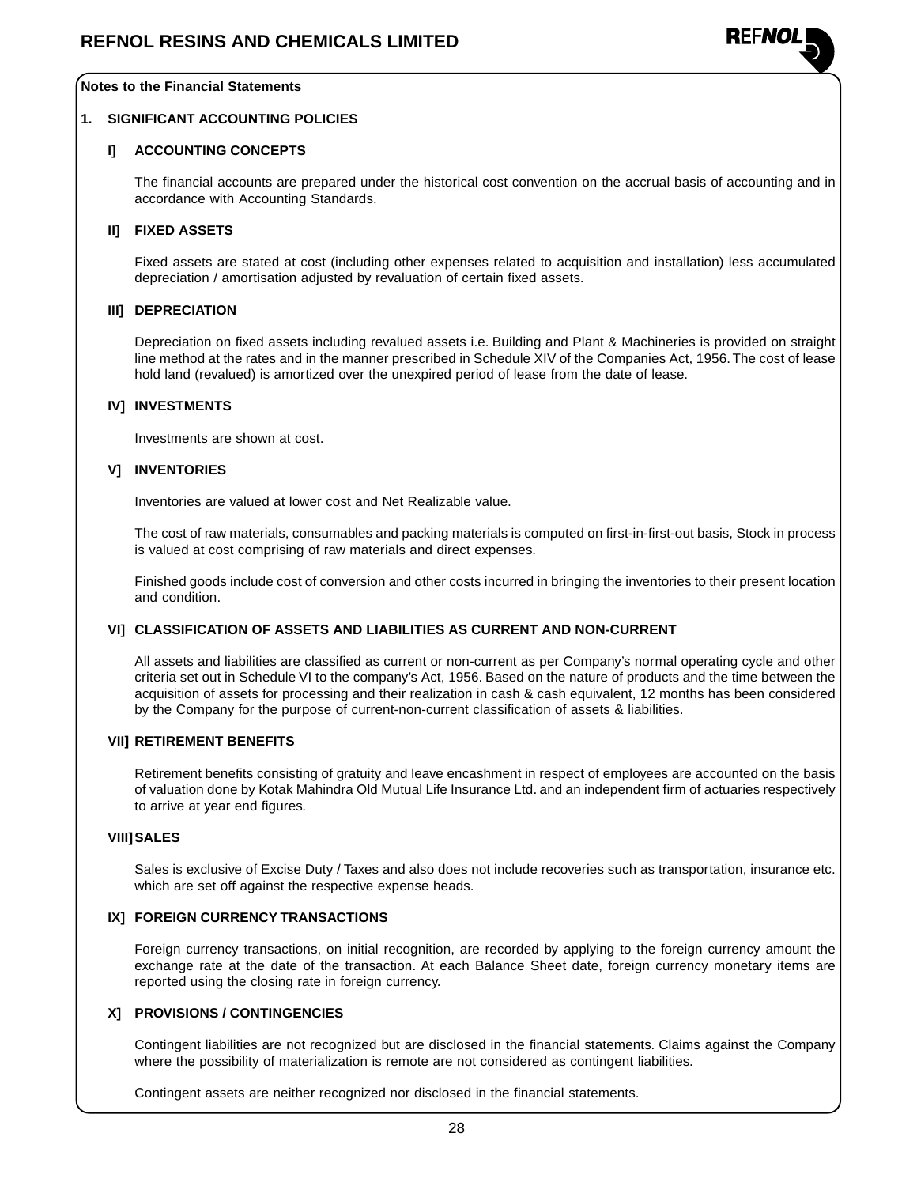**Notes to the Financial Statements**

## 1. SIGNIFICANT ACCOUNTING POLICIES

### I] ACCOUNTING CONCEPTS

The financial accounts are prepared under the historical cost convention on the accrual basis of accounting and in accordance with Accounting Standards.

### II] FIXED ASSETS

Fixed assets are stated at cost (including other expenses related to acquisition and installation) less accumulated depreciation / amortisation adjusted by revaluation of certain fixed assets.

### III] DEPRECIATION

Depreciation on fixed assets including revalued assets i.e. Building and Plant & Machineries is provided on straight line method at the rates and in the manner prescribed in Schedule XIV of the Companies Act, 1956. The cost of lease hold land (revalued) is amortized over the unexpired period of lease from the date of lease.

### IV] INVESTMENTS

Investments are shown at cost.

### V] INVENTORIES

Inventories are valued at lower cost and Net Realizable value.

The cost of raw materials, consumables and packing materials is computed on first-in-first-out basis, Stock in process is valued at cost comprising of raw materials and direct expenses.

Finished goods include cost of conversion and other costs incurred in bringing the inventories to their present location and condition.

### VI] CLASSIFICATION OF ASSETS AND LIABILITIES AS CURRENT AND NON-CURRENT

All assets and liabilities are classified as current or non-current as per Company's normal operating cycle and other criteria set out in Schedule VI to the company's Act, 1956. Based on the nature of products and the time between the acquisition of assets for processing and their realization in cash & cash equivalent, 12 months has been considered by the Company for the purpose of current-non-current classification of assets & liabilities.

### VII] RETIREMENT BENEFITS

Retirement benefits consisting of gratuity and leave encashment in respect of employees are accounted on the basis of valuation done by Kotak Mahindra Old Mutual Life Insurance Ltd. and an independent firm of actuaries respectively to arrive at year end figures.

### VIII] SALES

Sales is exclusive of Excise Duty / Taxes and also does not include recoveries such as transportation, insurance etc. which are set off against the respective expense heads.

### IX] FOREIGN CURRENCY TRANSACTIONS

Foreign currency transactions, on initial recognition, are recorded by applying to the foreign currency amount the exchange rate at the date of the transaction. At each Balance Sheet date, foreign currency monetary items are reported using the closing rate in foreign currency.

### X] PROVISIONS / CONTINGENCIES

Contingent liabilities are not recognized but are disclosed in the financial statements. Claims against the Company where the possibility of materialization is remote are not considered as contingent liabilities.

Contingent assets are neither recognized nor disclosed in the financial statements.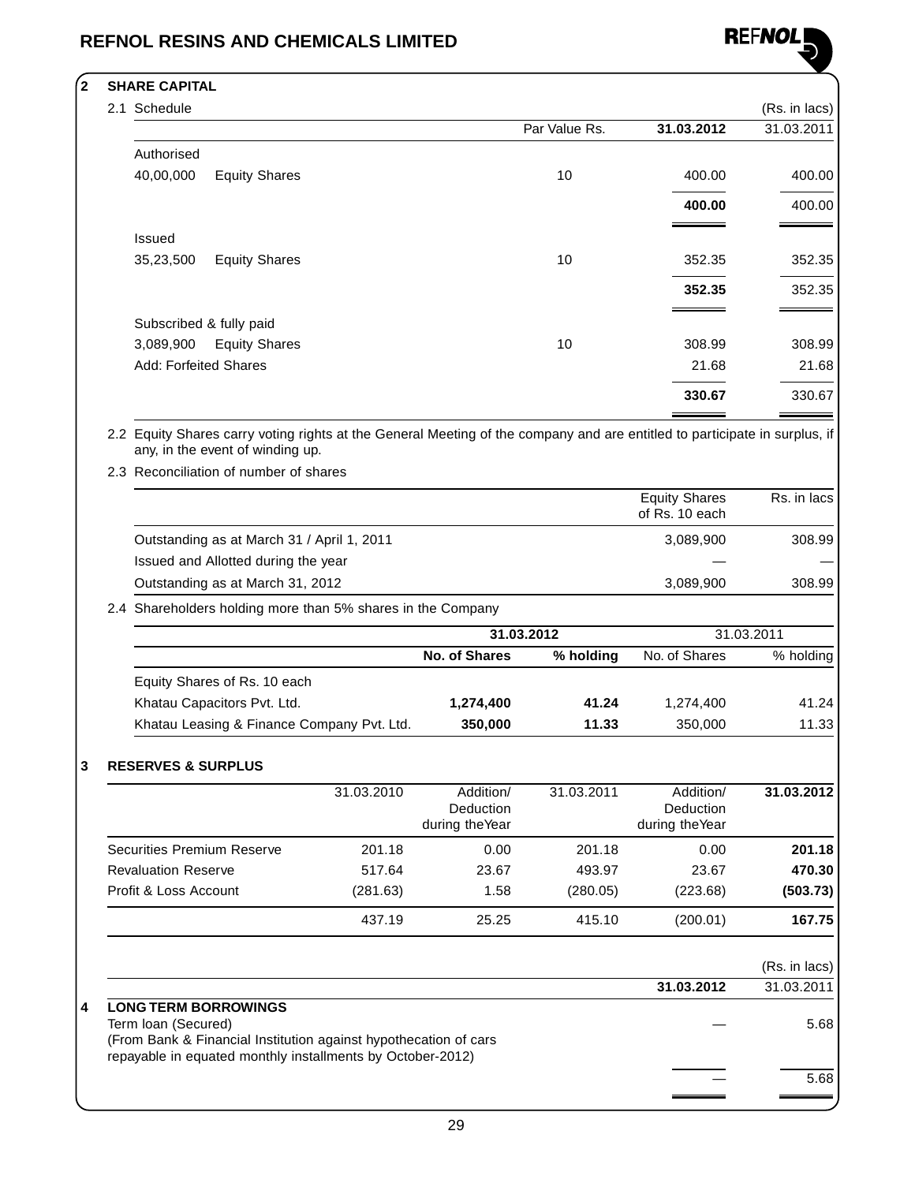## 2 SHARE CAPITAL

2.1 Schedule

(Rs. in lacs)

| | | Par Value Rs. | **31.03.2012** | 31.03.2011 |
|---|---|---|---|---|
| Authorised | | | | |
| 40,00,000 | Equity Shares | 10 | 400.00 | 400.00 |
| | | | **400.00** | 400.00 |
| Issued | | | | |
| 35,23,500 | Equity Shares | 10 | 352.35 | 352.35 |
| | | | **352.35** | 352.35 |
| Subscribed & fully paid | | | | |
| 3,089,900 | Equity Shares | 10 | 308.99 | 308.99 |
| Add: Forfeited Shares | | | 21.68 | 21.68 |
| | | | **330.67** | 330.67 |

2.2 Equity Shares carry voting rights at the General Meeting of the company and are entitled to participate in surplus, if any, in the event of winding up.

2.3 Reconciliation of number of shares

| | Equity Shares of Rs. 10 each | Rs. in lacs |
|---|---|---|
| Outstanding as at March 31 / April 1, 2011 | 3,089,900 | 308.99 |
| Issued and Allotted during the year | — | — |
| Outstanding as at March 31, 2012 | 3,089,900 | 308.99 |

2.4 Shareholders holding more than 5% shares in the Company

| | **31.03.2012** | | 31.03.2011 | |
|---|---|---|---|---|
| | **No. of Shares** | **% holding** | No. of Shares | % holding |
| Equity Shares of Rs. 10 each | | | | |
| Khatau Capacitors Pvt. Ltd. | **1,274,400** | **41.24** | 1,274,400 | 41.24 |
| Khatau Leasing & Finance Company Pvt. Ltd. | **350,000** | **11.33** | 350,000 | 11.33 |

## 3 RESERVES & SURPLUS

| | 31.03.2010 | Addition/ Deduction during the Year | 31.03.2011 | Addition/ Deduction during the Year | **31.03.2012** |
|---|---|---|---|---|---|
| Securities Premium Reserve | 201.18 | 0.00 | 201.18 | 0.00 | **201.18** |
| Revaluation Reserve | 517.64 | 23.67 | 493.97 | 23.67 | **470.30** |
| Profit & Loss Account | (281.63) | 1.58 | (280.05) | (223.68) | **(503.73)** |
| | 437.19 | 25.25 | 415.10 | (200.01) | **167.75** |

(Rs. in lacs)

| | **31.03.2012** | 31.03.2011 |
|---|---|---|
| **4 LONG TERM BORROWINGS** | | |
| Term loan (Secured) (From Bank & Financial Institution against hypothecation of cars repayable in equated monthly installments by October-2012) | — | 5.68 |
| | — | 5.68 |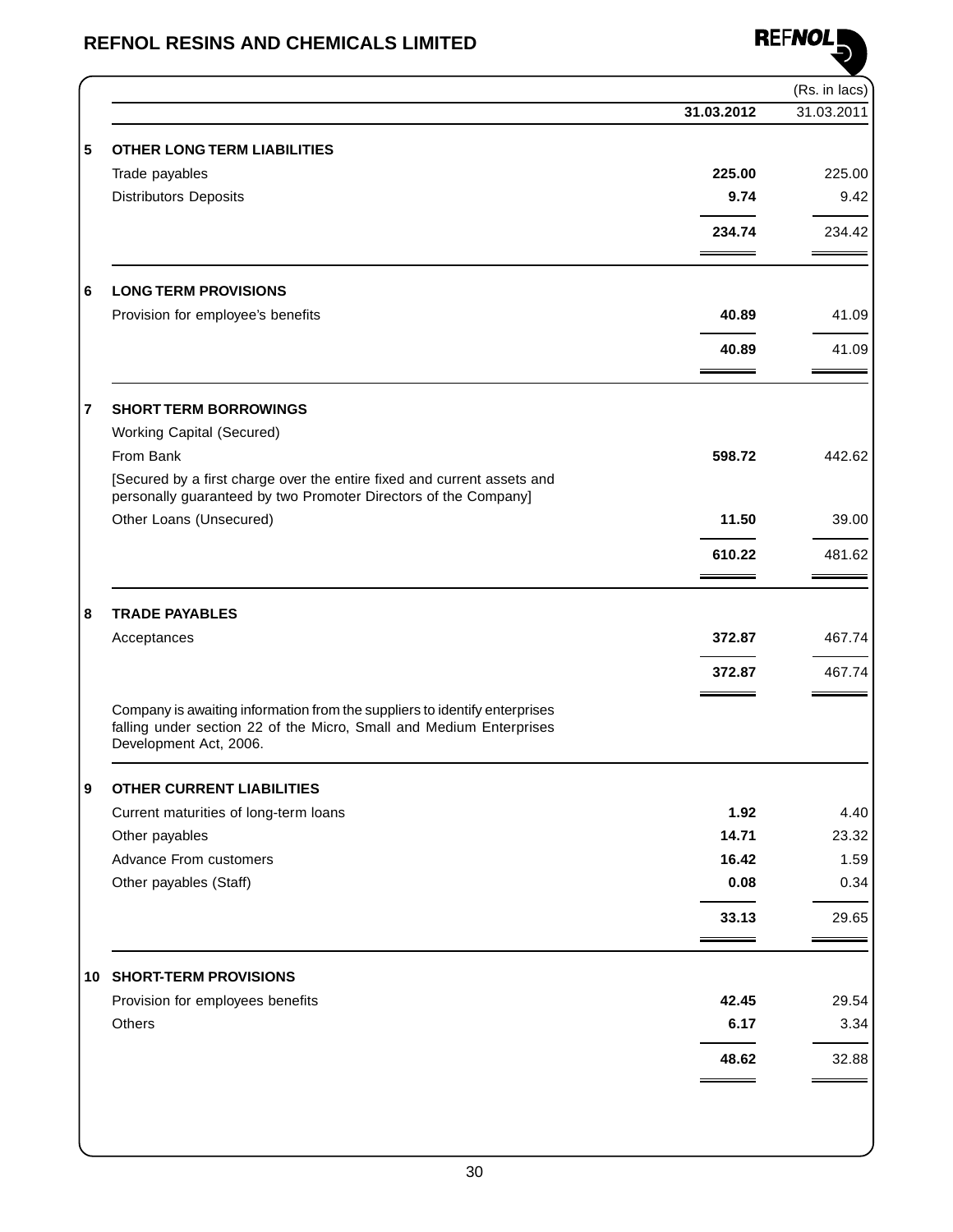(Rs. in lacs)

| | | 31.03.2012 | 31.03.2011 |
|---|---|---|---|
| **5** | **OTHER LONG TERM LIABILITIES** | | |
| | Trade payables | **225.00** | 225.00 |
| | Distributors Deposits | **9.74** | 9.42 |
| | | **234.74** | 234.42 |
| **6** | **LONG TERM PROVISIONS** | | |
| | Provision for employee's benefits | **40.89** | 41.09 |
| | | **40.89** | 41.09 |
| **7** | **SHORT TERM BORROWINGS** | | |
| | Working Capital (Secured) | | |
| | From Bank | **598.72** | 442.62 |
| | [Secured by a first charge over the entire fixed and current assets and personally guaranteed by two Promoter Directors of the Company] | | |
| | Other Loans (Unsecured) | **11.50** | 39.00 |
| | | **610.22** | 481.62 |
| **8** | **TRADE PAYABLES** | | |
| | Acceptances | **372.87** | 467.74 |
| | | **372.87** | 467.74 |
| | Company is awaiting information from the suppliers to identify enterprises falling under section 22 of the Micro, Small and Medium Enterprises Development Act, 2006. | | |
| **9** | **OTHER CURRENT LIABILITIES** | | |
| | Current maturities of long-term loans | **1.92** | 4.40 |
| | Other payables | **14.71** | 23.32 |
| | Advance From customers | **16.42** | 1.59 |
| | Other payables (Staff) | **0.08** | 0.34 |
| | | **33.13** | 29.65 |
| **10** | **SHORT-TERM PROVISIONS** | | |
| | Provision for employees benefits | **42.45** | 29.54 |
| | Others | **6.17** | 3.34 |
| | | **48.62** | 32.88 |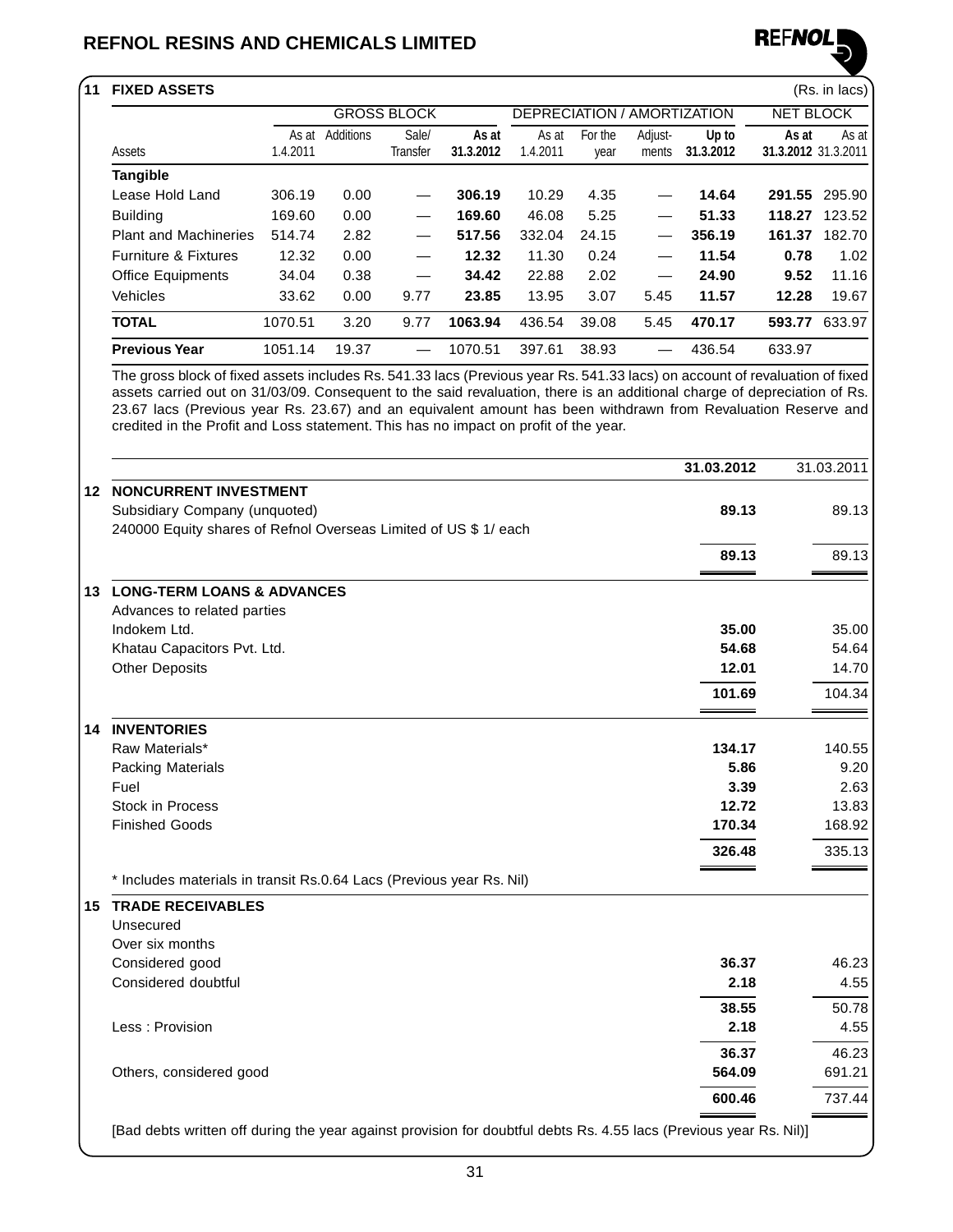## 11 FIXED ASSETS

(Rs. in lacs)

| Assets | GROSS BLOCK | | | | DEPRECIATION / AMORTIZATION | | | | NET BLOCK | |
|---|---|---|---|---|---|---|---|---|---|---|
| | As at 1.4.2011 | Additions | Sale/ Transfer | As at 31.3.2012 | As at 1.4.2011 | For the year | Adjust-ments | Up to 31.3.2012 | As at 31.3.2012 | As at 31.3.2011 |
| **Tangible** | | | | | | | | | | |
| Lease Hold Land | 306.19 | 0.00 | — | **306.19** | 10.29 | 4.35 | — | **14.64** | **291.55** | 295.90 |
| Building | 169.60 | 0.00 | — | **169.60** | 46.08 | 5.25 | — | **51.33** | **118.27** | 123.52 |
| Plant and Machineries | 514.74 | 2.82 | — | **517.56** | 332.04 | 24.15 | — | **356.19** | **161.37** | 182.70 |
| Furniture & Fixtures | 12.32 | 0.00 | — | **12.32** | 11.30 | 0.24 | — | **11.54** | **0.78** | 1.02 |
| Office Equipments | 34.04 | 0.38 | — | **34.42** | 22.88 | 2.02 | — | **24.90** | **9.52** | 11.16 |
| Vehicles | 33.62 | 0.00 | 9.77 | **23.85** | 13.95 | 3.07 | 5.45 | **11.57** | **12.28** | 19.67 |
| **TOTAL** | 1070.51 | 3.20 | 9.77 | **1063.94** | 436.54 | 39.08 | 5.45 | **470.17** | **593.77** | 633.97 |
| **Previous Year** | 1051.14 | 19.37 | — | 1070.51 | 397.61 | 38.93 | — | 436.54 | 633.97 | |

The gross block of fixed assets includes Rs. 541.33 lacs (Previous year Rs. 541.33 lacs) on account of revaluation of fixed assets carried out on 31/03/09. Consequent to the said revaluation, there is an additional charge of depreciation of Rs. 23.67 lacs (Previous year Rs. 23.67) and an equivalent amount has been withdrawn from Revaluation Reserve and credited in the Profit and Loss statement. This has no impact on profit of the year.

| | | 31.03.2012 | 31.03.2011 |
|---|---|---|---|
| **12** | **NONCURRENT INVESTMENT** | | |
| | Subsidiary Company (unquoted) | **89.13** | 89.13 |
| | 240000 Equity shares of Refnol Overseas Limited of US $ 1/ each | | |
| | | **89.13** | 89.13 |
| **13** | **LONG-TERM LOANS & ADVANCES** | | |
| | Advances to related parties | | |
| | Indokem Ltd. | **35.00** | 35.00 |
| | Khatau Capacitors Pvt. Ltd. | **54.68** | 54.64 |
| | Other Deposits | **12.01** | 14.70 |
| | | **101.69** | 104.34 |
| **14** | **INVENTORIES** | | |
| | Raw Materials* | **134.17** | 140.55 |
| | Packing Materials | **5.86** | 9.20 |
| | Fuel | **3.39** | 2.63 |
| | Stock in Process | **12.72** | 13.83 |
| | Finished Goods | **170.34** | 168.92 |
| | | **326.48** | 335.13 |
| | * Includes materials in transit Rs.0.64 Lacs (Previous year Rs. Nil) | | |
| **15** | **TRADE RECEIVABLES** | | |
| | Unsecured | | |
| | Over six months | | |
| | Considered good | **36.37** | 46.23 |
| | Considered doubtful | **2.18** | 4.55 |
| | | **38.55** | 50.78 |
| | Less : Provision | **2.18** | 4.55 |
| | | **36.37** | 46.23 |
| | Others, considered good | **564.09** | 691.21 |
| | | **600.46** | 737.44 |

[Bad debts written off during the year against provision for doubtful debts Rs. 4.55 lacs (Previous year Rs. Nil)]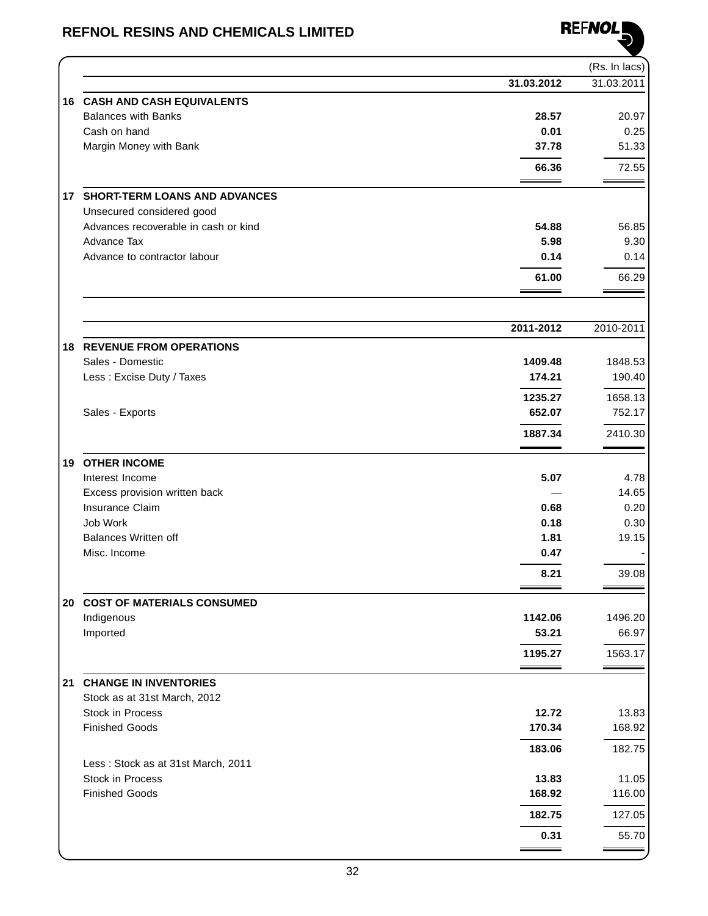(Rs. In lacs)

| | | 31.03.2012 | 31.03.2011 |
|---|---|---|---|
| **16** | **CASH AND CASH EQUIVALENTS** | | |
| | Balances with Banks | **28.57** | 20.97 |
| | Cash on hand | **0.01** | 0.25 |
| | Margin Money with Bank | **37.78** | 51.33 |
| | | **66.36** | 72.55 |
| **17** | **SHORT-TERM LOANS AND ADVANCES** | | |
| | Unsecured considered good | | |
| | Advances recoverable in cash or kind | **54.88** | 56.85 |
| | Advance Tax | **5.98** | 9.30 |
| | Advance to contractor labour | **0.14** | 0.14 |
| | | **61.00** | 66.29 |

| | | 2011-2012 | 2010-2011 |
|---|---|---|---|
| **18** | **REVENUE FROM OPERATIONS** | | |
| | Sales - Domestic | **1409.48** | 1848.53 |
| | Less : Excise Duty / Taxes | **174.21** | 190.40 |
| | | **1235.27** | 1658.13 |
| | Sales - Exports | **652.07** | 752.17 |
| | | **1887.34** | 2410.30 |
| **19** | **OTHER INCOME** | | |
| | Interest Income | **5.07** | 4.78 |
| | Excess provision written back | — | 14.65 |
| | Insurance Claim | **0.68** | 0.20 |
| | Job Work | **0.18** | 0.30 |
| | Balances Written off | **1.81** | 19.15 |
| | Misc. Income | **0.47** | - |
| | | **8.21** | 39.08 |
| **20** | **COST OF MATERIALS CONSUMED** | | |
| | Indigenous | **1142.06** | 1496.20 |
| | Imported | **53.21** | 66.97 |
| | | **1195.27** | 1563.17 |
| **21** | **CHANGE IN INVENTORIES** | | |
| | Stock as at 31st March, 2012 | | |
| | Stock in Process | **12.72** | 13.83 |
| | Finished Goods | **170.34** | 168.92 |
| | | **183.06** | 182.75 |
| | Less : Stock as at 31st March, 2011 | | |
| | Stock in Process | **13.83** | 11.05 |
| | Finished Goods | **168.92** | 116.00 |
| | | **182.75** | 127.05 |
| | | **0.31** | 55.70 |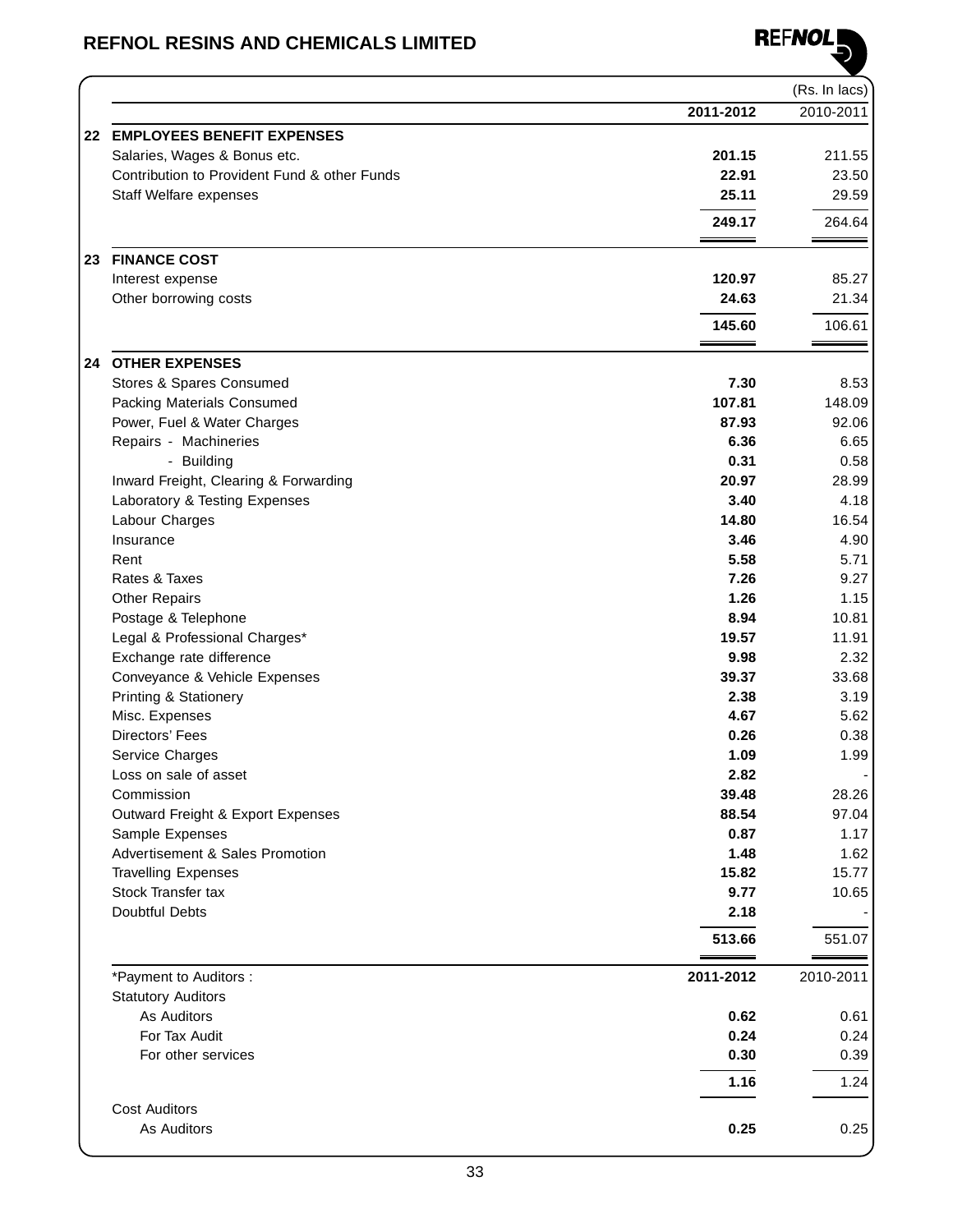(Rs. In lacs)

| | | 2011-2012 | 2010-2011 |
|---|---|---|---|
| **22** | **EMPLOYEES BENEFIT EXPENSES** | | |
| | Salaries, Wages & Bonus etc. | **201.15** | 211.55 |
| | Contribution to Provident Fund & other Funds | **22.91** | 23.50 |
| | Staff Welfare expenses | **25.11** | 29.59 |
| | | **249.17** | 264.64 |
| **23** | **FINANCE COST** | | |
| | Interest expense | **120.97** | 85.27 |
| | Other borrowing costs | **24.63** | 21.34 |
| | | **145.60** | 106.61 |
| **24** | **OTHER EXPENSES** | | |
| | Stores & Spares Consumed | **7.30** | 8.53 |
| | Packing Materials Consumed | **107.81** | 148.09 |
| | Power, Fuel & Water Charges | **87.93** | 92.06 |
| | Repairs - Machineries | **6.36** | 6.65 |
| | - Building | **0.31** | 0.58 |
| | Inward Freight, Clearing & Forwarding | **20.97** | 28.99 |
| | Laboratory & Testing Expenses | **3.40** | 4.18 |
| | Labour Charges | **14.80** | 16.54 |
| | Insurance | **3.46** | 4.90 |
| | Rent | **5.58** | 5.71 |
| | Rates & Taxes | **7.26** | 9.27 |
| | Other Repairs | **1.26** | 1.15 |
| | Postage & Telephone | **8.94** | 10.81 |
| | Legal & Professional Charges* | **19.57** | 11.91 |
| | Exchange rate difference | **9.98** | 2.32 |
| | Conveyance & Vehicle Expenses | **39.37** | 33.68 |
| | Printing & Stationery | **2.38** | 3.19 |
| | Misc. Expenses | **4.67** | 5.62 |
| | Directors' Fees | **0.26** | 0.38 |
| | Service Charges | **1.09** | 1.99 |
| | Loss on sale of asset | **2.82** | - |
| | Commission | **39.48** | 28.26 |
| | Outward Freight & Export Expenses | **88.54** | 97.04 |
| | Sample Expenses | **0.87** | 1.17 |
| | Advertisement & Sales Promotion | **1.48** | 1.62 |
| | Travelling Expenses | **15.82** | 15.77 |
| | Stock Transfer tax | **9.77** | 10.65 |
| | Doubtful Debts | **2.18** | - |
| | | **513.66** | 551.07 |

| *Payment to Auditors : | 2011-2012 | 2010-2011 |
|---|---|---|
| Statutory Auditors | | |
| As Auditors | **0.62** | 0.61 |
| For Tax Audit | **0.24** | 0.24 |
| For other services | **0.30** | 0.39 |
| | **1.16** | 1.24 |
| Cost Auditors | | |
| As Auditors | **0.25** | 0.25 |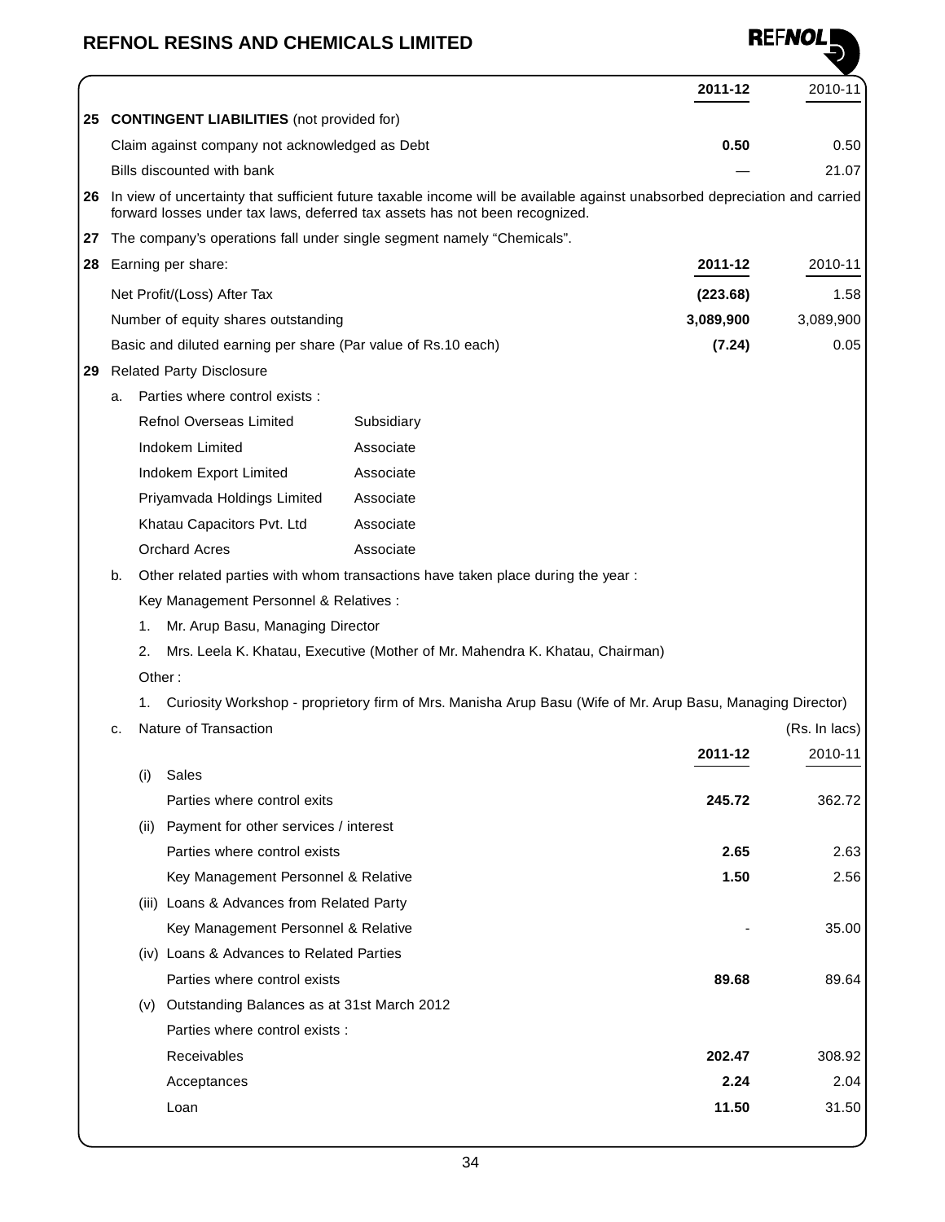| | | 2011-12 | 2010-11 |
|---|---|---|---|
| **25** | **CONTINGENT LIABILITIES** (not provided for) | | |
| | Claim against company not acknowledged as Debt | **0.50** | 0.50 |
| | Bills discounted with bank | — | 21.07 |

**26** In view of uncertainty that sufficient future taxable income will be available against unabsorbed depreciation and carried forward losses under tax laws, deferred tax assets has not been recognized.

**27** The company's operations fall under single segment namely "Chemicals".

| **28** Earning per share: | 2011-12 | 2010-11 |
|---|---|---|
| Net Profit/(Loss) After Tax | **(223.68)** | 1.58 |
| Number of equity shares outstanding | **3,089,900** | 3,089,900 |
| Basic and diluted earning per share (Par value of Rs.10 each) | **(7.24)** | 0.05 |

**29** Related Party Disclosure

a. Parties where control exists :

| | |
|---|---|
| Refnol Overseas Limited | Subsidiary |
| Indokem Limited | Associate |
| Indokem Export Limited | Associate |
| Priyamvada Holdings Limited | Associate |
| Khatau Capacitors Pvt. Ltd | Associate |
| Orchard Acres | Associate |

b. Other related parties with whom transactions have taken place during the year :

Key Management Personnel & Relatives :

1. Mr. Arup Basu, Managing Director
2. Mrs. Leela K. Khatau, Executive (Mother of Mr. Mahendra K. Khatau, Chairman)

Other :

1. Curiosity Workshop - proprietory firm of Mrs. Manisha Arup Basu (Wife of Mr. Arup Basu, Managing Director)

c. Nature of Transaction (Rs. In lacs)

| | 2011-12 | 2010-11 |
|---|---|---|
| (i) Sales | | |
| Parties where control exits | **245.72** | 362.72 |
| (ii) Payment for other services / interest | | |
| Parties where control exists | **2.65** | 2.63 |
| Key Management Personnel & Relative | **1.50** | 2.56 |
| (iii) Loans & Advances from Related Party | | |
| Key Management Personnel & Relative | - | 35.00 |
| (iv) Loans & Advances to Related Parties | | |
| Parties where control exists | **89.68** | 89.64 |
| (v) Outstanding Balances as at 31st March 2012 | | |
| Parties where control exists : | | |
| Receivables | **202.47** | 308.92 |
| Acceptances | **2.24** | 2.04 |
| Loan | **11.50** | 31.50 |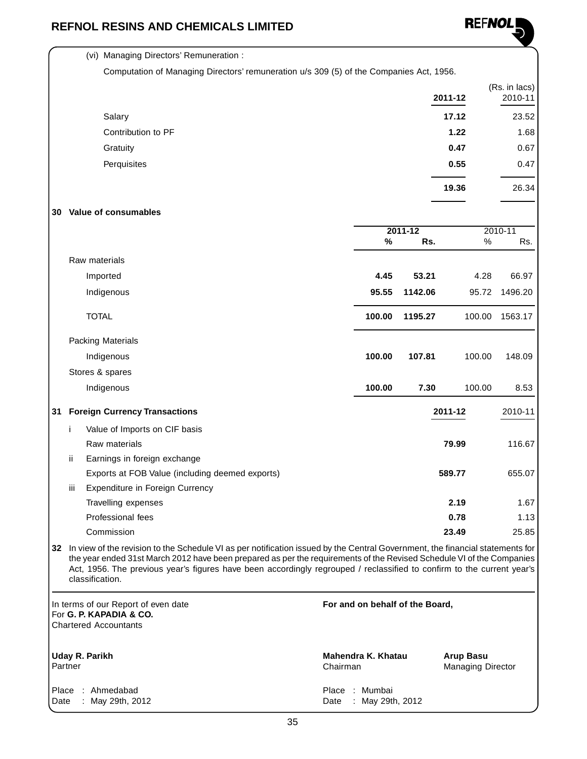(vi) Managing Directors' Remuneration :

Computation of Managing Directors' remuneration u/s 309 (5) of the Companies Act, 1956.

(Rs. in lacs)

| | **2011-12** | 2010-11 |
|---|---|---|
| Salary | **17.12** | 23.52 |
| Contribution to PF | **1.22** | 1.68 |
| Gratuity | **0.47** | 0.67 |
| Perquisites | **0.55** | 0.47 |
| | **19.36** | 26.34 |

## 30 Value of consumables

| | **2011-12** | | 2010-11 | |
|---|---|---|---|---|
| | **%** | **Rs.** | % | Rs. |
| Raw materials | | | | |
| Imported | **4.45** | **53.21** | 4.28 | 66.97 |
| Indigenous | **95.55** | **1142.06** | 95.72 | 1496.20 |
| TOTAL | **100.00** | **1195.27** | 100.00 | 1563.17 |
| Packing Materials | | | | |
| Indigenous | **100.00** | **107.81** | 100.00 | 148.09 |
| Stores & spares | | | | |
| Indigenous | **100.00** | **7.30** | 100.00 | 8.53 |

## 31 Foreign Currency Transactions

| | | **2011-12** | 2010-11 |
|---|---|---|---|
| i | Value of Imports on CIF basis | | |
| | Raw materials | **79.99** | 116.67 |
| ii | Earnings in foreign exchange | | |
| | Exports at FOB Value (including deemed exports) | **589.77** | 655.07 |
| iii | Expenditure in Foreign Currency | | |
| | Travelling expenses | **2.19** | 1.67 |
| | Professional fees | **0.78** | 1.13 |
| | Commission | **23.49** | 25.85 |

**32** In view of the revision to the Schedule VI as per notification issued by the Central Government, the financial statements for the year ended 31st March 2012 have been prepared as per the requirements of the Revised Schedule VI of the Companies Act, 1956. The previous year's figures have been accordingly regrouped / reclassified to confirm to the current year's classification.

In terms of our Report of even date
For **G. P. KAPADIA & CO.**
Chartered Accountants

**Uday R. Parikh**
Partner

Place : Ahmedabad
Date : May 29th, 2012

**For and on behalf of the Board,**

**Mahendra K. Khatau**
Chairman

**Arup Basu**
Managing Director

Place : Mumbai
Date : May 29th, 2012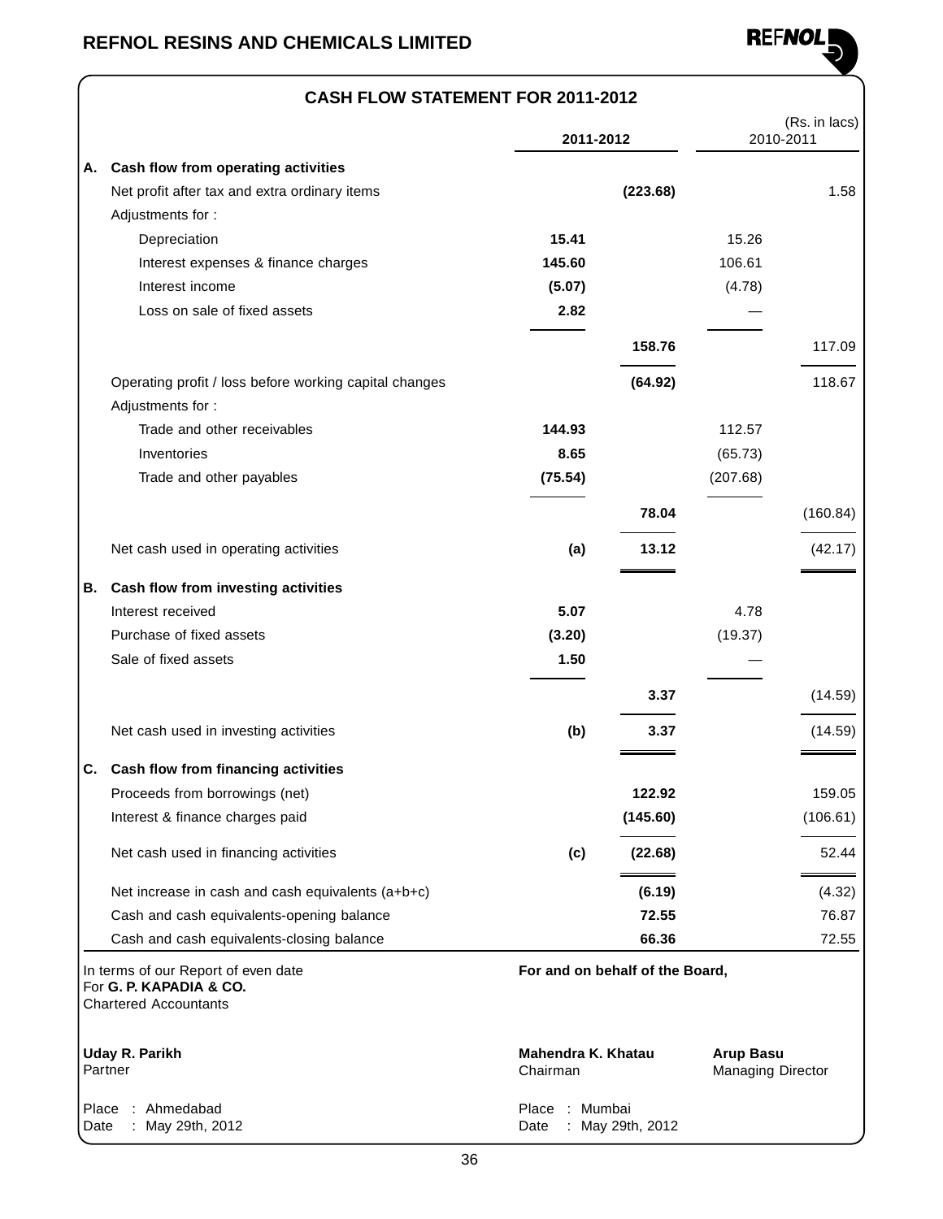# REFNOL RESINS AND CHEMICALS LIMITED

## CASH FLOW STATEMENT FOR 2011-2012

(Rs. in lacs)

| | | 2011-2012 | | 2010-2011 | |
|---|---|---|---|---|---|
| **A.** | **Cash flow from operating activities** | | | | |
| | Net profit after tax and extra ordinary items | | **(223.68)** | | 1.58 |
| | Adjustments for : | | | | |
| | Depreciation | **15.41** | | 15.26 | |
| | Interest expenses & finance charges | **145.60** | | 106.61 | |
| | Interest income | **(5.07)** | | (4.78) | |
| | Loss on sale of fixed assets | **2.82** | | — | |
| | | | **158.76** | | 117.09 |
| | Operating profit / loss before working capital changes | | **(64.92)** | | 118.67 |
| | Adjustments for : | | | | |
| | Trade and other receivables | **144.93** | | 112.57 | |
| | Inventories | **8.65** | | (65.73) | |
| | Trade and other payables | **(75.54)** | | (207.68) | |
| | | | **78.04** | | (160.84) |
| | Net cash used in operating activities | **(a)** | **13.12** | | (42.17) |
| **B.** | **Cash flow from investing activities** | | | | |
| | Interest received | **5.07** | | 4.78 | |
| | Purchase of fixed assets | **(3.20)** | | (19.37) | |
| | Sale of fixed assets | **1.50** | | — | |
| | | | **3.37** | | (14.59) |
| | Net cash used in investing activities | **(b)** | **3.37** | | (14.59) |
| **C.** | **Cash flow from financing activities** | | | | |
| | Proceeds from borrowings (net) | | **122.92** | | 159.05 |
| | Interest & finance charges paid | | **(145.60)** | | (106.61) |
| | Net cash used in financing activities | **(c)** | **(22.68)** | | 52.44 |
| | Net increase in cash and cash equivalents (a+b+c) | | **(6.19)** | | (4.32) |
| | Cash and cash equivalents-opening balance | | **72.55** | | 76.87 |
| | Cash and cash equivalents-closing balance | | **66.36** | | 72.55 |

In terms of our Report of even date
For **G. P. KAPADIA & CO.**
Chartered Accountants

**Uday R. Parikh**
Partner

Place : Ahmedabad
Date : May 29th, 2012

**For and on behalf of the Board,**

**Mahendra K. Khatau**
Chairman

**Arup Basu**
Managing Director

Place : Mumbai
Date : May 29th, 2012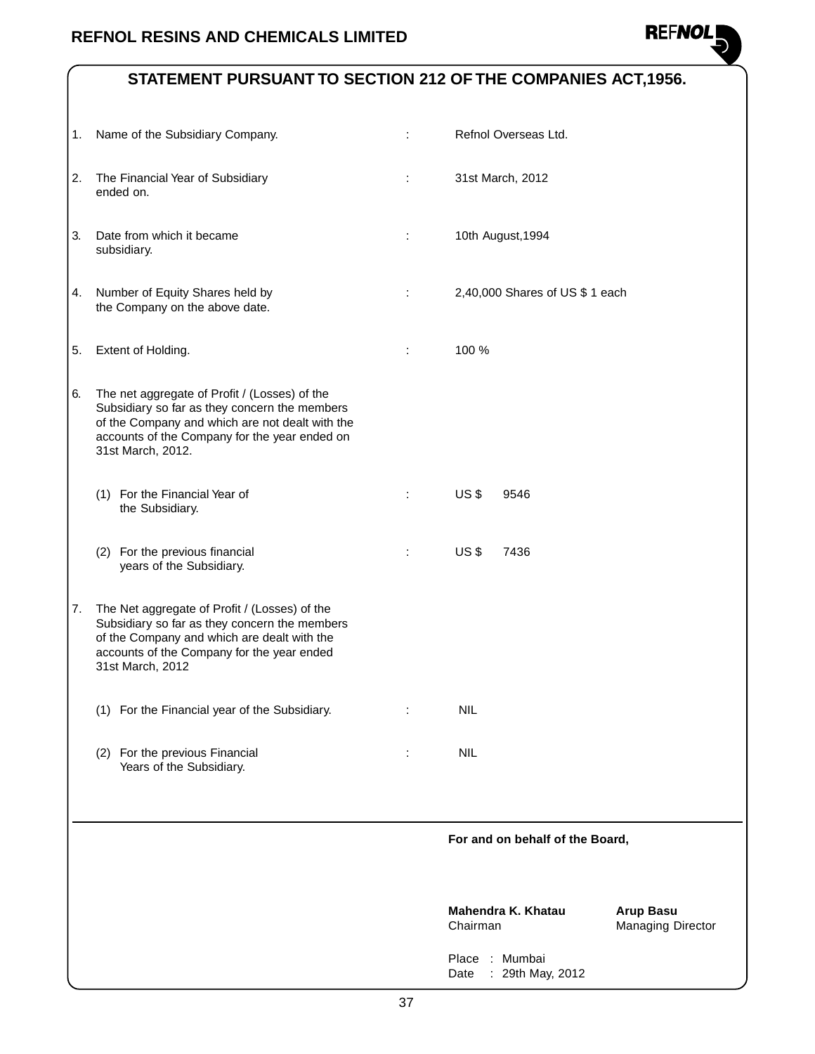## STATEMENT PURSUANT TO SECTION 212 OF THE COMPANIES ACT,1956.

| | | | |
|---|---|---|---|
| 1. | Name of the Subsidiary Company. | : | Refnol Overseas Ltd. |
| 2. | The Financial Year of Subsidiary ended on. | : | 31st March, 2012 |
| 3. | Date from which it became subsidiary. | : | 10th August,1994 |
| 4. | Number of Equity Shares held by the Company on the above date. | : | 2,40,000 Shares of US $ 1 each |
| 5. | Extent of Holding. | : | 100 % |
| 6. | The net aggregate of Profit / (Losses) of the Subsidiary so far as they concern the members of the Company and which are not dealt with the accounts of the Company for the year ended on 31st March, 2012. | | |
| | (1) For the Financial Year of the Subsidiary. | : | US $ 9546 |
| | (2) For the previous financial years of the Subsidiary. | : | US $ 7436 |
| 7. | The Net aggregate of Profit / (Losses) of the Subsidiary so far as they concern the members of the Company and which are dealt with the accounts of the Company for the year ended 31st March, 2012 | | |
| | (1) For the Financial year of the Subsidiary. | : | NIL |
| | (2) For the previous Financial Years of the Subsidiary. | : | NIL |

**For and on behalf of the Board,**

**Mahendra K. Khatau**
Chairman

**Arup Basu**
Managing Director

Place : Mumbai
Date : 29th May, 2012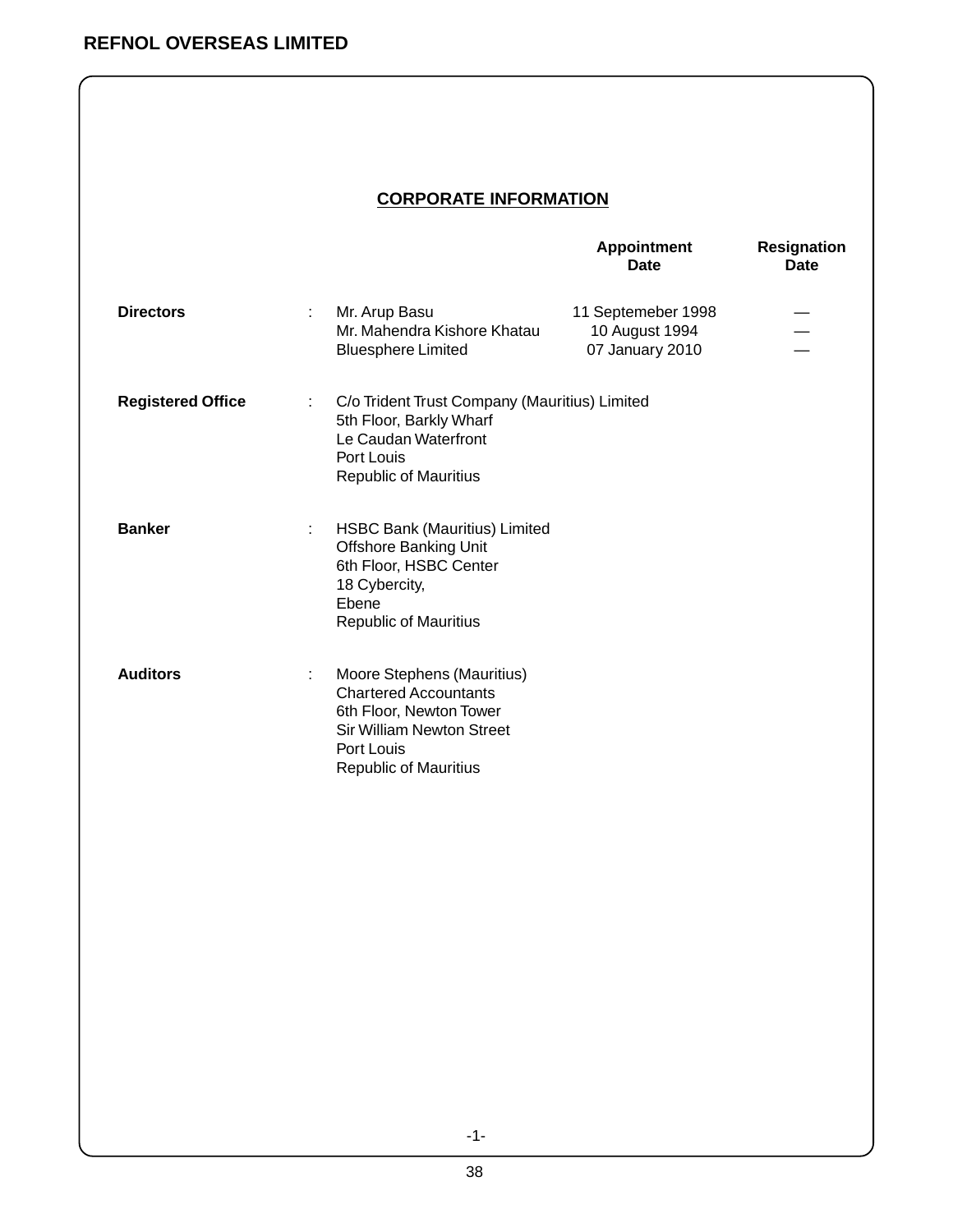## CORPORATE INFORMATION

| | | | Appointment Date | Resignation Date |
|---|---|---|---|---|
| **Directors** | : | Mr. Arup Basu | 11 Septemeber 1998 | — |
| | | Mr. Mahendra Kishore Khatau | 10 August 1994 | — |
| | | Bluesphere Limited | 07 January 2010 | — |

**Registered Office** : C/o Trident Trust Company (Mauritius) Limited
5th Floor, Barkly Wharf
Le Caudan Waterfront
Port Louis
Republic of Mauritius

**Banker** : HSBC Bank (Mauritius) Limited
Offshore Banking Unit
6th Floor, HSBC Center
18 Cybercity,
Ebene
Republic of Mauritius

**Auditors** : Moore Stephens (Mauritius)
Chartered Accountants
6th Floor, Newton Tower
Sir William Newton Street
Port Louis
Republic of Mauritius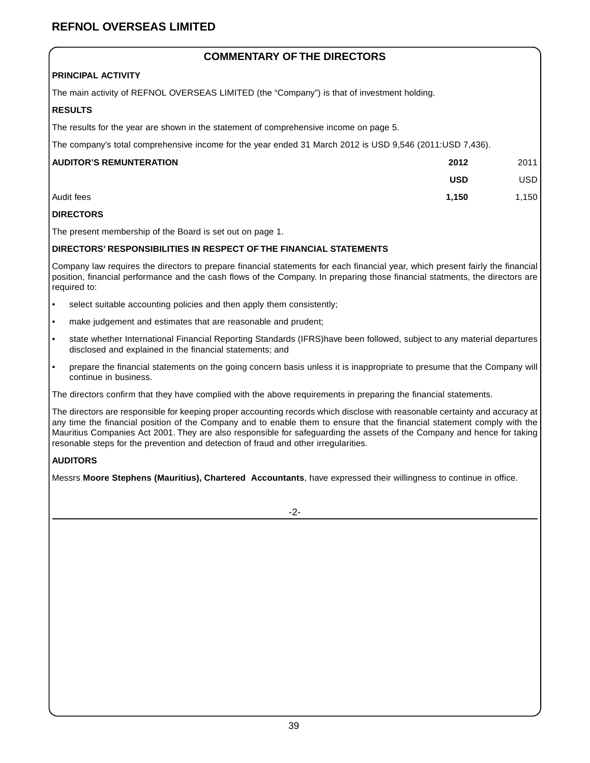# REFNOL OVERSEAS LIMITED

## COMMENTARY OF THE DIRECTORS

**PRINCIPAL ACTIVITY**

The main activity of REFNOL OVERSEAS LIMITED (the "Company") is that of investment holding.

**RESULTS**

The results for the year are shown in the statement of comprehensive income on page 5.

The company's total comprehensive income for the year ended 31 March 2012 is USD 9,546 (2011:USD 7,436).

| AUDITOR'S REMUNTERATION | 2012 | 2011 |
|---|---|---|
| | USD | USD |
| Audit fees | 1,150 | 1,150 |

**DIRECTORS**

The present membership of the Board is set out on page 1.

**DIRECTORS' RESPONSIBILITIES IN RESPECT OF THE FINANCIAL STATEMENTS**

Company law requires the directors to prepare financial statements for each financial year, which present fairly the financial position, financial performance and the cash flows of the Company. In preparing those financial statments, the directors are required to:

- select suitable accounting policies and then apply them consistently;
- make judgement and estimates that are reasonable and prudent;
- state whether International Financial Reporting Standards (IFRS)have been followed, subject to any material departures disclosed and explained in the financial statements; and
- prepare the financial statements on the going concern basis unless it is inappropriate to presume that the Company will continue in business.

The directors confirm that they have complied with the above requirements in preparing the financial statements.

The directors are responsible for keeping proper accounting records which disclose with reasonable certainty and accuracy at any time the financial position of the Company and to enable them to ensure that the financial statement comply with the Mauritius Companies Act 2001. They are also responsible for safeguarding the assets of the Company and hence for taking resonable steps for the prevention and detection of fraud and other irregularities.

**AUDITORS**

Messrs **Moore Stephens (Mauritius), Chartered Accountants**, have expressed their willingness to continue in office.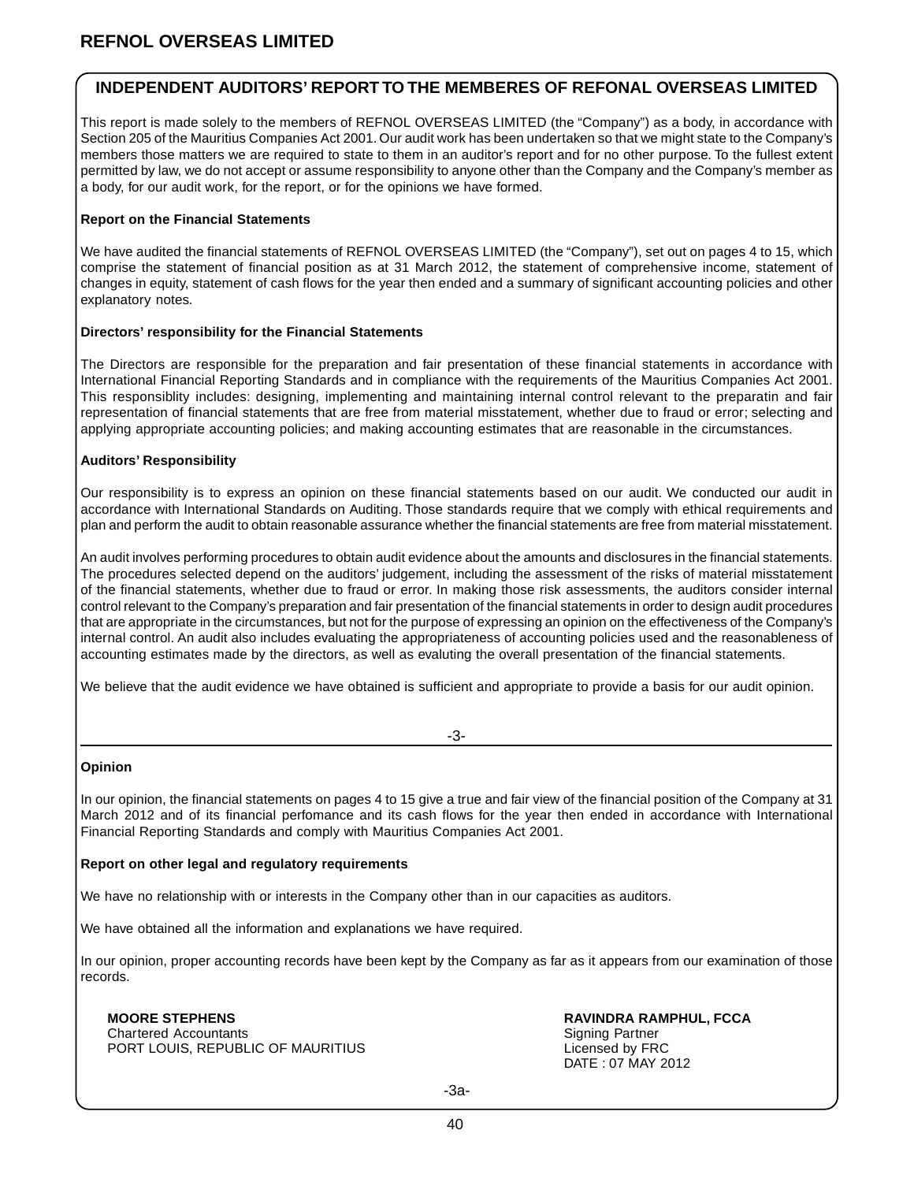## INDEPENDENT AUDITORS' REPORT TO THE MEMBERES OF REFONAL OVERSEAS LIMITED

This report is made solely to the members of REFNOL OVERSEAS LIMITED (the "Company") as a body, in accordance with Section 205 of the Mauritius Companies Act 2001. Our audit work has been undertaken so that we might state to the Company's members those matters we are required to state to them in an auditor's report and for no other purpose. To the fullest extent permitted by law, we do not accept or assume responsibility to anyone other than the Company and the Company's member as a body, for our audit work, for the report, or for the opinions we have formed.

**Report on the Financial Statements**

We have audited the financial statements of REFNOL OVERSEAS LIMITED (the "Company"), set out on pages 4 to 15, which comprise the statement of financial position as at 31 March 2012, the statement of comprehensive income, statement of changes in equity, statement of cash flows for the year then ended and a summary of significant accounting policies and other explanatory notes.

**Directors' responsibility for the Financial Statements**

The Directors are responsible for the preparation and fair presentation of these financial statements in accordance with International Financial Reporting Standards and in compliance with the requirements of the Mauritius Companies Act 2001. This responsiblity includes: designing, implementing and maintaining internal control relevant to the preparatin and fair representation of financial statements that are free from material misstatement, whether due to fraud or error; selecting and applying appropriate accounting policies; and making accounting estimates that are reasonable in the circumstances.

**Auditors' Responsibility**

Our responsibility is to express an opinion on these financial statements based on our audit. We conducted our audit in accordance with International Standards on Auditing. Those standards require that we comply with ethical requirements and plan and perform the audit to obtain reasonable assurance whether the financial statements are free from material misstatement.

An audit involves performing procedures to obtain audit evidence about the amounts and disclosures in the financial statements. The procedures selected depend on the auditors' judgement, including the assessment of the risks of material misstatement of the financial statements, whether due to fraud or error. In making those risk assessments, the auditors consider internal control relevant to the Company's preparation and fair presentation of the financial statements in order to design audit procedures that are appropriate in the circumstances, but not for the purpose of expressing an opinion on the effectiveness of the Company's internal control. An audit also includes evaluating the appropriateness of accounting policies used and the reasonableness of accounting estimates made by the directors, as well as evaluting the overall presentation of the financial statements.

We believe that the audit evidence we have obtained is sufficient and appropriate to provide a basis for our audit opinion.

-3-

**Opinion**

In our opinion, the financial statements on pages 4 to 15 give a true and fair view of the financial position of the Company at 31 March 2012 and of its financial perfomance and its cash flows for the year then ended in accordance with International Financial Reporting Standards and comply with Mauritius Companies Act 2001.

**Report on other legal and regulatory requirements**

We have no relationship with or interests in the Company other than in our capacities as auditors.

We have obtained all the information and explanations we have required.

In our opinion, proper accounting records have been kept by the Company as far as it appears from our examination of those records.

**MOORE STEPHENS**
Chartered Accountants
PORT LOUIS, REPUBLIC OF MAURITIUS

**RAVINDRA RAMPHUL, FCCA**
Signing Partner
Licensed by FRC
DATE : 07 MAY 2012

-3a-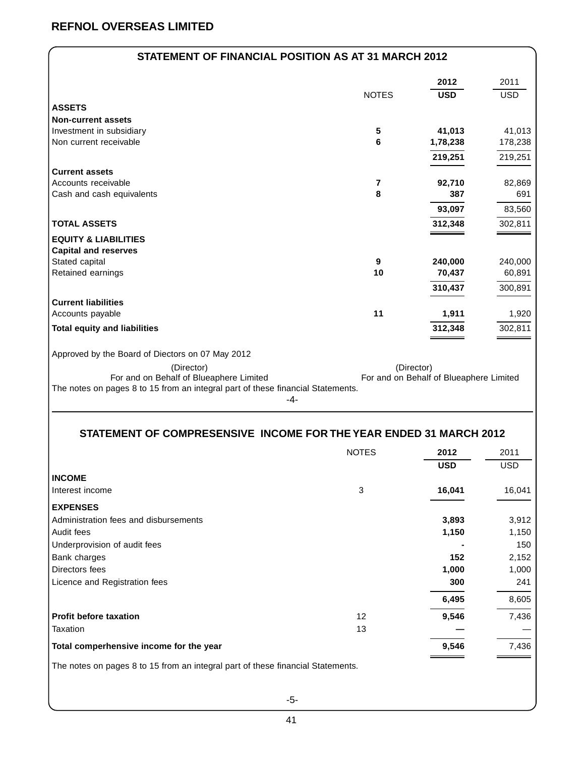## REFNOL OVERSEAS LIMITED

### STATEMENT OF FINANCIAL POSITION AS AT 31 MARCH 2012

| | NOTES | 2012 USD | 2011 USD |
|---|---|---|---|
| **ASSETS** | | | |
| **Non-current assets** | | | |
| Investment in subsidiary | 5 | **41,013** | 41,013 |
| Non current receivable | 6 | **1,78,238** | 178,238 |
| | | **219,251** | 219,251 |
| **Current assets** | | | |
| Accounts receivable | 7 | **92,710** | 82,869 |
| Cash and cash equivalents | 8 | **387** | 691 |
| | | **93,097** | 83,560 |
| **TOTAL ASSETS** | | **312,348** | 302,811 |
| **EQUITY & LIABILITIES** | | | |
| **Capital and reserves** | | | |
| Stated capital | 9 | **240,000** | 240,000 |
| Retained earnings | 10 | **70,437** | 60,891 |
| | | **310,437** | 300,891 |
| **Current liabilities** | | | |
| Accounts payable | 11 | **1,911** | 1,920 |
| **Total equity and liabilities** | | **312,348** | 302,811 |

Approved by the Board of Directors on 07 May 2012

(Director)
For and on Behalf of Blueaphere Limited

(Director)
For and on Behalf of Blueaphere Limited

The notes on pages 8 to 15 from an integral part of these financial Statements.

-4-

### STATEMENT OF COMPRESENSIVE INCOME FOR THE YEAR ENDED 31 MARCH 2012

| | NOTES | 2012 USD | 2011 USD |
|---|---|---|---|
| **INCOME** | | | |
| Interest income | 3 | **16,041** | 16,041 |
| **EXPENSES** | | | |
| Administration fees and disbursements | | **3,893** | 3,912 |
| Audit fees | | **1,150** | 1,150 |
| Underprovision of audit fees | | **-** | 150 |
| Bank charges | | **152** | 2,152 |
| Directors fees | | **1,000** | 1,000 |
| Licence and Registration fees | | **300** | 241 |
| | | **6,495** | 8,605 |
| **Profit before taxation** | 12 | **9,546** | 7,436 |
| Taxation | 13 | **—** | — |
| **Total comperhensive income for the year** | | **9,546** | 7,436 |

The notes on pages 8 to 15 from an integral part of these financial Statements.

-5-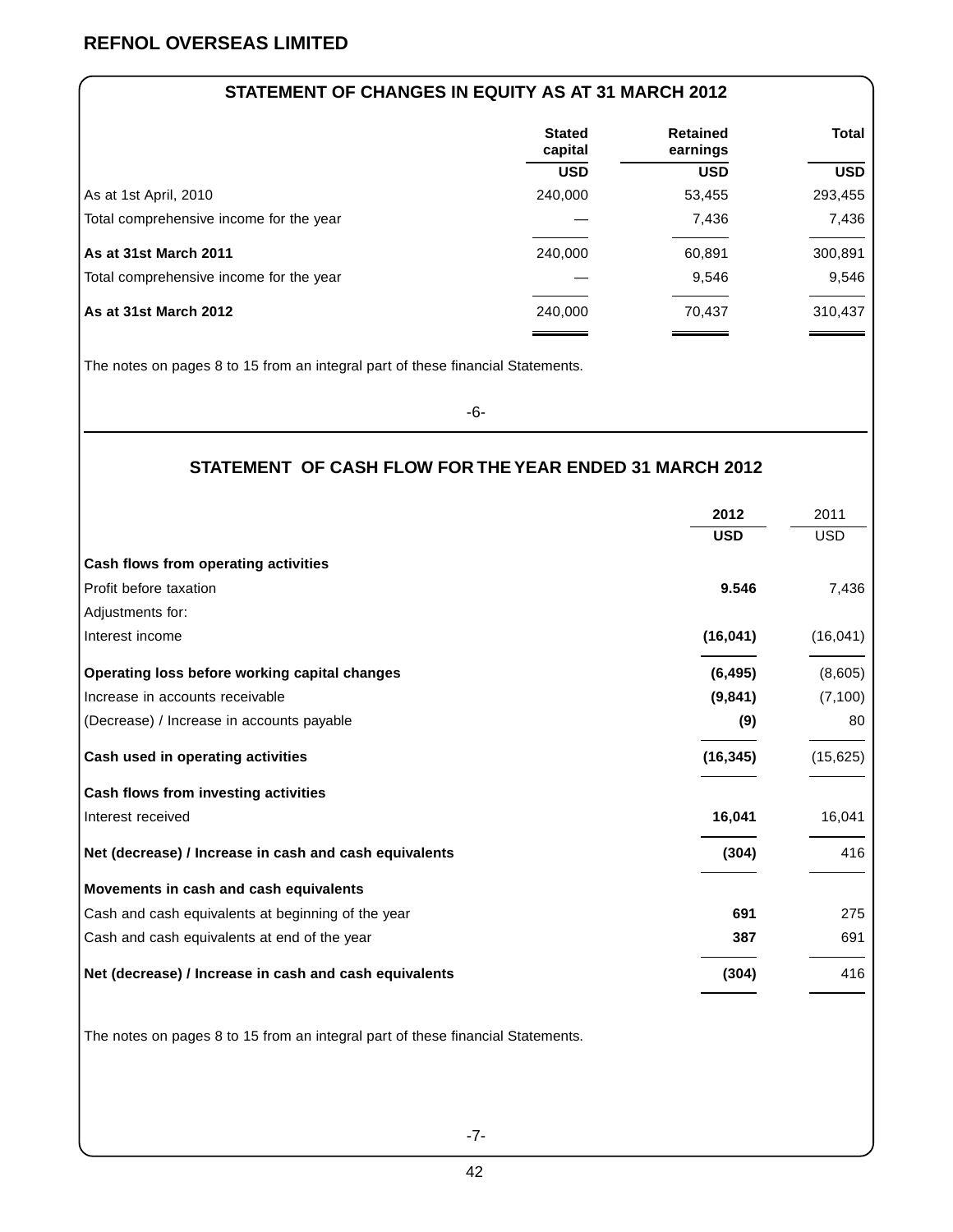## REFNOL OVERSEAS LIMITED

### STATEMENT OF CHANGES IN EQUITY AS AT 31 MARCH 2012

| | Stated capital | Retained earnings | Total |
|---|---|---|---|
| | USD | USD | USD |
| As at 1st April, 2010 | 240,000 | 53,455 | 293,455 |
| Total comprehensive income for the year | — | 7,436 | 7,436 |
| **As at 31st March 2011** | 240,000 | 60,891 | 300,891 |
| Total comprehensive income for the year | — | 9,546 | 9,546 |
| **As at 31st March 2012** | 240,000 | 70,437 | 310,437 |

The notes on pages 8 to 15 from an integral part of these financial Statements.

### STATEMENT OF CASH FLOW FOR THE YEAR ENDED 31 MARCH 2012

| | 2012 | 2011 |
|---|---|---|
| | **USD** | USD |
| **Cash flows from operating activities** | | |
| Profit before taxation | **9.546** | 7,436 |
| Adjustments for: | | |
| Interest income | **(16,041)** | (16,041) |
| **Operating loss before working capital changes** | **(6,495)** | (8,605) |
| Increase in accounts receivable | **(9,841)** | (7,100) |
| (Decrease) / Increase in accounts payable | **(9)** | 80 |
| **Cash used in operating activities** | **(16,345)** | (15,625) |
| **Cash flows from investing activities** | | |
| Interest received | **16,041** | 16,041 |
| **Net (decrease) / Increase in cash and cash equivalents** | **(304)** | 416 |
| **Movements in cash and cash equivalents** | | |
| Cash and cash equivalents at beginning of the year | **691** | 275 |
| Cash and cash equivalents at end of the year | **387** | 691 |
| **Net (decrease) / Increase in cash and cash equivalents** | **(304)** | 416 |

The notes on pages 8 to 15 from an integral part of these financial Statements.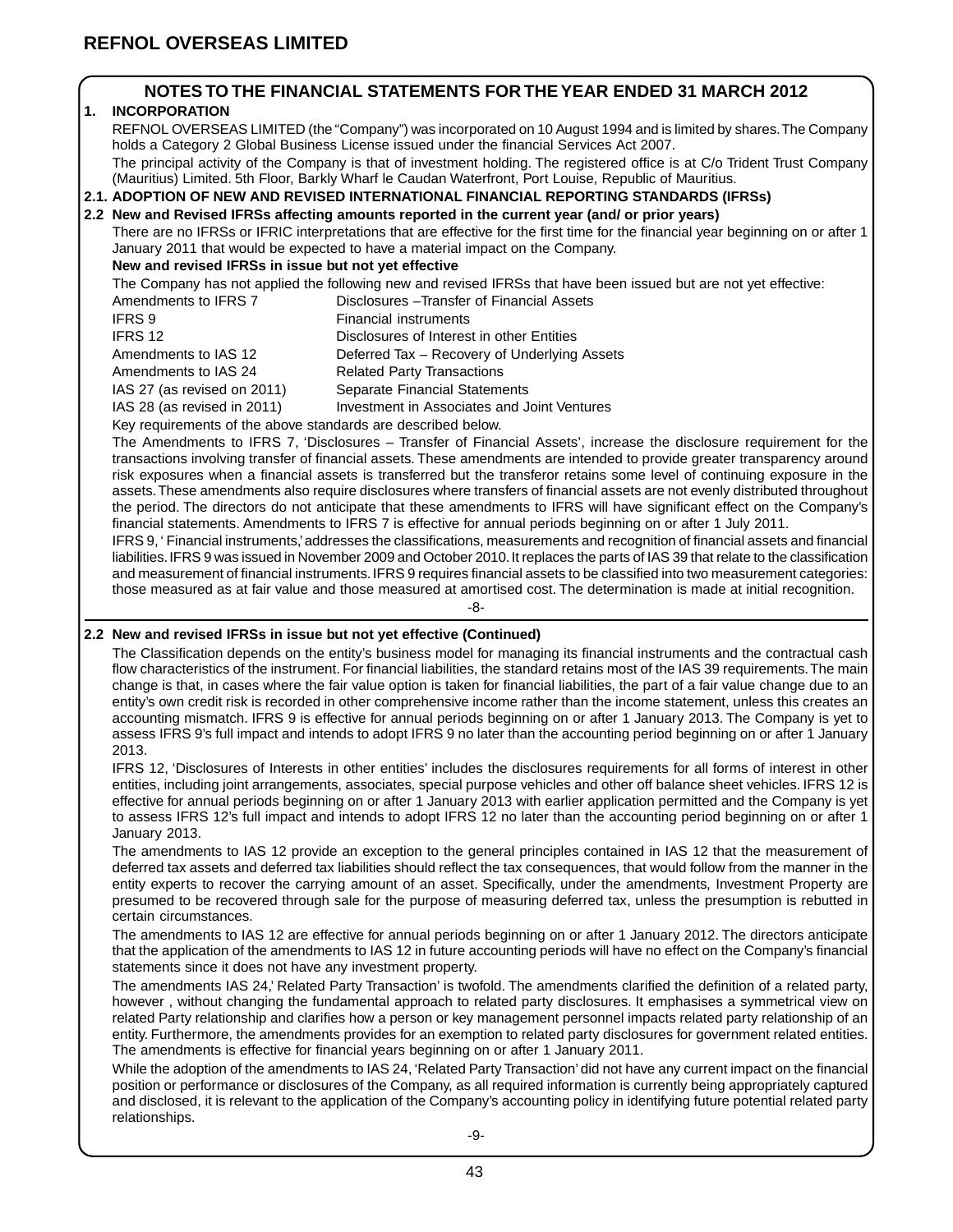## NOTES TO THE FINANCIAL STATEMENTS FOR THE YEAR ENDED 31 MARCH 2012

### 1. INCORPORATION

REFNOL OVERSEAS LIMITED (the "Company") was incorporated on 10 August 1994 and is limited by shares. The Company holds a Category 2 Global Business License issued under the financial Services Act 2007.

The principal activity of the Company is that of investment holding. The registered office is at C/o Trident Trust Company (Mauritius) Limited. 5th Floor, Barkly Wharf le Caudan Waterfront, Port Louise, Republic of Mauritius.

### 2.1. ADOPTION OF NEW AND REVISED INTERNATIONAL FINANCIAL REPORTING STANDARDS (IFRSs)

### 2.2 New and Revised IFRSs affecting amounts reported in the current year (and/ or prior years)

There are no IFRSs or IFRIC interpretations that are effective for the first time for the financial year beginning on or after 1 January 2011 that would be expected to have a material impact on the Company.

**New and revised IFRSs in issue but not yet effective**

The Company has not applied the following new and revised IFRSs that have been issued but are not yet effective:

| | |
|---|---|
| Amendments to IFRS 7 | Disclosures –Transfer of Financial Assets |
| IFRS 9 | Financial instruments |
| IFRS 12 | Disclosures of Interest in other Entities |
| Amendments to IAS 12 | Deferred Tax – Recovery of Underlying Assets |
| Amendments to IAS 24 | Related Party Transactions |
| IAS 27 (as revised on 2011) | Separate Financial Statements |
| IAS 28 (as revised in 2011) | Investment in Associates and Joint Ventures |

Key requirements of the above standards are described below.

The Amendments to IFRS 7, 'Disclosures – Transfer of Financial Assets', increase the disclosure requirement for the transactions involving transfer of financial assets. These amendments are intended to provide greater transparency around risk exposures when a financial assets is transferred but the transferor retains some level of continuing exposure in the assets. These amendments also require disclosures where transfers of financial assets are not evenly distributed throughout the period. The directors do not anticipate that these amendments to IFRS will have significant effect on the Company's financial statements. Amendments to IFRS 7 is effective for annual periods beginning on or after 1 July 2011.

IFRS 9, ' Financial instruments,' addresses the classifications, measurements and recognition of financial assets and financial liabilities. IFRS 9 was issued in November 2009 and October 2010. It replaces the parts of IAS 39 that relate to the classification and measurement of financial instruments. IFRS 9 requires financial assets to be classified into two measurement categories: those measured as at fair value and those measured at amortised cost. The determination is made at initial recognition.

### 2.2 New and revised IFRSs in issue but not yet effective (Continued)

The Classification depends on the entity's business model for managing its financial instruments and the contractual cash flow characteristics of the instrument. For financial liabilities, the standard retains most of the IAS 39 requirements. The main change is that, in cases where the fair value option is taken for financial liabilities, the part of a fair value change due to an entity's own credit risk is recorded in other comprehensive income rather than the income statement, unless this creates an accounting mismatch. IFRS 9 is effective for annual periods beginning on or after 1 January 2013. The Company is yet to assess IFRS 9's full impact and intends to adopt IFRS 9 no later than the accounting period beginning on or after 1 January 2013.

IFRS 12, 'Disclosures of Interests in other entities' includes the disclosures requirements for all forms of interest in other entities, including joint arrangements, associates, special purpose vehicles and other off balance sheet vehicles. IFRS 12 is effective for annual periods beginning on or after 1 January 2013 with earlier application permitted and the Company is yet to assess IFRS 12's full impact and intends to adopt IFRS 12 no later than the accounting period beginning on or after 1 January 2013.

The amendments to IAS 12 provide an exception to the general principles contained in IAS 12 that the measurement of deferred tax assets and deferred tax liabilities should reflect the tax consequences, that would follow from the manner in the entity experts to recover the carrying amount of an asset. Specifically, under the amendments, Investment Property are presumed to be recovered through sale for the purpose of measuring deferred tax, unless the presumption is rebutted in certain circumstances.

The amendments to IAS 12 are effective for annual periods beginning on or after 1 January 2012. The directors anticipate that the application of the amendments to IAS 12 in future accounting periods will have no effect on the Company's financial statements since it does not have any investment property.

The amendments IAS 24,' Related Party Transaction' is twofold. The amendments clarified the definition of a related party, however , without changing the fundamental approach to related party disclosures. It emphasises a symmetrical view on related Party relationship and clarifies how a person or key management personnel impacts related party relationship of an entity. Furthermore, the amendments provides for an exemption to related party disclosures for government related entities. The amendments is effective for financial years beginning on or after 1 January 2011.

While the adoption of the amendments to IAS 24, 'Related Party Transaction' did not have any current impact on the financial position or performance or disclosures of the Company, as all required information is currently being appropriately captured and disclosed, it is relevant to the application of the Company's accounting policy in identifying future potential related party relationships.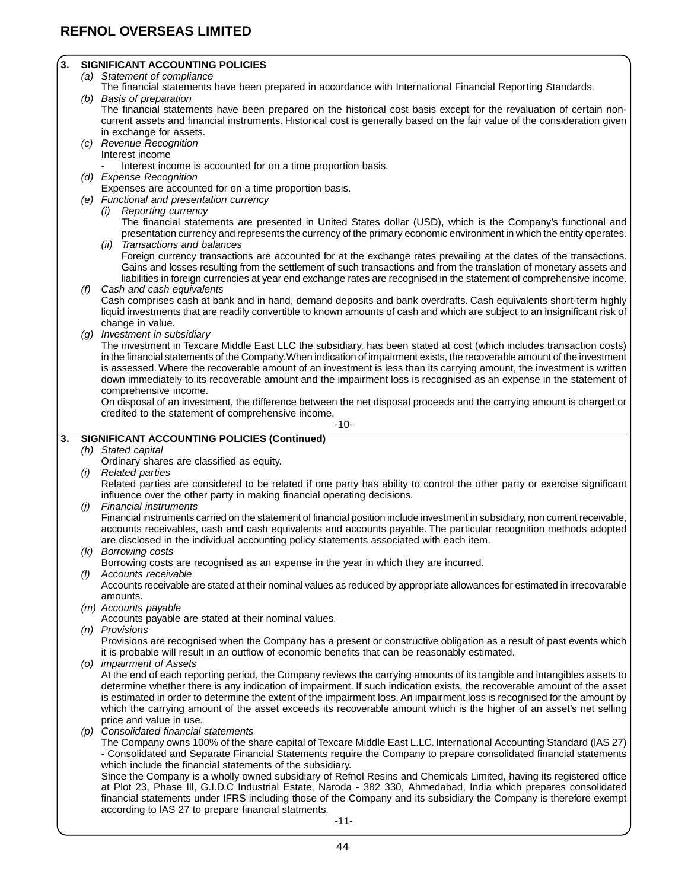## REFNOL OVERSEAS LIMITED

### 3. SIGNIFICANT ACCOUNTING POLICIES

*(a) Statement of compliance*

The financial statements have been prepared in accordance with International Financial Reporting Standards.

*(b) Basis of preparation*

The financial statements have been prepared on the historical cost basis except for the revaluation of certain non-current assets and financial instruments. Historical cost is generally based on the fair value of the consideration given in exchange for assets.

*(c) Revenue Recognition*

Interest income

- Interest income is accounted for on a time proportion basis.

*(d) Expense Recognition*

Expenses are accounted for on a time proportion basis.

*(e) Functional and presentation currency*

*(i) Reporting currency*

The financial statements are presented in United States dollar (USD), which is the Company's functional and presentation currency and represents the currency of the primary economic environment in which the entity operates.

*(ii) Transactions and balances*

Foreign currency transactions are accounted for at the exchange rates prevailing at the dates of the transactions. Gains and losses resulting from the settlement of such transactions and from the translation of monetary assets and liabilities in foreign currencies at year end exchange rates are recognised in the statement of comprehensive income.

*(f) Cash and cash equivalents*

Cash comprises cash at bank and in hand, demand deposits and bank overdrafts. Cash equivalents short-term highly liquid investments that are readily convertible to known amounts of cash and which are subject to an insignificant risk of change in value.

*(g) Investment in subsidiary*

The investment in Texcare Middle East LLC the subsidiary, has been stated at cost (which includes transaction costs) in the financial statements of the Company. When indication of impairment exists, the recoverable amount of the investment is assessed. Where the recoverable amount of an investment is less than its carrying amount, the investment is written down immediately to its recoverable amount and the impairment loss is recognised as an expense in the statement of comprehensive income.

On disposal of an investment, the difference between the net disposal proceeds and the carrying amount is charged or credited to the statement of comprehensive income.

-10-

### 3. SIGNIFICANT ACCOUNTING POLICIES (Continued)

*(h) Stated capital*

Ordinary shares are classified as equity.

*(i) Related parties*

Related parties are considered to be related if one party has ability to control the other party or exercise significant influence over the other party in making financial operating decisions.

*(j) Financial instruments*

Financial instruments carried on the statement of financial position include investment in subsidiary, non current receivable, accounts receivables, cash and cash equivalents and accounts payable. The particular recognition methods adopted are disclosed in the individual accounting policy statements associated with each item.

*(k) Borrowing costs*

Borrowing costs are recognised as an expense in the year in which they are incurred.

*(l) Accounts receivable*

Accounts receivable are stated at their nominal values as reduced by appropriate allowances for estimated in irrecovarable amounts.

*(m) Accounts payable*

Accounts payable are stated at their nominal values.

*(n) Provisions*

Provisions are recognised when the Company has a present or constructive obligation as a result of past events which it is probable will result in an outflow of economic benefits that can be reasonably estimated.

*(o) impairment of Assets*

At the end of each reporting period, the Company reviews the carrying amounts of its tangible and intangibles assets to determine whether there is any indication of impairment. If such indication exists, the recoverable amount of the asset is estimated in order to determine the extent of the impairment loss. An impairment loss is recognised for the amount by which the carrying amount of the asset exceeds its recoverable amount which is the higher of an asset's net selling price and value in use.

*(p) Consolidated financial statements*

The Company owns 100% of the share capital of Texcare Middle East L.LC. International Accounting Standard (lAS 27) - Consolidated and Separate Financial Statements require the Company to prepare consolidated financial statements which include the financial statements of the subsidiary.

Since the Company is a wholly owned subsidiary of Refnol Resins and Chemicals Limited, having its registered office at Plot 23, Phase Ill, G.I.D.C Industrial Estate, Naroda - 382 330, Ahmedabad, India which prepares consolidated financial statements under IFRS including those of the Company and its subsidiary the Company is therefore exempt according to lAS 27 to prepare financial statments.

-11-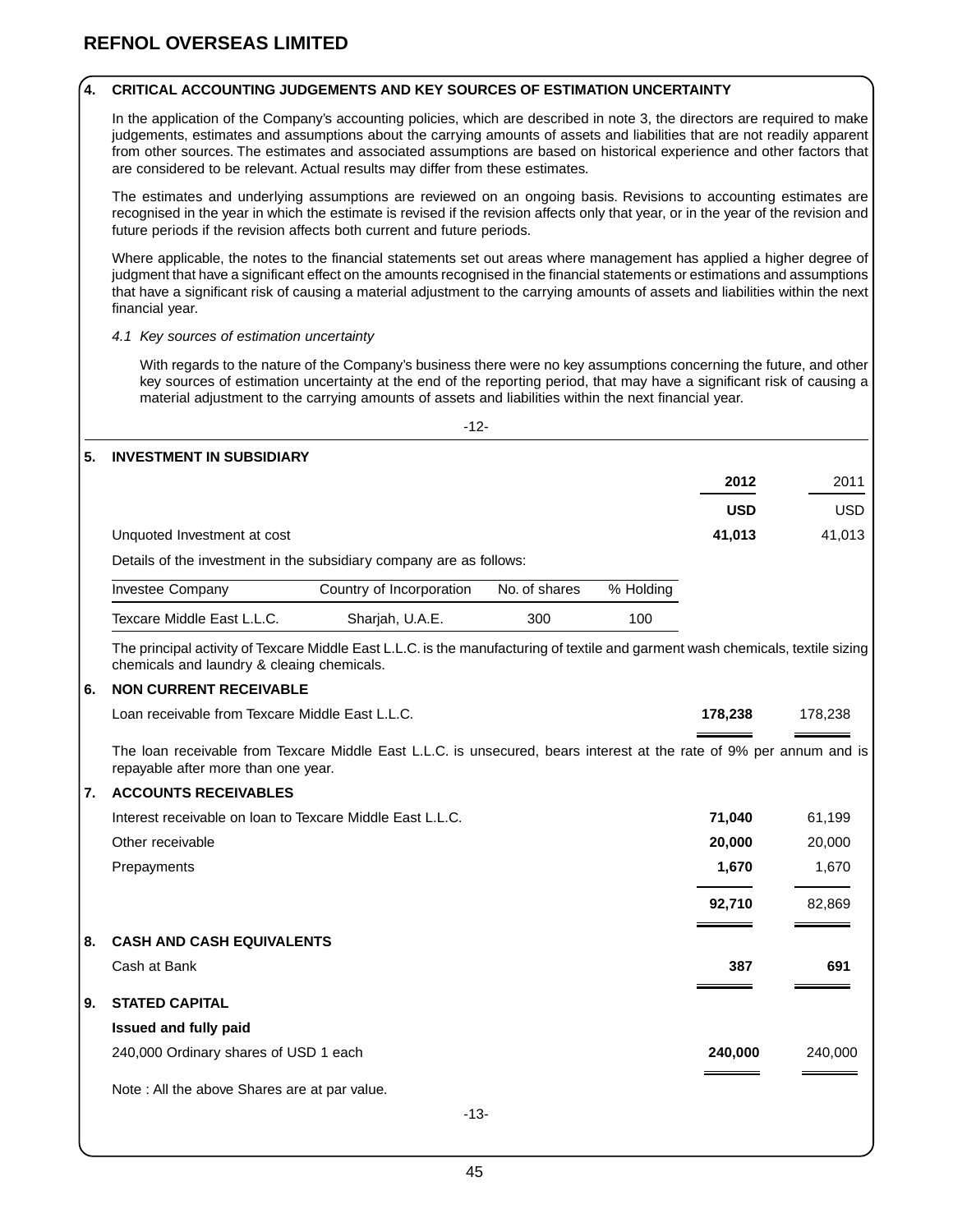# REFNOL OVERSEAS LIMITED

## 4. CRITICAL ACCOUNTING JUDGEMENTS AND KEY SOURCES OF ESTIMATION UNCERTAINTY

In the application of the Company's accounting policies, which are described in note 3, the directors are required to make judgements, estimates and assumptions about the carrying amounts of assets and liabilities that are not readily apparent from other sources. The estimates and associated assumptions are based on historical experience and other factors that are considered to be relevant. Actual results may differ from these estimates.

The estimates and underlying assumptions are reviewed on an ongoing basis. Revisions to accounting estimates are recognised in the year in which the estimate is revised if the revision affects only that year, or in the year of the revision and future periods if the revision affects both current and future periods.

Where applicable, the notes to the financial statements set out areas where management has applied a higher degree of judgment that have a significant effect on the amounts recognised in the financial statements or estimations and assumptions that have a significant risk of causing a material adjustment to the carrying amounts of assets and liabilities within the next financial year.

*4.1 Key sources of estimation uncertainty*

With regards to the nature of the Company's business there were no key assumptions concerning the future, and other key sources of estimation uncertainty at the end of the reporting period, that may have a significant risk of causing a material adjustment to the carrying amounts of assets and liabilities within the next financial year.

-12-

## 5. INVESTMENT IN SUBSIDIARY

| | 2012 | 2011 |
|---|---|---|
| | USD | USD |
| Unquoted Investment at cost | **41,013** | 41,013 |

Details of the investment in the subsidiary company are as follows:

| Investee Company | Country of Incorporation | No. of shares | % Holding |
|---|---|---|---|
| Texcare Middle East L.L.C. | Sharjah, U.A.E. | 300 | 100 |

The principal activity of Texcare Middle East L.L.C. is the manufacturing of textile and garment wash chemicals, textile sizing chemicals and laundry & cleaing chemicals.

## 6. NON CURRENT RECEIVABLE

| | 2012 | 2011 |
|---|---|---|
| Loan receivable from Texcare Middle East L.L.C. | **178,238** | 178,238 |

The loan receivable from Texcare Middle East L.L.C. is unsecured, bears interest at the rate of 9% per annum and is repayable after more than one year.

## 7. ACCOUNTS RECEIVABLES

| | 2012 | 2011 |
|---|---|---|
| Interest receivable on loan to Texcare Middle East L.L.C. | **71,040** | 61,199 |
| Other receivable | **20,000** | 20,000 |
| Prepayments | **1,670** | 1,670 |
| | **92,710** | 82,869 |

## 8. CASH AND CASH EQUIVALENTS

| | 2012 | 2011 |
|---|---|---|
| Cash at Bank | **387** | **691** |

## 9. STATED CAPITAL

**Issued and fully paid**

| | 2012 | 2011 |
|---|---|---|
| 240,000 Ordinary shares of USD 1 each | **240,000** | 240,000 |

Note : All the above Shares are at par value.

-13-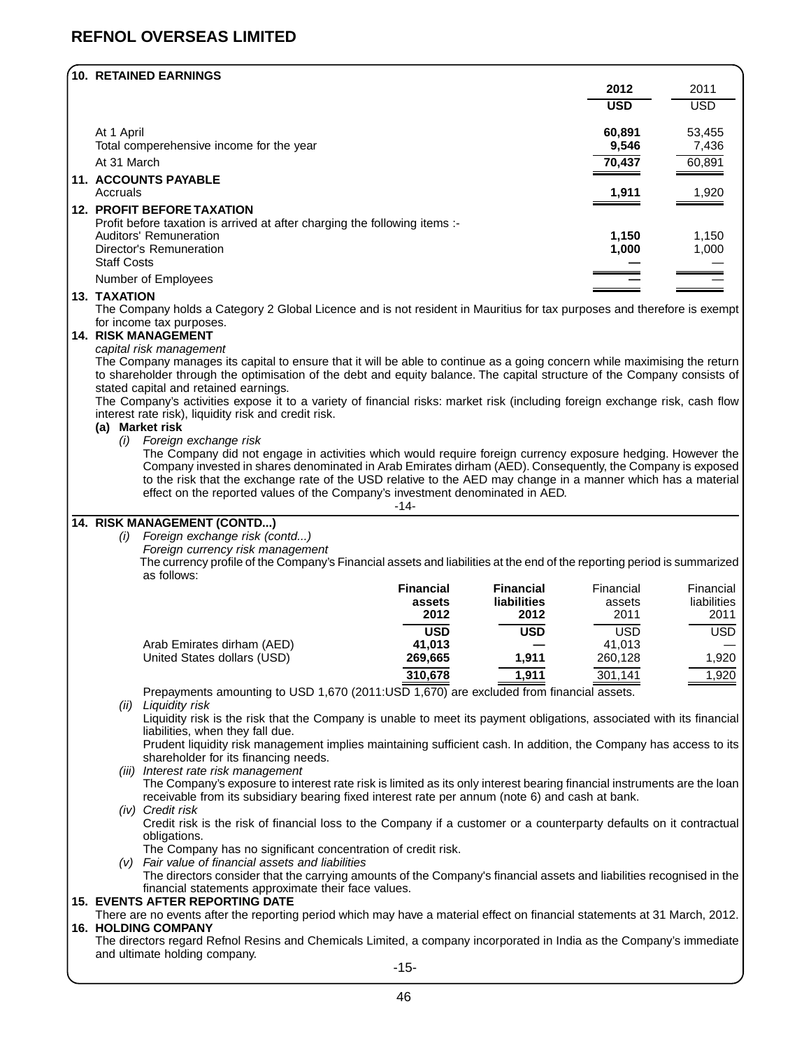# REFNOL OVERSEAS LIMITED

## 10. RETAINED EARNINGS

| | **2012** | 2011 |
|---|---|---|
| | **USD** | USD |
| At 1 April | **60,891** | 53,455 |
| Total comperehensive income for the year | **9,546** | 7,436 |
| At 31 March | **70,437** | 60,891 |

## 11. ACCOUNTS PAYABLE

| | **2012** | 2011 |
|---|---|---|
| Accruals | **1,911** | 1,920 |

## 12. PROFIT BEFORE TAXATION

Profit before taxation is arrived at after charging the following items :-

| | **2012** | 2011 |
|---|---|---|
| Auditors' Remuneration | **1,150** | 1,150 |
| Director's Remuneration | **1,000** | 1,000 |
| Staff Costs | **—** | — |
| Number of Employees | **—** | — |

## 13. TAXATION

The Company holds a Category 2 Global Licence and is not resident in Mauritius for tax purposes and therefore is exempt for income tax purposes.

## 14. RISK MANAGEMENT

*capital risk management*

The Company manages its capital to ensure that it will be able to continue as a going concern while maximising the return to shareholder through the optimisation of the debt and equity balance. The capital structure of the Company consists of stated capital and retained earnings.

The Company's activities expose it to a variety of financial risks: market risk (including foreign exchange risk, cash flow interest rate risk), liquidity risk and credit risk.

**(a) Market risk**

*(i) Foreign exchange risk*

The Company did not engage in activities which would require foreign currency exposure hedging. However the Company invested in shares denominated in Arab Emirates dirham (AED). Consequently, the Company is exposed to the risk that the exchange rate of the USD relative to the AED may change in a manner which has a material effect on the reported values of the Company's investment denominated in AED.

## 14. RISK MANAGEMENT (CONTD...)

*(i) Foreign exchange risk (contd...)*

*Foreign currency risk management*

The currency profile of the Company's Financial assets and liabilities at the end of the reporting period is summarized as follows:

| | **Financial assets 2012** | **Financial liabilities 2012** | Financial assets 2011 | Financial liabilities 2011 |
|---|---|---|---|---|
| | **USD** | **USD** | USD | USD |
| Arab Emirates dirham (AED) | **41,013** | **—** | 41,013 | — |
| United States dollars (USD) | **269,665** | **1,911** | 260,128 | 1,920 |
| | **310,678** | **1,911** | 301,141 | 1,920 |

Prepayments amounting to USD 1,670 (2011:USD 1,670) are excluded from financial assets.

*(ii) Liquidity risk*

Liquidity risk is the risk that the Company is unable to meet its payment obligations, associated with its financial liabilities, when they fall due.

Prudent liquidity risk management implies maintaining sufficient cash. In addition, the Company has access to its shareholder for its financing needs.

*(iii) Interest rate risk management*

The Company's exposure to interest rate risk is limited as its only interest bearing financial instruments are the loan receivable from its subsidiary bearing fixed interest rate per annum (note 6) and cash at bank.

*(iv) Credit risk*

Credit risk is the risk of financial loss to the Company if a customer or a counterparty defaults on it contractual obligations.

The Company has no significant concentration of credit risk.

*(v) Fair value of financial assets and liabilities*

The directors consider that the carrying amounts of the Company's financial assets and liabilities recognised in the financial statements approximate their face values.

## 15. EVENTS AFTER REPORTING DATE

There are no events after the reporting period which may have a material effect on financial statements at 31 March, 2012.

## 16. HOLDING COMPANY

The directors regard Refnol Resins and Chemicals Limited, a company incorporated in India as the Company's immediate and ultimate holding company.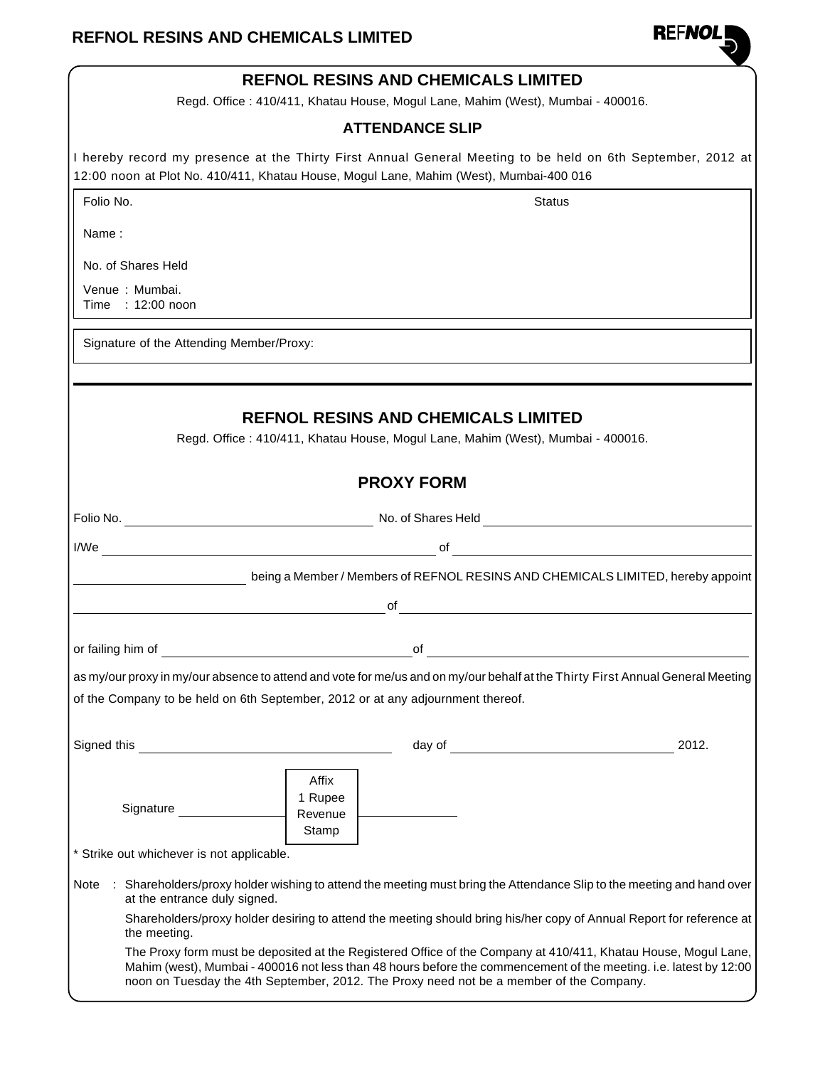# REFNOL RESINS AND CHEMICALS LIMITED

Regd. Office : 410/411, Khatau House, Mogul Lane, Mahim (West), Mumbai - 400016.

## ATTENDANCE SLIP

I hereby record my presence at the Thirty First Annual General Meeting to be held on 6th September, 2012 at 12:00 noon at Plot No. 410/411, Khatau House, Mogul Lane, Mahim (West), Mumbai-400 016

Folio No. Status

Name :

No. of Shares Held

Venue : Mumbai.
Time : 12:00 noon

Signature of the Attending Member/Proxy:

---

# REFNOL RESINS AND CHEMICALS LIMITED

Regd. Office : 410/411, Khatau House, Mogul Lane, Mahim (West), Mumbai - 400016.

## PROXY FORM

Folio No. ______________________ No. of Shares Held ______________________

I/We ______________________ of ______________________

______________________ being a Member / Members of REFNOL RESINS AND CHEMICALS LIMITED, hereby appoint

______________________ of ______________________

or failing him of ______________________ of ______________________

as my/our proxy in my/our absence to attend and vote for me/us and on my/our behalf at the Thirty First Annual General Meeting of the Company to be held on 6th September, 2012 or at any adjournment thereof.

Signed this ______________________ day of ______________________ 2012.

Signature ______________ Affix 1 Rupee Revenue Stamp ______________

* Strike out whichever is not applicable.

Note : Shareholders/proxy holder wishing to attend the meeting must bring the Attendance Slip to the meeting and hand over at the entrance duly signed.

Shareholders/proxy holder desiring to attend the meeting should bring his/her copy of Annual Report for reference at the meeting.

The Proxy form must be deposited at the Registered Office of the Company at 410/411, Khatau House, Mogul Lane, Mahim (west), Mumbai - 400016 not less than 48 hours before the commencement of the meeting. i.e. latest by 12:00 noon on Tuesday the 4th September, 2012. The Proxy need not be a member of the Company.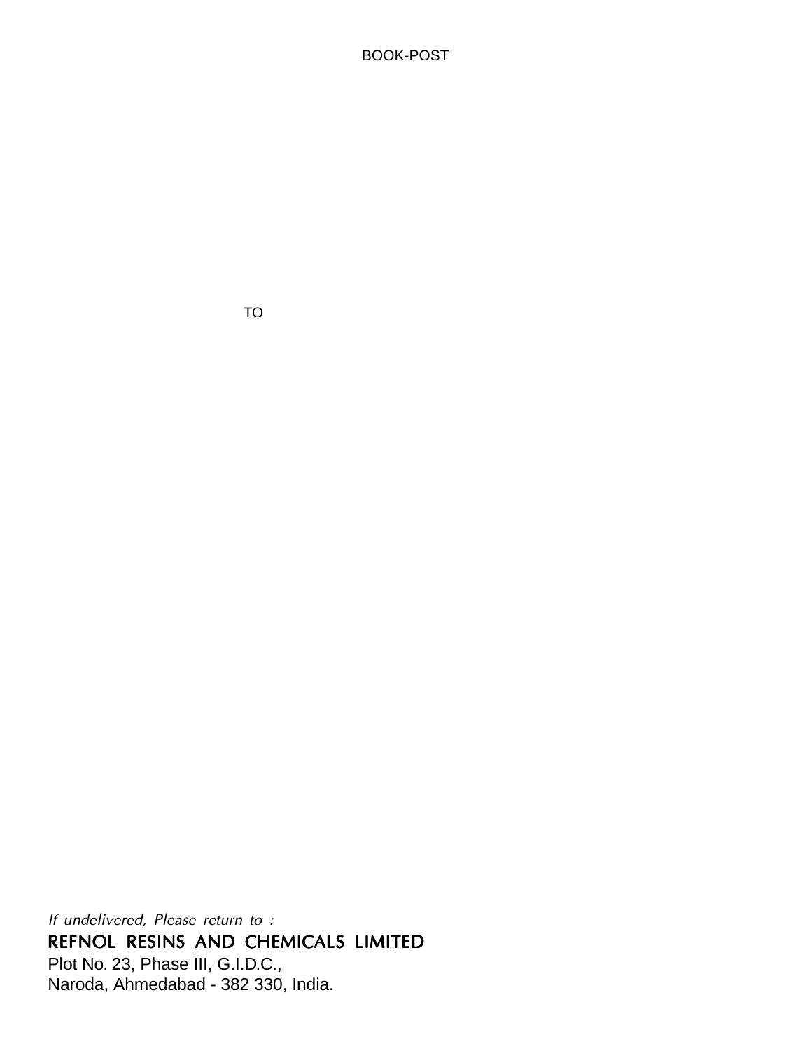BOOK-POST

TO

*If undelivered, Please return to :*

**REFNOL RESINS AND CHEMICALS LIMITED**

Plot No. 23, Phase III, G.I.D.C.,

Naroda, Ahmedabad - 382 330, India.